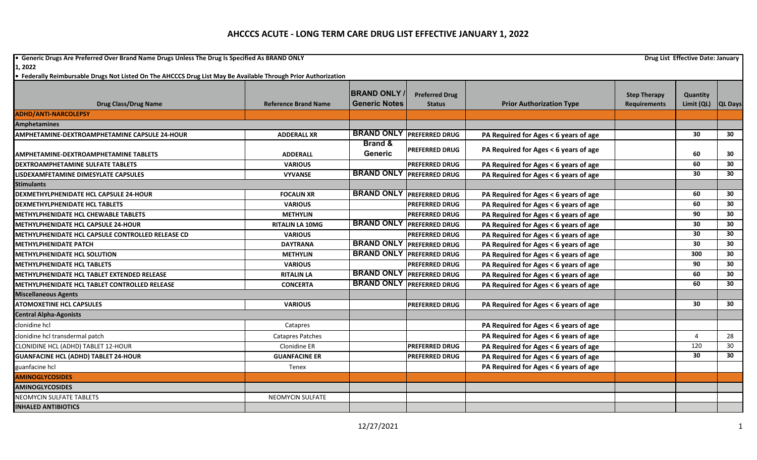# AHCCCS ACUTE - LONG TERM CARE DRUG LIST EFFECTIVE JANUARY 1, 2022

- **Generic Drugs Are Preferred Over Brand Name Drugs Unless The Drug Is Specified As BRAND ONLY**

**Drug List Effective Date: January 1, 2022**

- **Federally Reimbursable Drugs Not Listed On The AHCCCS Drug List May Be Available Through Prior Authorization**

| Drug Class/Drug Name | Reference Brand Name | BRAND ONLY / Generic Notes | Preferred Drug Status | Prior Authorization Type | Step Therapy Requirements | Quantity Limit (QL) | QL Days |
|---|---|---|---|---|---|---|---|
| **ADHD/ANTI-NARCOLEPSY** | | | | | | | |
| **Amphetamines** | | | | | | | |
| AMPHETAMINE-DEXTROAMPHETAMINE CAPSULE 24-HOUR | ADDERALL XR | BRAND ONLY | PREFERRED DRUG | PA Required for Ages < 6 years of age | | 30 | 30 |
| AMPHETAMINE-DEXTROAMPHETAMINE TABLETS | ADDERALL | Brand & Generic | PREFERRED DRUG | PA Required for Ages < 6 years of age | | 60 | 30 |
| DEXTROAMPHETAMINE SULFATE TABLETS | VARIOUS | | PREFERRED DRUG | PA Required for Ages < 6 years of age | | 60 | 30 |
| LISDEXAMFETAMINE DIMESYLATE CAPSULES | VYVANSE | BRAND ONLY | PREFERRED DRUG | PA Required for Ages < 6 years of age | | 30 | 30 |
| **Stimulants** | | | | | | | |
| DEXMETHYLPHENIDATE HCL CAPSULE 24-HOUR | FOCALIN XR | BRAND ONLY | PREFERRED DRUG | PA Required for Ages < 6 years of age | | 60 | 30 |
| DEXMETHYLPHENIDATE HCL TABLETS | VARIOUS | | PREFERRED DRUG | PA Required for Ages < 6 years of age | | 60 | 30 |
| METHYLPHENIDATE HCL CHEWABLE TABLETS | METHYLIN | | PREFERRED DRUG | PA Required for Ages < 6 years of age | | 90 | 30 |
| METHYLPHENIDATE HCL CAPSULE 24-HOUR | RITALIN LA 10MG | BRAND ONLY | PREFERRED DRUG | PA Required for Ages < 6 years of age | | 30 | 30 |
| METHYLPHENIDATE HCL CAPSULE CONTROLLED RELEASE CD | VARIOUS | | PREFERRED DRUG | PA Required for Ages < 6 years of age | | 30 | 30 |
| METHYLPHENIDATE PATCH | DAYTRANA | BRAND ONLY | PREFERRED DRUG | PA Required for Ages < 6 years of age | | 30 | 30 |
| METHYLPHENIDATE HCL SOLUTION | METHYLIN | BRAND ONLY | PREFERRED DRUG | PA Required for Ages < 6 years of age | | 300 | 30 |
| METHYLPHENIDATE HCL TABLETS | VARIOUS | | PREFERRED DRUG | PA Required for Ages < 6 years of age | | 90 | 30 |
| METHYLPHENIDATE HCL TABLET EXTENDED RELEASE | RITALIN LA | BRAND ONLY | PREFERRED DRUG | PA Required for Ages < 6 years of age | | 60 | 30 |
| METHYLPHENIDATE HCL TABLET CONTROLLED RELEASE | CONCERTA | BRAND ONLY | PREFERRED DRUG | PA Required for Ages < 6 years of age | | 60 | 30 |
| **Miscellaneous Agents** | | | | | | | |
| ATOMOXETINE HCL CAPSULES | VARIOUS | | PREFERRED DRUG | PA Required for Ages < 6 years of age | | 30 | 30 |
| **Central Alpha-Agonists** | | | | | | | |
| clonidine hcl | Catapres | | | PA Required for Ages < 6 years of age | | | |
| clonidine hcl transdermal patch | Catapres Patches | | | PA Required for Ages < 6 years of age | | 4 | 28 |
| CLONIDINE HCL (ADHD) TABLET 12-HOUR | Clonidine ER | | PREFERRED DRUG | PA Required for Ages < 6 years of age | | 120 | 30 |
| GUANFACINE HCL (ADHD) TABLET 24-HOUR | GUANFACINE ER | | PREFERRED DRUG | PA Required for Ages < 6 years of age | | 30 | 30 |
| guanfacine hcl | Tenex | | | PA Required for Ages < 6 years of age | | | |
| **AMINOGLYCOSIDES** | | | | | | | |
| **AMINOGLYCOSIDES** | | | | | | | |
| NEOMYCIN SULFATE TABLETS | NEOMYCIN SULFATE | | | | | | |
| **INHALED ANTIBIOTICS** | | | | | | | |

12/27/2021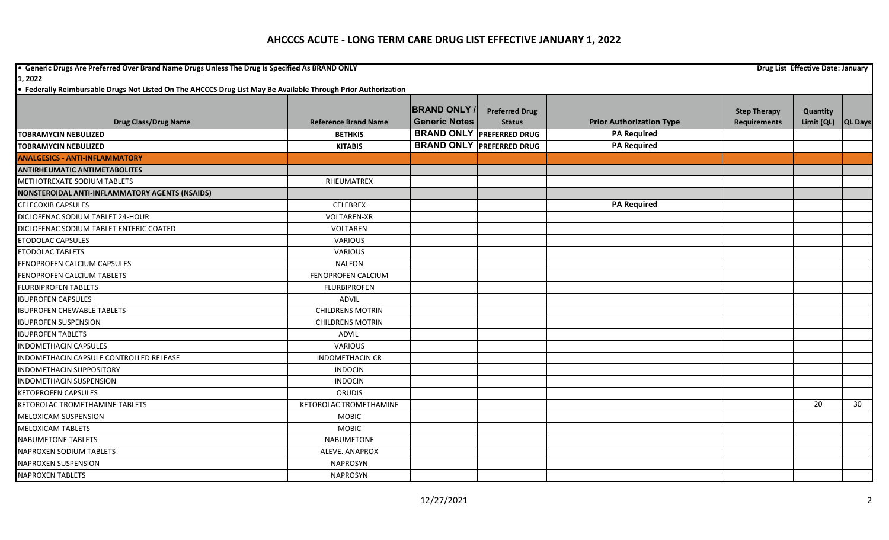# AHCCCS ACUTE - LONG TERM CARE DRUG LIST EFFECTIVE JANUARY 1, 2022

• **Generic Drugs Are Preferred Over Brand Name Drugs Unless The Drug Is Specified As BRAND ONLY** **Drug List Effective Date: January 1, 2022**

• **Federally Reimbursable Drugs Not Listed On The AHCCCS Drug List May Be Available Through Prior Authorization**

| Drug Class/Drug Name | Reference Brand Name | BRAND ONLY / Generic Notes | Preferred Drug Status | Prior Authorization Type | Step Therapy Requirements | Quantity Limit (QL) | QL Days |
|---|---|---|---|---|---|---|---|
| TOBRAMYCIN NEBULIZED | BETHKIS | BRAND ONLY | PREFERRED DRUG | PA Required | | | |
| TOBRAMYCIN NEBULIZED | KITABIS | BRAND ONLY | PREFERRED DRUG | PA Required | | | |
| **ANALGESICS - ANTI-INFLAMMATORY** | | | | | | | |
| **ANTIRHEUMATIC ANTIMETABOLITES** | | | | | | | |
| METHOTREXATE SODIUM TABLETS | RHEUMATREX | | | | | | |
| **NONSTEROIDAL ANTI-INFLAMMATORY AGENTS (NSAIDS)** | | | | | | | |
| CELECOXIB CAPSULES | CELEBREX | | | PA Required | | | |
| DICLOFENAC SODIUM TABLET 24-HOUR | VOLTAREN-XR | | | | | | |
| DICLOFENAC SODIUM TABLET ENTERIC COATED | VOLTAREN | | | | | | |
| ETODOLAC CAPSULES | VARIOUS | | | | | | |
| ETODOLAC TABLETS | VARIOUS | | | | | | |
| FENOPROFEN CALCIUM CAPSULES | NALFON | | | | | | |
| FENOPROFEN CALCIUM TABLETS | FENOPROFEN CALCIUM | | | | | | |
| FLURBIPROFEN TABLETS | FLURBIPROFEN | | | | | | |
| IBUPROFEN CAPSULES | ADVIL | | | | | | |
| IBUPROFEN CHEWABLE TABLETS | CHILDRENS MOTRIN | | | | | | |
| IBUPROFEN SUSPENSION | CHILDRENS MOTRIN | | | | | | |
| IBUPROFEN TABLETS | ADVIL | | | | | | |
| INDOMETHACIN CAPSULES | VARIOUS | | | | | | |
| INDOMETHACIN CAPSULE CONTROLLED RELEASE | INDOMETHACIN CR | | | | | | |
| INDOMETHACIN SUPPOSITORY | INDOCIN | | | | | | |
| INDOMETHACIN SUSPENSION | INDOCIN | | | | | | |
| KETOPROFEN CAPSULES | ORUDIS | | | | | | |
| KETOROLAC TROMETHAMINE TABLETS | KETOROLAC TROMETHAMINE | | | | | 20 | 30 |
| MELOXICAM SUSPENSION | MOBIC | | | | | | |
| MELOXICAM TABLETS | MOBIC | | | | | | |
| NABUMETONE TABLETS | NABUMETONE | | | | | | |
| NAPROXEN SODIUM TABLETS | ALEVE. ANAPROX | | | | | | |
| NAPROXEN SUSPENSION | NAPROSYN | | | | | | |
| NAPROXEN TABLETS | NAPROSYN | | | | | | |

12/27/2021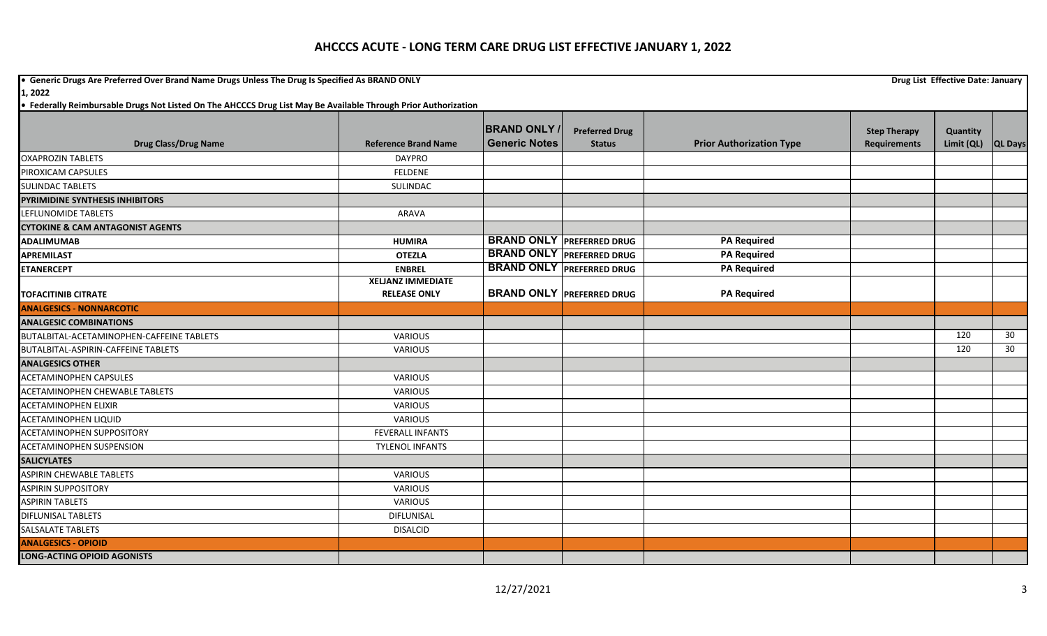# AHCCCS ACUTE - LONG TERM CARE DRUG LIST EFFECTIVE JANUARY 1, 2022

- **Generic Drugs Are Preferred Over Brand Name Drugs Unless The Drug Is Specified As BRAND ONLY**
- **Federally Reimbursable Drugs Not Listed On The AHCCCS Drug List May Be Available Through Prior Authorization**

**Drug List Effective Date: January 1, 2022**

| Drug Class/Drug Name | Reference Brand Name | BRAND ONLY / Generic Notes | Preferred Drug Status | Prior Authorization Type | Step Therapy Requirements | Quantity Limit (QL) | QL Days |
|---|---|---|---|---|---|---|---|
| OXAPROZIN TABLETS | DAYPRO | | | | | | |
| PIROXICAM CAPSULES | FELDENE | | | | | | |
| SULINDAC TABLETS | SULINDAC | | | | | | |
| **PYRIMIDINE SYNTHESIS INHIBITORS** | | | | | | | |
| LEFLUNOMIDE TABLETS | ARAVA | | | | | | |
| **CYTOKINE & CAM ANTAGONIST AGENTS** | | | | | | | |
| **ADALIMUMAB** | **HUMIRA** | **BRAND ONLY** | **PREFERRED DRUG** | **PA Required** | | | |
| **APREMILAST** | **OTEZLA** | **BRAND ONLY** | **PREFERRED DRUG** | **PA Required** | | | |
| **ETANERCEPT** | **ENBREL** | **BRAND ONLY** | **PREFERRED DRUG** | **PA Required** | | | |
| **TOFACITINIB CITRATE** | **XELJANZ IMMEDIATE RELEASE ONLY** | **BRAND ONLY** | **PREFERRED DRUG** | **PA Required** | | | |
| **ANALGESICS - NONNARCOTIC** | | | | | | | |
| **ANALGESIC COMBINATIONS** | | | | | | | |
| BUTALBITAL-ACETAMINOPHEN-CAFFEINE TABLETS | VARIOUS | | | | | 120 | 30 |
| BUTALBITAL-ASPIRIN-CAFFEINE TABLETS | VARIOUS | | | | | 120 | 30 |
| **ANALGESICS OTHER** | | | | | | | |
| ACETAMINOPHEN CAPSULES | VARIOUS | | | | | | |
| ACETAMINOPHEN CHEWABLE TABLETS | VARIOUS | | | | | | |
| ACETAMINOPHEN ELIXIR | VARIOUS | | | | | | |
| ACETAMINOPHEN LIQUID | VARIOUS | | | | | | |
| ACETAMINOPHEN SUPPOSITORY | FEVERALL INFANTS | | | | | | |
| ACETAMINOPHEN SUSPENSION | TYLENOL INFANTS | | | | | | |
| **SALICYLATES** | | | | | | | |
| ASPIRIN CHEWABLE TABLETS | VARIOUS | | | | | | |
| ASPIRIN SUPPOSITORY | VARIOUS | | | | | | |
| ASPIRIN TABLETS | VARIOUS | | | | | | |
| DIFLUNISAL TABLETS | DIFLUNISAL | | | | | | |
| SALSALATE TABLETS | DISALCID | | | | | | |
| **ANALGESICS - OPIOID** | | | | | | | |
| **LONG-ACTING OPIOID AGONISTS** | | | | | | | |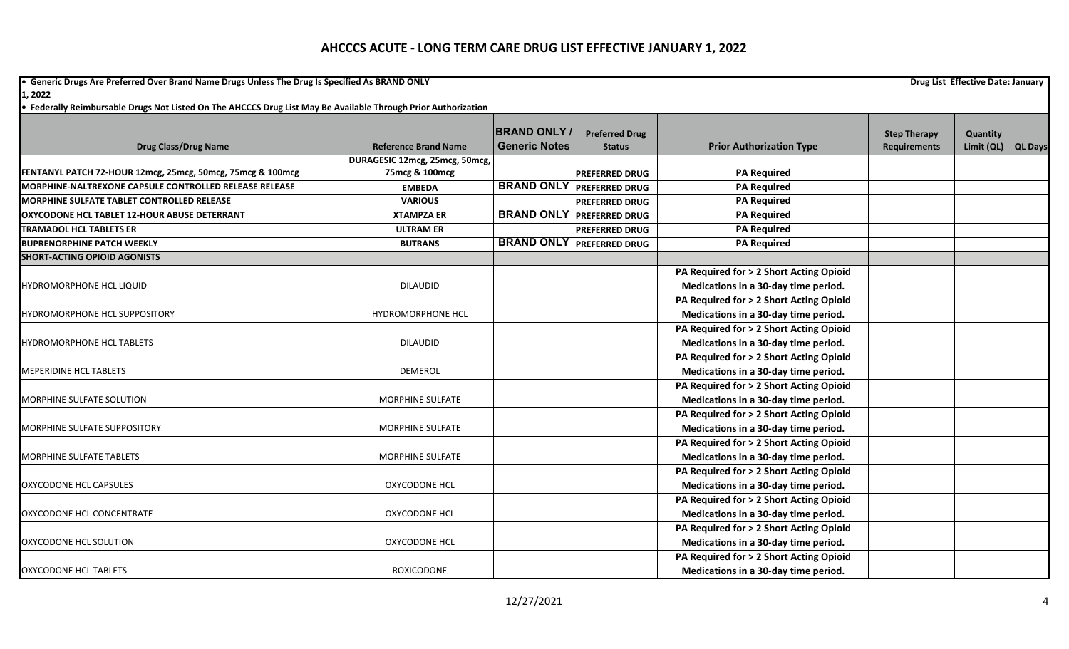## AHCCCS ACUTE - LONG TERM CARE DRUG LIST EFFECTIVE JANUARY 1, 2022

• Generic Drugs Are Preferred Over Brand Name Drugs Unless The Drug Is Specified As BRAND ONLY

Drug List Effective Date: January 1, 2022

• Federally Reimbursable Drugs Not Listed On The AHCCCS Drug List May Be Available Through Prior Authorization

| Drug Class/Drug Name | Reference Brand Name | BRAND ONLY / Generic Notes | Preferred Drug Status | Prior Authorization Type | Step Therapy Requirements | Quantity Limit (QL) | QL Days |
|---|---|---|---|---|---|---|---|
| FENTANYL PATCH 72-HOUR 12mcg, 25mcg, 50mcg, 75mcg & 100mcg | DURAGESIC 12mcg, 25mcg, 50mcg, 75mcg & 100mcg | | PREFERRED DRUG | PA Required | | | |
| MORPHINE-NALTREXONE CAPSULE CONTROLLED RELEASE RELEASE | EMBEDA | BRAND ONLY | PREFERRED DRUG | PA Required | | | |
| MORPHINE SULFATE TABLET CONTROLLED RELEASE | VARIOUS | | PREFERRED DRUG | PA Required | | | |
| OXYCODONE HCL TABLET 12-HOUR ABUSE DETERRANT | XTAMPZA ER | BRAND ONLY | PREFERRED DRUG | PA Required | | | |
| TRAMADOL HCL TABLETS ER | ULTRAM ER | | PREFERRED DRUG | PA Required | | | |
| BUPRENORPHINE PATCH WEEKLY | BUTRANS | BRAND ONLY | PREFERRED DRUG | PA Required | | | |
| **SHORT-ACTING OPIOID AGONISTS** | | | | | | | |
| HYDROMORPHONE HCL LIQUID | DILAUDID | | | PA Required for > 2 Short Acting Opioid Medications in a 30-day time period. | | | |
| HYDROMORPHONE HCL SUPPOSITORY | HYDROMORPHONE HCL | | | PA Required for > 2 Short Acting Opioid Medications in a 30-day time period. | | | |
| HYDROMORPHONE HCL TABLETS | DILAUDID | | | PA Required for > 2 Short Acting Opioid Medications in a 30-day time period. | | | |
| MEPERIDINE HCL TABLETS | DEMEROL | | | PA Required for > 2 Short Acting Opioid Medications in a 30-day time period. | | | |
| MORPHINE SULFATE SOLUTION | MORPHINE SULFATE | | | PA Required for > 2 Short Acting Opioid Medications in a 30-day time period. | | | |
| MORPHINE SULFATE SUPPOSITORY | MORPHINE SULFATE | | | PA Required for > 2 Short Acting Opioid Medications in a 30-day time period. | | | |
| MORPHINE SULFATE TABLETS | MORPHINE SULFATE | | | PA Required for > 2 Short Acting Opioid Medications in a 30-day time period. | | | |
| OXYCODONE HCL CAPSULES | OXYCODONE HCL | | | PA Required for > 2 Short Acting Opioid Medications in a 30-day time period. | | | |
| OXYCODONE HCL CONCENTRATE | OXYCODONE HCL | | | PA Required for > 2 Short Acting Opioid Medications in a 30-day time period. | | | |
| OXYCODONE HCL SOLUTION | OXYCODONE HCL | | | PA Required for > 2 Short Acting Opioid Medications in a 30-day time period. | | | |
| OXYCODONE HCL TABLETS | ROXICODONE | | | PA Required for > 2 Short Acting Opioid Medications in a 30-day time period. | | | |

12/27/2021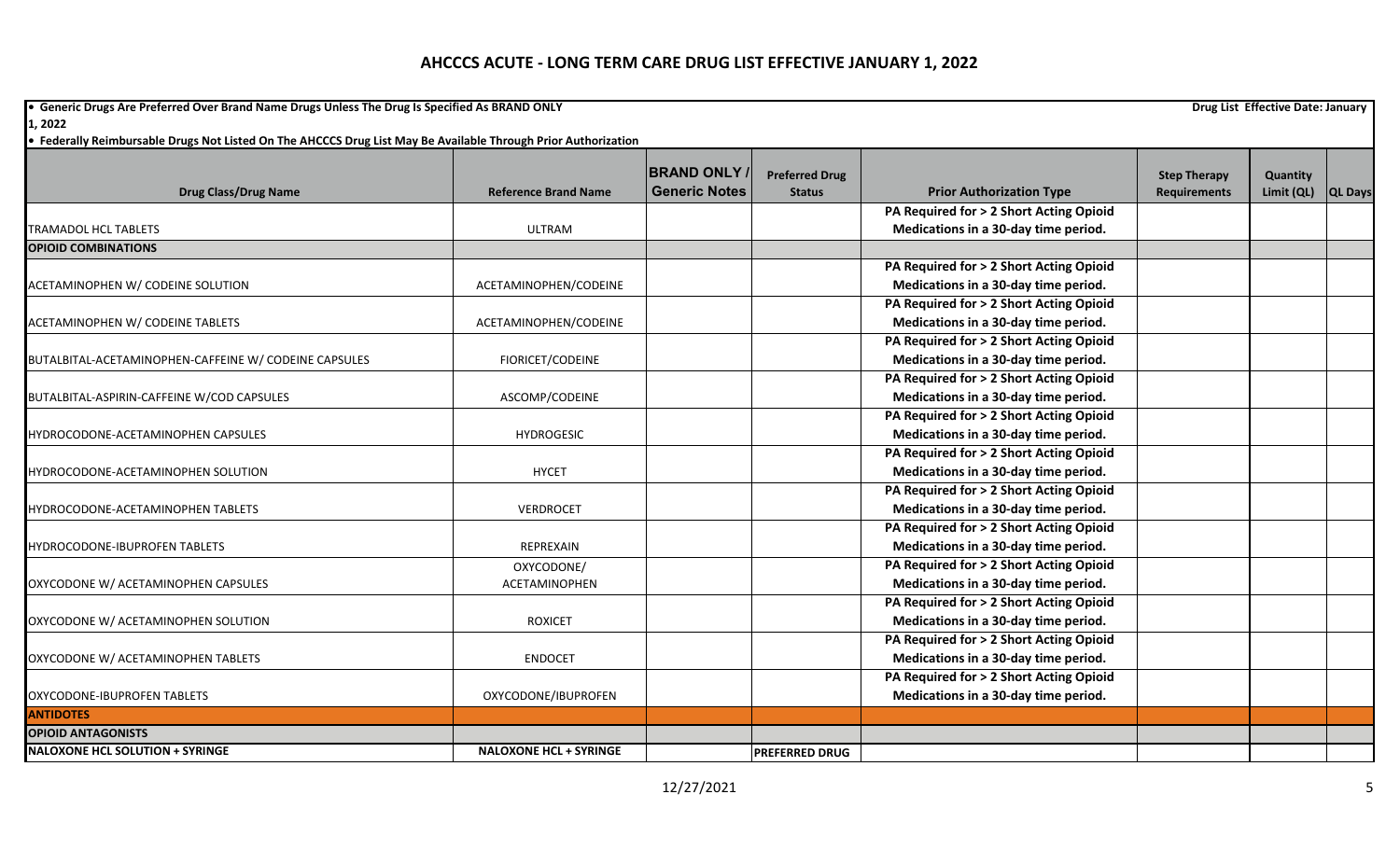# AHCCCS ACUTE - LONG TERM CARE DRUG LIST EFFECTIVE JANUARY 1, 2022

**• Generic Drugs Are Preferred Over Brand Name Drugs Unless The Drug Is Specified As BRAND ONLY** **Drug List Effective Date: January 1, 2022**

**• Federally Reimbursable Drugs Not Listed On The AHCCCS Drug List May Be Available Through Prior Authorization**

| Drug Class/Drug Name | Reference Brand Name | BRAND ONLY / Generic Notes | Preferred Drug Status | Prior Authorization Type | Step Therapy Requirements | Quantity Limit (QL) | QL Days |
|---|---|---|---|---|---|---|---|
| TRAMADOL HCL TABLETS | ULTRAM | | | PA Required for > 2 Short Acting Opioid Medications in a 30-day time period. | | | |
| **OPIOID COMBINATIONS** | | | | | | | |
| ACETAMINOPHEN W/ CODEINE SOLUTION | ACETAMINOPHEN/CODEINE | | | PA Required for > 2 Short Acting Opioid Medications in a 30-day time period. | | | |
| ACETAMINOPHEN W/ CODEINE TABLETS | ACETAMINOPHEN/CODEINE | | | PA Required for > 2 Short Acting Opioid Medications in a 30-day time period. | | | |
| BUTALBITAL-ACETAMINOPHEN-CAFFEINE W/ CODEINE CAPSULES | FIORICET/CODEINE | | | PA Required for > 2 Short Acting Opioid Medications in a 30-day time period. | | | |
| BUTALBITAL-ASPIRIN-CAFFEINE W/COD CAPSULES | ASCOMP/CODEINE | | | PA Required for > 2 Short Acting Opioid Medications in a 30-day time period. | | | |
| HYDROCODONE-ACETAMINOPHEN CAPSULES | HYDROGESIC | | | PA Required for > 2 Short Acting Opioid Medications in a 30-day time period. | | | |
| HYDROCODONE-ACETAMINOPHEN SOLUTION | HYCET | | | PA Required for > 2 Short Acting Opioid Medications in a 30-day time period. | | | |
| HYDROCODONE-ACETAMINOPHEN TABLETS | VERDROCET | | | PA Required for > 2 Short Acting Opioid Medications in a 30-day time period. | | | |
| HYDROCODONE-IBUPROFEN TABLETS | REPREXAIN | | | PA Required for > 2 Short Acting Opioid Medications in a 30-day time period. | | | |
| OXYCODONE W/ ACETAMINOPHEN CAPSULES | OXYCODONE/ ACETAMINOPHEN | | | PA Required for > 2 Short Acting Opioid Medications in a 30-day time period. | | | |
| OXYCODONE W/ ACETAMINOPHEN SOLUTION | ROXICET | | | PA Required for > 2 Short Acting Opioid Medications in a 30-day time period. | | | |
| OXYCODONE W/ ACETAMINOPHEN TABLETS | ENDOCET | | | PA Required for > 2 Short Acting Opioid Medications in a 30-day time period. | | | |
| OXYCODONE-IBUPROFEN TABLETS | OXYCODONE/IBUPROFEN | | | PA Required for > 2 Short Acting Opioid Medications in a 30-day time period. | | | |
| **ANTIDOTES** | | | | | | | |
| **OPIOID ANTAGONISTS** | | | | | | | |
| **NALOXONE HCL SOLUTION + SYRINGE** | **NALOXONE HCL + SYRINGE** | | **PREFERRED DRUG** | | | | |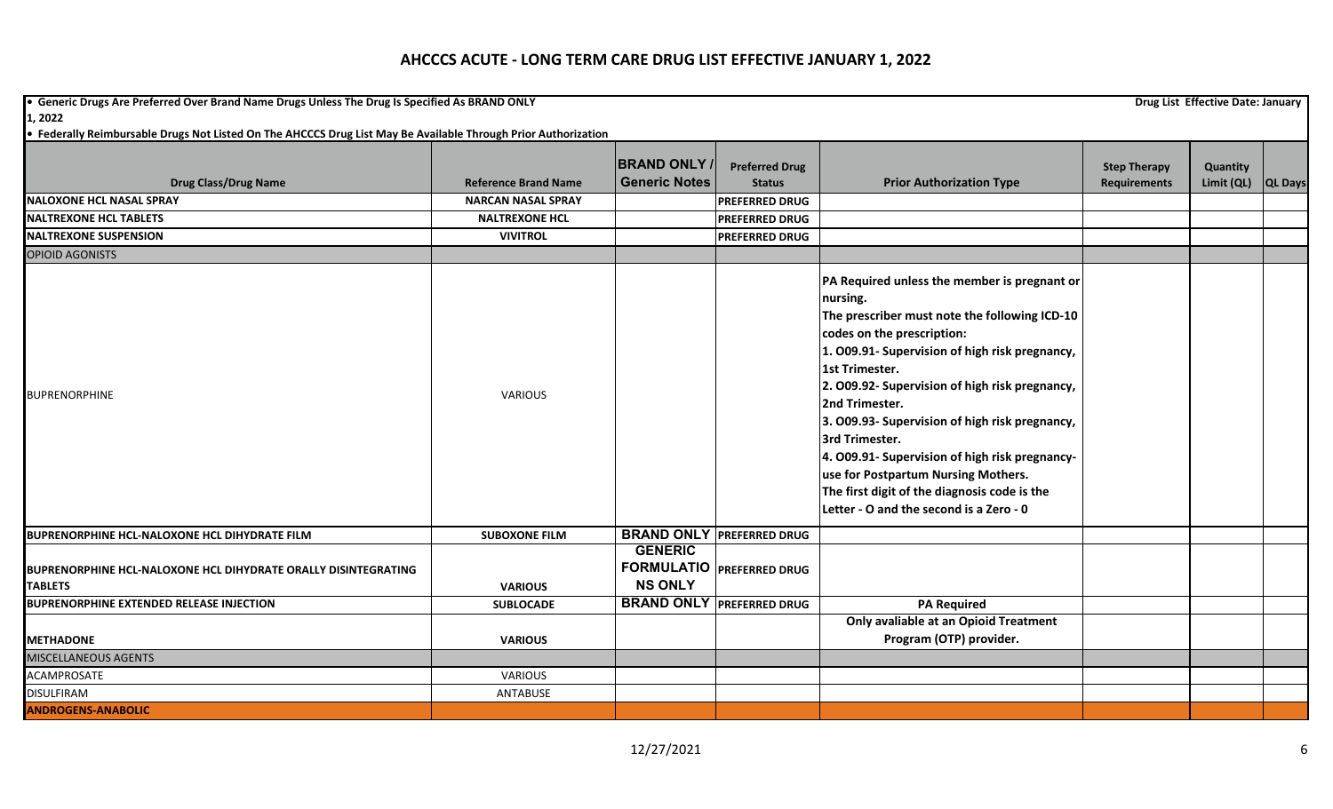# AHCCCS ACUTE - LONG TERM CARE DRUG LIST EFFECTIVE JANUARY 1, 2022

- **Generic Drugs Are Preferred Over Brand Name Drugs Unless The Drug Is Specified As BRAND ONLY** **Drug List Effective Date: January 1, 2022**
- **Federally Reimbursable Drugs Not Listed On The AHCCCS Drug List May Be Available Through Prior Authorization**

| Drug Class/Drug Name | Reference Brand Name | BRAND ONLY / Generic Notes | Preferred Drug Status | Prior Authorization Type | Step Therapy Requirements | Quantity Limit (QL) | QL Days |
|---|---|---|---|---|---|---|---|
| **NALOXONE HCL NASAL SPRAY** | **NARCAN NASAL SPRAY** | | **PREFERRED DRUG** | | | | |
| **NALTREXONE HCL TABLETS** | **NALTREXONE HCL** | | **PREFERRED DRUG** | | | | |
| **NALTREXONE SUSPENSION** | **VIVITROL** | | **PREFERRED DRUG** | | | | |
| OPIOID AGONISTS | | | | | | | |
| BUPRENORPHINE | VARIOUS | | | **PA Required unless the member is pregnant or nursing. The prescriber must note the following ICD-10 codes on the prescription: 1. O09.91- Supervision of high risk pregnancy, 1st Trimester. 2. O09.92- Supervision of high risk pregnancy, 2nd Trimester. 3. O09.93- Supervision of high risk pregnancy, 3rd Trimester. 4. O09.91- Supervision of high risk pregnancy- use for Postpartum Nursing Mothers. The first digit of the diagnosis code is the Letter - O and the second is a Zero - 0** | | | |
| **BUPRENORPHINE HCL-NALOXONE HCL DIHYDRATE FILM** | **SUBOXONE FILM** | **BRAND ONLY** | **PREFERRED DRUG** | | | | |
| **BUPRENORPHINE HCL-NALOXONE HCL DIHYDRATE ORALLY DISINTEGRATING TABLETS** | **VARIOUS** | **GENERIC FORMULATIONS ONLY** | **PREFERRED DRUG** | | | | |
| **BUPRENORPHINE EXTENDED RELEASE INJECTION** | **SUBLOCADE** | **BRAND ONLY** | **PREFERRED DRUG** | **PA Required** | | | |
| **METHADONE** | **VARIOUS** | | | **Only avaliable at an Opioid Treatment Program (OTP) provider.** | | | |
| MISCELLANEOUS AGENTS | | | | | | | |
| ACAMPROSATE | VARIOUS | | | | | | |
| DISULFIRAM | ANTABUSE | | | | | | |
| **ANDROGENS-ANABOLIC** | | | | | | | |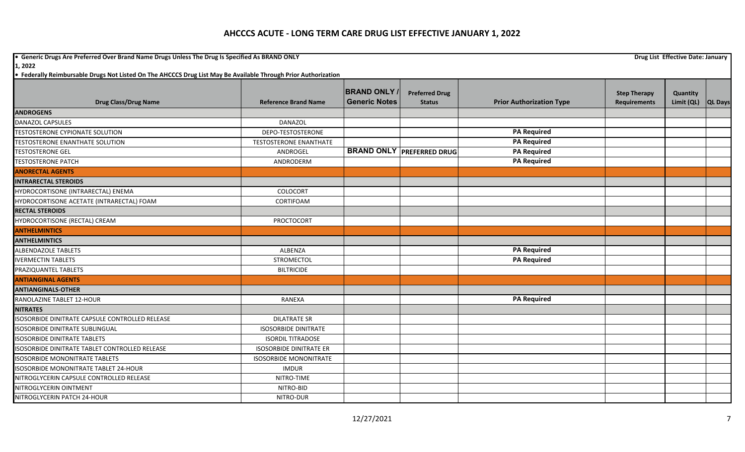# AHCCCS ACUTE - LONG TERM CARE DRUG LIST EFFECTIVE JANUARY 1, 2022

- **Generic Drugs Are Preferred Over Brand Name Drugs Unless The Drug Is Specified As BRAND ONLY**
- **Federally Reimbursable Drugs Not Listed On The AHCCCS Drug List May Be Available Through Prior Authorization**

**Drug List Effective Date: January 1, 2022**

| Drug Class/Drug Name | Reference Brand Name | BRAND ONLY / Generic Notes | Preferred Drug Status | Prior Authorization Type | Step Therapy Requirements | Quantity Limit (QL) | QL Days |
|---|---|---|---|---|---|---|---|
| **ANDROGENS** | | | | | | | |
| DANAZOL CAPSULES | DANAZOL | | | | | | |
| TESTOSTERONE CYPIONATE SOLUTION | DEPO-TESTOSTERONE | | | PA Required | | | |
| TESTOSTERONE ENANTHATE SOLUTION | TESTOSTERONE ENANTHATE | | | PA Required | | | |
| TESTOSTERONE GEL | ANDROGEL | BRAND ONLY | PREFERRED DRUG | PA Required | | | |
| TESTOSTERONE PATCH | ANDRODERM | | | PA Required | | | |
| **ANORECTAL AGENTS** | | | | | | | |
| **INTRARECTAL STEROIDS** | | | | | | | |
| HYDROCORTISONE (INTRARECTAL) ENEMA | COLOCORT | | | | | | |
| HYDROCORTISONE ACETATE (INTRARECTAL) FOAM | CORTIFOAM | | | | | | |
| **RECTAL STEROIDS** | | | | | | | |
| HYDROCORTISONE (RECTAL) CREAM | PROCTOCORT | | | | | | |
| **ANTHELMINTICS** | | | | | | | |
| **ANTHELMINTICS** | | | | | | | |
| ALBENDAZOLE TABLETS | ALBENZA | | | PA Required | | | |
| IVERMECTIN TABLETS | STROMECTOL | | | PA Required | | | |
| PRAZIQUANTEL TABLETS | BILTRICIDE | | | | | | |
| **ANTIANGINAL AGENTS** | | | | | | | |
| **ANTIANGINALS-OTHER** | | | | | | | |
| RANOLAZINE TABLET 12-HOUR | RANEXA | | | PA Required | | | |
| **NITRATES** | | | | | | | |
| ISOSORBIDE DINITRATE CAPSULE CONTROLLED RELEASE | DILATRATE SR | | | | | | |
| ISOSORBIDE DINITRATE SUBLINGUAL | ISOSORBIDE DINITRATE | | | | | | |
| ISOSORBIDE DINITRATE TABLETS | ISORDIL TITRADOSE | | | | | | |
| ISOSORBIDE DINITRATE TABLET CONTROLLED RELEASE | ISOSORBIDE DINITRATE ER | | | | | | |
| ISOSORBIDE MONONITRATE TABLETS | ISOSORBIDE MONONITRATE | | | | | | |
| ISOSORBIDE MONONITRATE TABLET 24-HOUR | IMDUR | | | | | | |
| NITROGLYCERIN CAPSULE CONTROLLED RELEASE | NITRO-TIME | | | | | | |
| NITROGLYCERIN OINTMENT | NITRO-BID | | | | | | |
| NITROGLYCERIN PATCH 24-HOUR | NITRO-DUR | | | | | | |

12/27/2021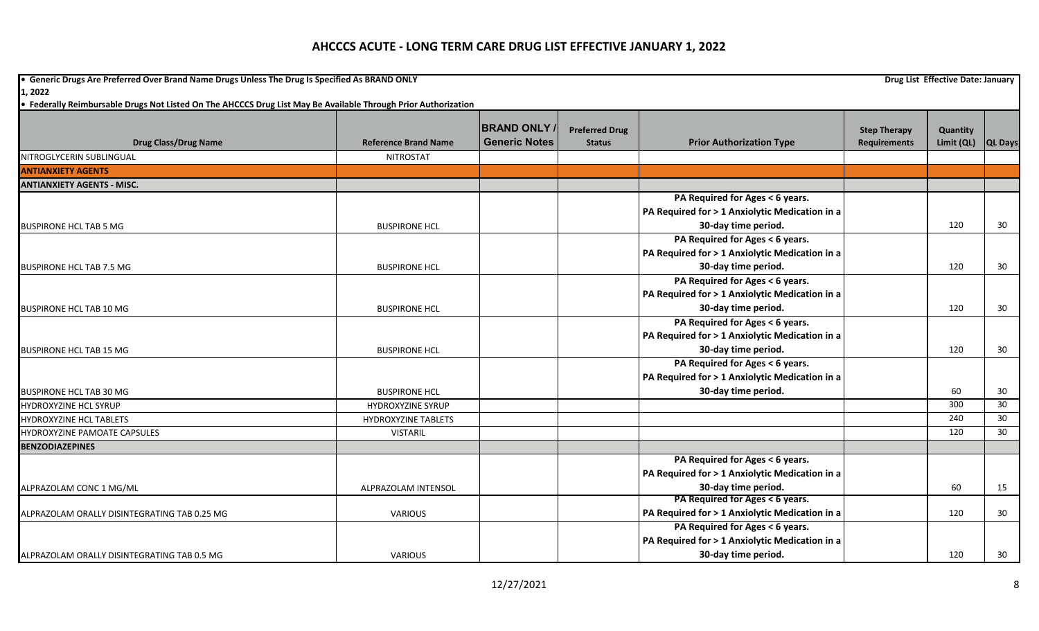# AHCCCS ACUTE - LONG TERM CARE DRUG LIST EFFECTIVE JANUARY 1, 2022

• Generic Drugs Are Preferred Over Brand Name Drugs Unless The Drug Is Specified As BRAND ONLY

Drug List Effective Date: January 1, 2022

• Federally Reimbursable Drugs Not Listed On The AHCCCS Drug List May Be Available Through Prior Authorization

| Drug Class/Drug Name | Reference Brand Name | BRAND ONLY / Generic Notes | Preferred Drug Status | Prior Authorization Type | Step Therapy Requirements | Quantity Limit (QL) | QL Days |
|---|---|---|---|---|---|---|---|
| NITROGLYCERIN SUBLINGUAL | NITROSTAT | | | | | | |
| **ANTIANXIETY AGENTS** | | | | | | | |
| **ANTIANXIETY AGENTS - MISC.** | | | | | | | |
| BUSPIRONE HCL TAB 5 MG | BUSPIRONE HCL | | | PA Required for Ages < 6 years. PA Required for > 1 Anxiolytic Medication in a 30-day time period. | | 120 | 30 |
| BUSPIRONE HCL TAB 7.5 MG | BUSPIRONE HCL | | | PA Required for Ages < 6 years. PA Required for > 1 Anxiolytic Medication in a 30-day time period. | | 120 | 30 |
| BUSPIRONE HCL TAB 10 MG | BUSPIRONE HCL | | | PA Required for Ages < 6 years. PA Required for > 1 Anxiolytic Medication in a 30-day time period. | | 120 | 30 |
| BUSPIRONE HCL TAB 15 MG | BUSPIRONE HCL | | | PA Required for Ages < 6 years. PA Required for > 1 Anxiolytic Medication in a 30-day time period. | | 120 | 30 |
| BUSPIRONE HCL TAB 30 MG | BUSPIRONE HCL | | | PA Required for Ages < 6 years. PA Required for > 1 Anxiolytic Medication in a 30-day time period. | | 60 | 30 |
| HYDROXYZINE HCL SYRUP | HYDROXYZINE SYRUP | | | | | 300 | 30 |
| HYDROXYZINE HCL TABLETS | HYDROXYZINE TABLETS | | | | | 240 | 30 |
| HYDROXYZINE PAMOATE CAPSULES | VISTARIL | | | | | 120 | 30 |
| **BENZODIAZEPINES** | | | | | | | |
| ALPRAZOLAM CONC 1 MG/ML | ALPRAZOLAM INTENSOL | | | PA Required for Ages < 6 years. PA Required for > 1 Anxiolytic Medication in a 30-day time period. | | 60 | 15 |
| ALPRAZOLAM ORALLY DISINTEGRATING TAB 0.25 MG | VARIOUS | | | PA Required for Ages < 6 years. PA Required for > 1 Anxiolytic Medication in a | | 120 | 30 |
| ALPRAZOLAM ORALLY DISINTEGRATING TAB 0.5 MG | VARIOUS | | | PA Required for Ages < 6 years. PA Required for > 1 Anxiolytic Medication in a 30-day time period. | | 120 | 30 |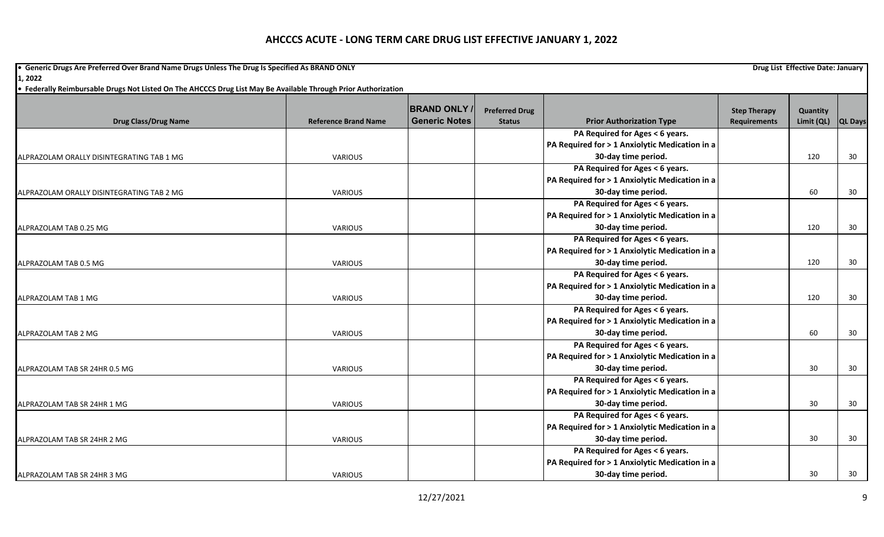# AHCCCS ACUTE - LONG TERM CARE DRUG LIST EFFECTIVE JANUARY 1, 2022

- **Generic Drugs Are Preferred Over Brand Name Drugs Unless The Drug Is Specified As BRAND ONLY** — **Drug List Effective Date: January 1, 2022**
- **Federally Reimbursable Drugs Not Listed On The AHCCCS Drug List May Be Available Through Prior Authorization**

| Drug Class/Drug Name | Reference Brand Name | BRAND ONLY / Generic Notes | Preferred Drug Status | Prior Authorization Type | Step Therapy Requirements | Quantity Limit (QL) | QL Days |
|---|---|---|---|---|---|---|---|
| ALPRAZOLAM ORALLY DISINTEGRATING TAB 1 MG | VARIOUS | | | PA Required for Ages < 6 years. PA Required for > 1 Anxiolytic Medication in a 30-day time period. | | 120 | 30 |
| ALPRAZOLAM ORALLY DISINTEGRATING TAB 2 MG | VARIOUS | | | PA Required for Ages < 6 years. PA Required for > 1 Anxiolytic Medication in a 30-day time period. | | 60 | 30 |
| ALPRAZOLAM TAB 0.25 MG | VARIOUS | | | PA Required for Ages < 6 years. PA Required for > 1 Anxiolytic Medication in a 30-day time period. | | 120 | 30 |
| ALPRAZOLAM TAB 0.5 MG | VARIOUS | | | PA Required for Ages < 6 years. PA Required for > 1 Anxiolytic Medication in a 30-day time period. | | 120 | 30 |
| ALPRAZOLAM TAB 1 MG | VARIOUS | | | PA Required for Ages < 6 years. PA Required for > 1 Anxiolytic Medication in a 30-day time period. | | 120 | 30 |
| ALPRAZOLAM TAB 2 MG | VARIOUS | | | PA Required for Ages < 6 years. PA Required for > 1 Anxiolytic Medication in a 30-day time period. | | 60 | 30 |
| ALPRAZOLAM TAB SR 24HR 0.5 MG | VARIOUS | | | PA Required for Ages < 6 years. PA Required for > 1 Anxiolytic Medication in a 30-day time period. | | 30 | 30 |
| ALPRAZOLAM TAB SR 24HR 1 MG | VARIOUS | | | PA Required for Ages < 6 years. PA Required for > 1 Anxiolytic Medication in a 30-day time period. | | 30 | 30 |
| ALPRAZOLAM TAB SR 24HR 2 MG | VARIOUS | | | PA Required for Ages < 6 years. PA Required for > 1 Anxiolytic Medication in a 30-day time period. | | 30 | 30 |
| ALPRAZOLAM TAB SR 24HR 3 MG | VARIOUS | | | PA Required for Ages < 6 years. PA Required for > 1 Anxiolytic Medication in a 30-day time period. | | 30 | 30 |

12/27/2021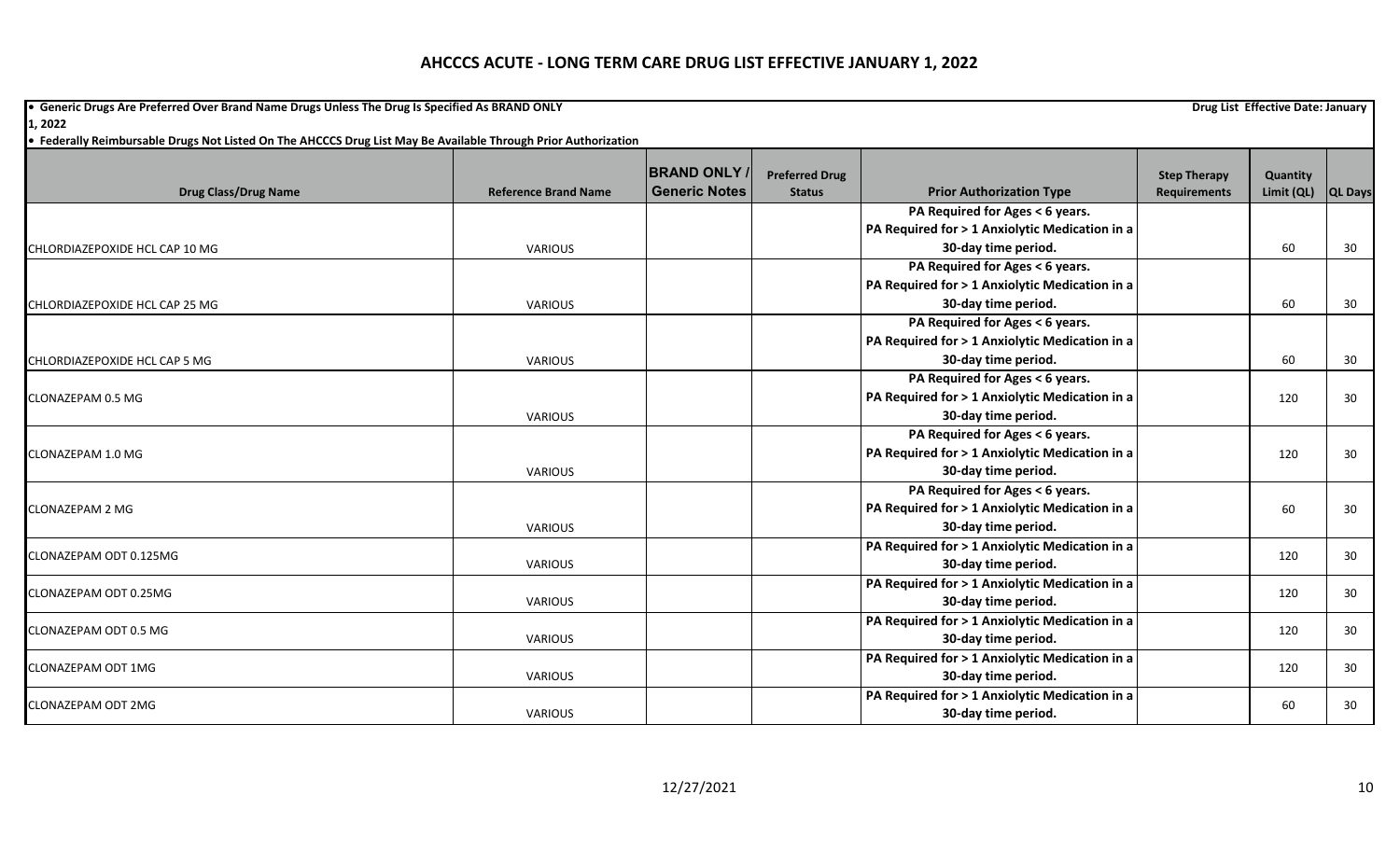# AHCCCS ACUTE - LONG TERM CARE DRUG LIST EFFECTIVE JANUARY 1, 2022

**• Generic Drugs Are Preferred Over Brand Name Drugs Unless The Drug Is Specified As BRAND ONLY**

**Drug List Effective Date: January 1, 2022**

**• Federally Reimbursable Drugs Not Listed On The AHCCCS Drug List May Be Available Through Prior Authorization**

| Drug Class/Drug Name | Reference Brand Name | BRAND ONLY / Generic Notes | Preferred Drug Status | Prior Authorization Type | Step Therapy Requirements | Quantity Limit (QL) | QL Days |
|---|---|---|---|---|---|---|---|
| CHLORDIAZEPOXIDE HCL CAP 10 MG | VARIOUS | | | PA Required for Ages < 6 years. PA Required for > 1 Anxiolytic Medication in a 30-day time period. | | 60 | 30 |
| CHLORDIAZEPOXIDE HCL CAP 25 MG | VARIOUS | | | PA Required for Ages < 6 years. PA Required for > 1 Anxiolytic Medication in a 30-day time period. | | 60 | 30 |
| CHLORDIAZEPOXIDE HCL CAP 5 MG | VARIOUS | | | PA Required for Ages < 6 years. PA Required for > 1 Anxiolytic Medication in a 30-day time period. | | 60 | 30 |
| CLONAZEPAM 0.5 MG | VARIOUS | | | PA Required for Ages < 6 years. PA Required for > 1 Anxiolytic Medication in a 30-day time period. | | 120 | 30 |
| CLONAZEPAM 1.0 MG | VARIOUS | | | PA Required for Ages < 6 years. PA Required for > 1 Anxiolytic Medication in a 30-day time period. | | 120 | 30 |
| CLONAZEPAM 2 MG | VARIOUS | | | PA Required for Ages < 6 years. PA Required for > 1 Anxiolytic Medication in a 30-day time period. | | 60 | 30 |
| CLONAZEPAM ODT 0.125MG | VARIOUS | | | PA Required for > 1 Anxiolytic Medication in a 30-day time period. | | 120 | 30 |
| CLONAZEPAM ODT 0.25MG | VARIOUS | | | PA Required for > 1 Anxiolytic Medication in a 30-day time period. | | 120 | 30 |
| CLONAZEPAM ODT 0.5 MG | VARIOUS | | | PA Required for > 1 Anxiolytic Medication in a 30-day time period. | | 120 | 30 |
| CLONAZEPAM ODT 1MG | VARIOUS | | | PA Required for > 1 Anxiolytic Medication in a 30-day time period. | | 120 | 30 |
| CLONAZEPAM ODT 2MG | VARIOUS | | | PA Required for > 1 Anxiolytic Medication in a 30-day time period. | | 60 | 30 |

12/27/2021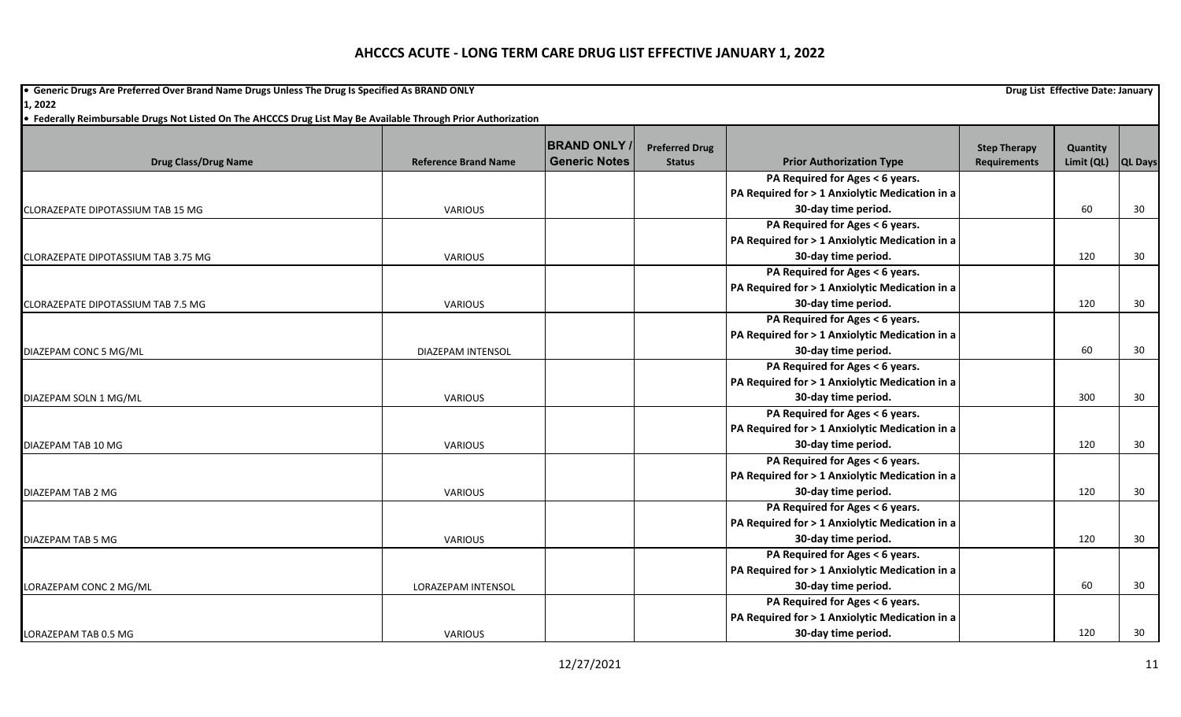# AHCCCS ACUTE - LONG TERM CARE DRUG LIST EFFECTIVE JANUARY 1, 2022

• **Generic Drugs Are Preferred Over Brand Name Drugs Unless The Drug Is Specified As BRAND ONLY** **Drug List Effective Date: January 1, 2022**

• **Federally Reimbursable Drugs Not Listed On The AHCCCS Drug List May Be Available Through Prior Authorization**

| Drug Class/Drug Name | Reference Brand Name | BRAND ONLY / Generic Notes | Preferred Drug Status | Prior Authorization Type | Step Therapy Requirements | Quantity Limit (QL) | QL Days |
|---|---|---|---|---|---|---|---|
| CLORAZEPATE DIPOTASSIUM TAB 15 MG | VARIOUS | | | PA Required for Ages < 6 years. PA Required for > 1 Anxiolytic Medication in a 30-day time period. | | 60 | 30 |
| CLORAZEPATE DIPOTASSIUM TAB 3.75 MG | VARIOUS | | | PA Required for Ages < 6 years. PA Required for > 1 Anxiolytic Medication in a 30-day time period. | | 120 | 30 |
| CLORAZEPATE DIPOTASSIUM TAB 7.5 MG | VARIOUS | | | PA Required for Ages < 6 years. PA Required for > 1 Anxiolytic Medication in a 30-day time period. | | 120 | 30 |
| DIAZEPAM CONC 5 MG/ML | DIAZEPAM INTENSOL | | | PA Required for Ages < 6 years. PA Required for > 1 Anxiolytic Medication in a 30-day time period. | | 60 | 30 |
| DIAZEPAM SOLN 1 MG/ML | VARIOUS | | | PA Required for Ages < 6 years. PA Required for > 1 Anxiolytic Medication in a 30-day time period. | | 300 | 30 |
| DIAZEPAM TAB 10 MG | VARIOUS | | | PA Required for Ages < 6 years. PA Required for > 1 Anxiolytic Medication in a 30-day time period. | | 120 | 30 |
| DIAZEPAM TAB 2 MG | VARIOUS | | | PA Required for Ages < 6 years. PA Required for > 1 Anxiolytic Medication in a 30-day time period. | | 120 | 30 |
| DIAZEPAM TAB 5 MG | VARIOUS | | | PA Required for Ages < 6 years. PA Required for > 1 Anxiolytic Medication in a 30-day time period. | | 120 | 30 |
| LORAZEPAM CONC 2 MG/ML | LORAZEPAM INTENSOL | | | PA Required for Ages < 6 years. PA Required for > 1 Anxiolytic Medication in a 30-day time period. | | 60 | 30 |
| LORAZEPAM TAB 0.5 MG | VARIOUS | | | PA Required for Ages < 6 years. PA Required for > 1 Anxiolytic Medication in a 30-day time period. | | 120 | 30 |

12/27/2021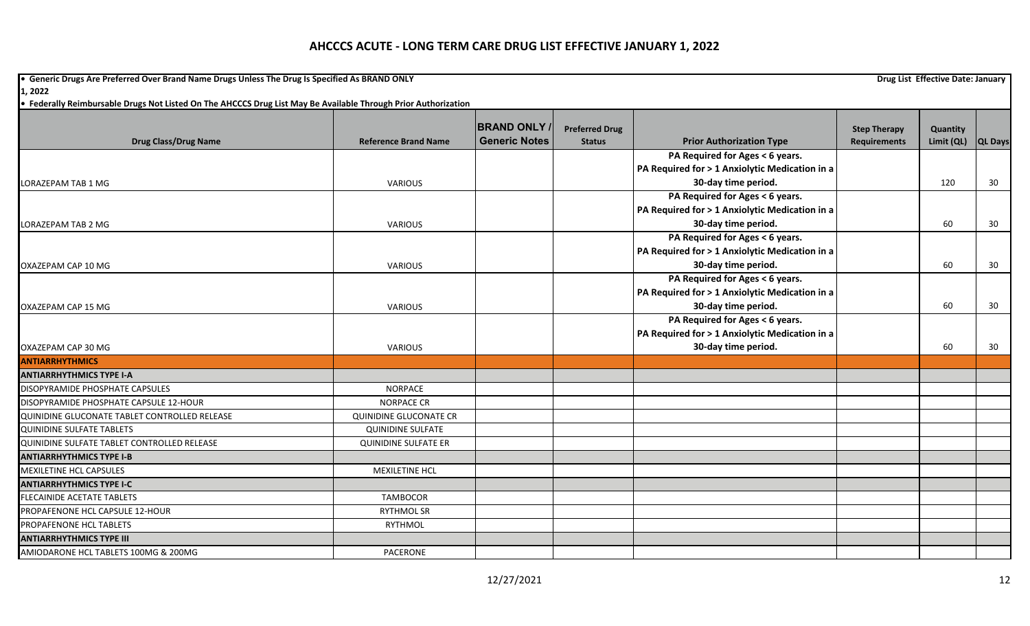# AHCCCS ACUTE - LONG TERM CARE DRUG LIST EFFECTIVE JANUARY 1, 2022

**• Generic Drugs Are Preferred Over Brand Name Drugs Unless The Drug Is Specified As BRAND ONLY** **Drug List Effective Date: January 1, 2022**

**• Federally Reimbursable Drugs Not Listed On The AHCCCS Drug List May Be Available Through Prior Authorization**

| Drug Class/Drug Name | Reference Brand Name | BRAND ONLY / Generic Notes | Preferred Drug Status | Prior Authorization Type | Step Therapy Requirements | Quantity Limit (QL) | QL Days |
|---|---|---|---|---|---|---|---|
| LORAZEPAM TAB 1 MG | VARIOUS | | | PA Required for Ages < 6 years. PA Required for > 1 Anxiolytic Medication in a 30-day time period. | | 120 | 30 |
| LORAZEPAM TAB 2 MG | VARIOUS | | | PA Required for Ages < 6 years. PA Required for > 1 Anxiolytic Medication in a 30-day time period. | | 60 | 30 |
| OXAZEPAM CAP 10 MG | VARIOUS | | | PA Required for Ages < 6 years. PA Required for > 1 Anxiolytic Medication in a 30-day time period. | | 60 | 30 |
| OXAZEPAM CAP 15 MG | VARIOUS | | | PA Required for Ages < 6 years. PA Required for > 1 Anxiolytic Medication in a 30-day time period. | | 60 | 30 |
| OXAZEPAM CAP 30 MG | VARIOUS | | | PA Required for Ages < 6 years. PA Required for > 1 Anxiolytic Medication in a 30-day time period. | | 60 | 30 |
| **ANTIARRHYTHMICS** | | | | | | | |
| **ANTIARRHYTHMICS TYPE I-A** | | | | | | | |
| DISOPYRAMIDE PHOSPHATE CAPSULES | NORPACE | | | | | | |
| DISOPYRAMIDE PHOSPHATE CAPSULE 12-HOUR | NORPACE CR | | | | | | |
| QUINIDINE GLUCONATE TABLET CONTROLLED RELEASE | QUINIDINE GLUCONATE CR | | | | | | |
| QUINIDINE SULFATE TABLETS | QUINIDINE SULFATE | | | | | | |
| QUINIDINE SULFATE TABLET CONTROLLED RELEASE | QUINIDINE SULFATE ER | | | | | | |
| **ANTIARRHYTHMICS TYPE I-B** | | | | | | | |
| MEXILETINE HCL CAPSULES | MEXILETINE HCL | | | | | | |
| **ANTIARRHYTHMICS TYPE I-C** | | | | | | | |
| FLECAINIDE ACETATE TABLETS | TAMBOCOR | | | | | | |
| PROPAFENONE HCL CAPSULE 12-HOUR | RYTHMOL SR | | | | | | |
| PROPAFENONE HCL TABLETS | RYTHMOL | | | | | | |
| **ANTIARRHYTHMICS TYPE III** | | | | | | | |
| AMIODARONE HCL TABLETS 100MG & 200MG | PACERONE | | | | | | |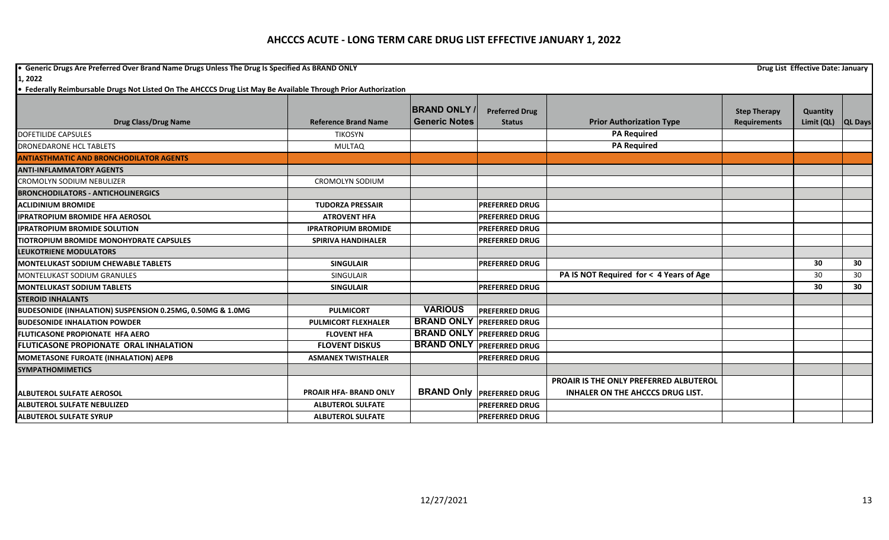# AHCCCS ACUTE - LONG TERM CARE DRUG LIST EFFECTIVE JANUARY 1, 2022

- **Generic Drugs Are Preferred Over Brand Name Drugs Unless The Drug Is Specified As BRAND ONLY**

**Drug List Effective Date: January 1, 2022**

- **Federally Reimbursable Drugs Not Listed On The AHCCCS Drug List May Be Available Through Prior Authorization**

| Drug Class/Drug Name | Reference Brand Name | BRAND ONLY / Generic Notes | Preferred Drug Status | Prior Authorization Type | Step Therapy Requirements | Quantity Limit (QL) | QL Days |
|---|---|---|---|---|---|---|---|
| DOFETILIDE CAPSULES | TIKOSYN | | | **PA Required** | | | |
| DRONEDARONE HCL TABLETS | MULTAQ | | | **PA Required** | | | |
| **ANTIASTHMATIC AND BRONCHODILATOR AGENTS** | | | | | | | |
| **ANTI-INFLAMMATORY AGENTS** | | | | | | | |
| CROMOLYN SODIUM NEBULIZER | CROMOLYN SODIUM | | | | | | |
| **BRONCHODILATORS - ANTICHOLINERGICS** | | | | | | | |
| **ACLIDINIUM BROMIDE** | **TUDORZA PRESSAIR** | | **PREFERRED DRUG** | | | | |
| **IPRATROPIUM BROMIDE HFA AEROSOL** | **ATROVENT HFA** | | **PREFERRED DRUG** | | | | |
| **IPRATROPIUM BROMIDE SOLUTION** | **IPRATROPIUM BROMIDE** | | **PREFERRED DRUG** | | | | |
| **TIOTROPIUM BROMIDE MONOHYDRATE CAPSULES** | **SPIRIVA HANDIHALER** | | **PREFERRED DRUG** | | | | |
| **LEUKOTRIENE MODULATORS** | | | | | | | |
| **MONTELUKAST SODIUM CHEWABLE TABLETS** | **SINGULAIR** | | **PREFERRED DRUG** | | | **30** | **30** |
| MONTELUKAST SODIUM GRANULES | SINGULAIR | | | **PA IS NOT Required for < 4 Years of Age** | | 30 | 30 |
| **MONTELUKAST SODIUM TABLETS** | **SINGULAIR** | | **PREFERRED DRUG** | | | **30** | **30** |
| **STEROID INHALANTS** | | | | | | | |
| **BUDESONIDE (INHALATION) SUSPENSION 0.25MG, 0.50MG & 1.0MG** | **PULMICORT** | **VARIOUS** | **PREFERRED DRUG** | | | | |
| **BUDESONIDE INHALATION POWDER** | **PULMICORT FLEXHALER** | **BRAND ONLY** | **PREFERRED DRUG** | | | | |
| **FLUTICASONE PROPIONATE HFA AERO** | **FLOVENT HFA** | **BRAND ONLY** | **PREFERRED DRUG** | | | | |
| **FLUTICASONE PROPIONATE ORAL INHALATION** | **FLOVENT DISKUS** | **BRAND ONLY** | **PREFERRED DRUG** | | | | |
| **MOMETASONE FUROATE (INHALATION) AEPB** | **ASMANEX TWISTHALER** | | **PREFERRED DRUG** | | | | |
| **SYMPATHOMIMETICS** | | | | | | | |
| **ALBUTEROL SULFATE AEROSOL** | **PROAIR HFA- BRAND ONLY** | **BRAND Only** | **PREFERRED DRUG** | **PROAIR IS THE ONLY PREFERRED ALBUTEROL INHALER ON THE AHCCCS DRUG LIST.** | | | |
| **ALBUTEROL SULFATE NEBULIZED** | **ALBUTEROL SULFATE** | | **PREFERRED DRUG** | | | | |
| **ALBUTEROL SULFATE SYRUP** | **ALBUTEROL SULFATE** | | **PREFERRED DRUG** | | | | |

12/27/2021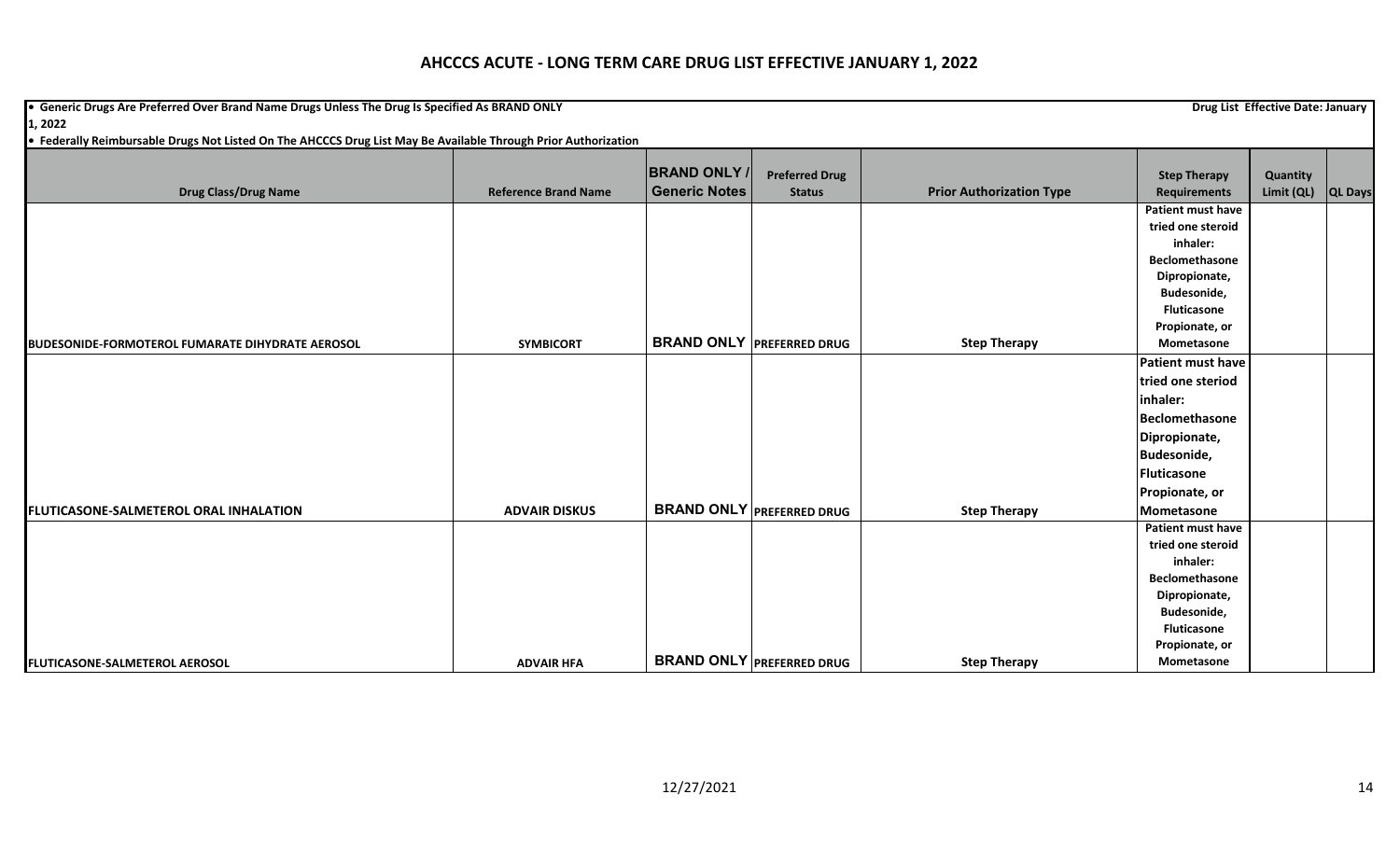# AHCCCS ACUTE - LONG TERM CARE DRUG LIST EFFECTIVE JANUARY 1, 2022

- Generic Drugs Are Preferred Over Brand Name Drugs Unless The Drug Is Specified As BRAND ONLY

Drug List Effective Date: January 1, 2022

- Federally Reimbursable Drugs Not Listed On The AHCCCS Drug List May Be Available Through Prior Authorization

| Drug Class/Drug Name | Reference Brand Name | BRAND ONLY / Generic Notes | Preferred Drug Status | Prior Authorization Type | Step Therapy Requirements | Quantity Limit (QL) | QL Days |
|---|---|---|---|---|---|---|---|
| BUDESONIDE-FORMOTEROL FUMARATE DIHYDRATE AEROSOL | SYMBICORT | BRAND ONLY | PREFERRED DRUG | Step Therapy | Patient must have tried one steroid inhaler: Beclomethasone Dipropionate, Budesonide, Fluticasone Propionate, or Mometasone | | |
| FLUTICASONE-SALMETEROL ORAL INHALATION | ADVAIR DISKUS | BRAND ONLY | PREFERRED DRUG | Step Therapy | Patient must have tried one steriod inhaler: Beclomethasone Dipropionate, Budesonide, Fluticasone Propionate, or Mometasone | | |
| FLUTICASONE-SALMETEROL AEROSOL | ADVAIR HFA | BRAND ONLY | PREFERRED DRUG | Step Therapy | Patient must have tried one steroid inhaler: Beclomethasone Dipropionate, Budesonide, Fluticasone Propionate, or Mometasone | | |

12/27/2021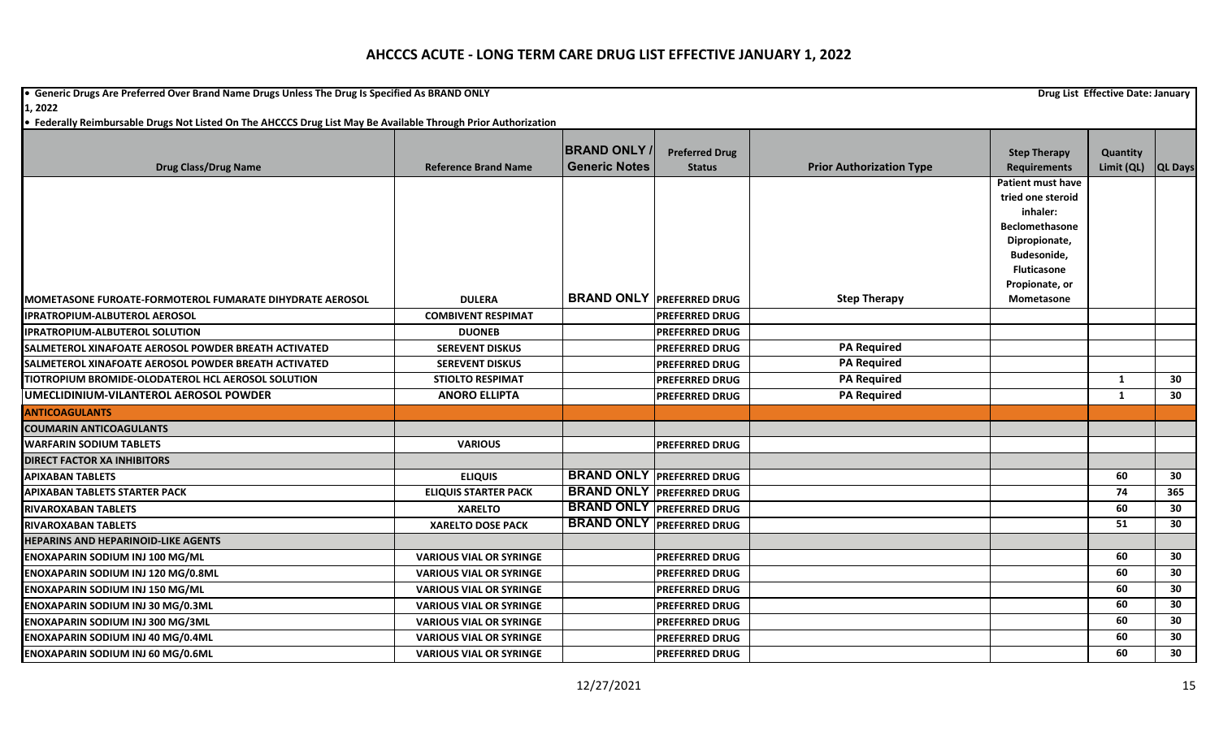# AHCCCS ACUTE - LONG TERM CARE DRUG LIST EFFECTIVE JANUARY 1, 2022

• Generic Drugs Are Preferred Over Brand Name Drugs Unless The Drug Is Specified As BRAND ONLY

Drug List Effective Date: January 1, 2022

• Federally Reimbursable Drugs Not Listed On The AHCCCS Drug List May Be Available Through Prior Authorization

| Drug Class/Drug Name | Reference Brand Name | BRAND ONLY / Generic Notes | Preferred Drug Status | Prior Authorization Type | Step Therapy Requirements | Quantity Limit (QL) | QL Days |
|---|---|---|---|---|---|---|---|
| MOMETASONE FUROATE-FORMOTEROL FUMARATE DIHYDRATE AEROSOL | DULERA | BRAND ONLY | PREFERRED DRUG | Step Therapy | Patient must have tried one steroid inhaler: Beclomethasone Dipropionate, Budesonide, Fluticasone Propionate, or Mometasone | | |
| IPRATROPIUM-ALBUTEROL AEROSOL | COMBIVENT RESPIMAT | | PREFERRED DRUG | | | | |
| IPRATROPIUM-ALBUTEROL SOLUTION | DUONEB | | PREFERRED DRUG | | | | |
| SALMETEROL XINAFOATE AEROSOL POWDER BREATH ACTIVATED | SEREVENT DISKUS | | PREFERRED DRUG | PA Required | | | |
| SALMETEROL XINAFOATE AEROSOL POWDER BREATH ACTIVATED | SEREVENT DISKUS | | PREFERRED DRUG | PA Required | | | |
| TIOTROPIUM BROMIDE-OLODATEROL HCL AEROSOL SOLUTION | STIOLTO RESPIMAT | | PREFERRED DRUG | PA Required | | 1 | 30 |
| UMECLIDINIUM-VILANTEROL AEROSOL POWDER | ANORO ELLIPTA | | PREFERRED DRUG | PA Required | | 1 | 30 |
| **ANTICOAGULANTS** | | | | | | | |
| **COUMARIN ANTICOAGULANTS** | | | | | | | |
| WARFARIN SODIUM TABLETS | VARIOUS | | PREFERRED DRUG | | | | |
| **DIRECT FACTOR XA INHIBITORS** | | | | | | | |
| APIXABAN TABLETS | ELIQUIS | BRAND ONLY | PREFERRED DRUG | | | 60 | 30 |
| APIXABAN TABLETS STARTER PACK | ELIQUIS STARTER PACK | BRAND ONLY | PREFERRED DRUG | | | 74 | 365 |
| RIVAROXABAN TABLETS | XARELTO | BRAND ONLY | PREFERRED DRUG | | | 60 | 30 |
| RIVAROXABAN TABLETS | XARELTO DOSE PACK | BRAND ONLY | PREFERRED DRUG | | | 51 | 30 |
| **HEPARINS AND HEPARINOID-LIKE AGENTS** | | | | | | | |
| ENOXAPARIN SODIUM INJ 100 MG/ML | VARIOUS VIAL OR SYRINGE | | PREFERRED DRUG | | | 60 | 30 |
| ENOXAPARIN SODIUM INJ 120 MG/0.8ML | VARIOUS VIAL OR SYRINGE | | PREFERRED DRUG | | | 60 | 30 |
| ENOXAPARIN SODIUM INJ 150 MG/ML | VARIOUS VIAL OR SYRINGE | | PREFERRED DRUG | | | 60 | 30 |
| ENOXAPARIN SODIUM INJ 30 MG/0.3ML | VARIOUS VIAL OR SYRINGE | | PREFERRED DRUG | | | 60 | 30 |
| ENOXAPARIN SODIUM INJ 300 MG/3ML | VARIOUS VIAL OR SYRINGE | | PREFERRED DRUG | | | 60 | 30 |
| ENOXAPARIN SODIUM INJ 40 MG/0.4ML | VARIOUS VIAL OR SYRINGE | | PREFERRED DRUG | | | 60 | 30 |
| ENOXAPARIN SODIUM INJ 60 MG/0.6ML | VARIOUS VIAL OR SYRINGE | | PREFERRED DRUG | | | 60 | 30 |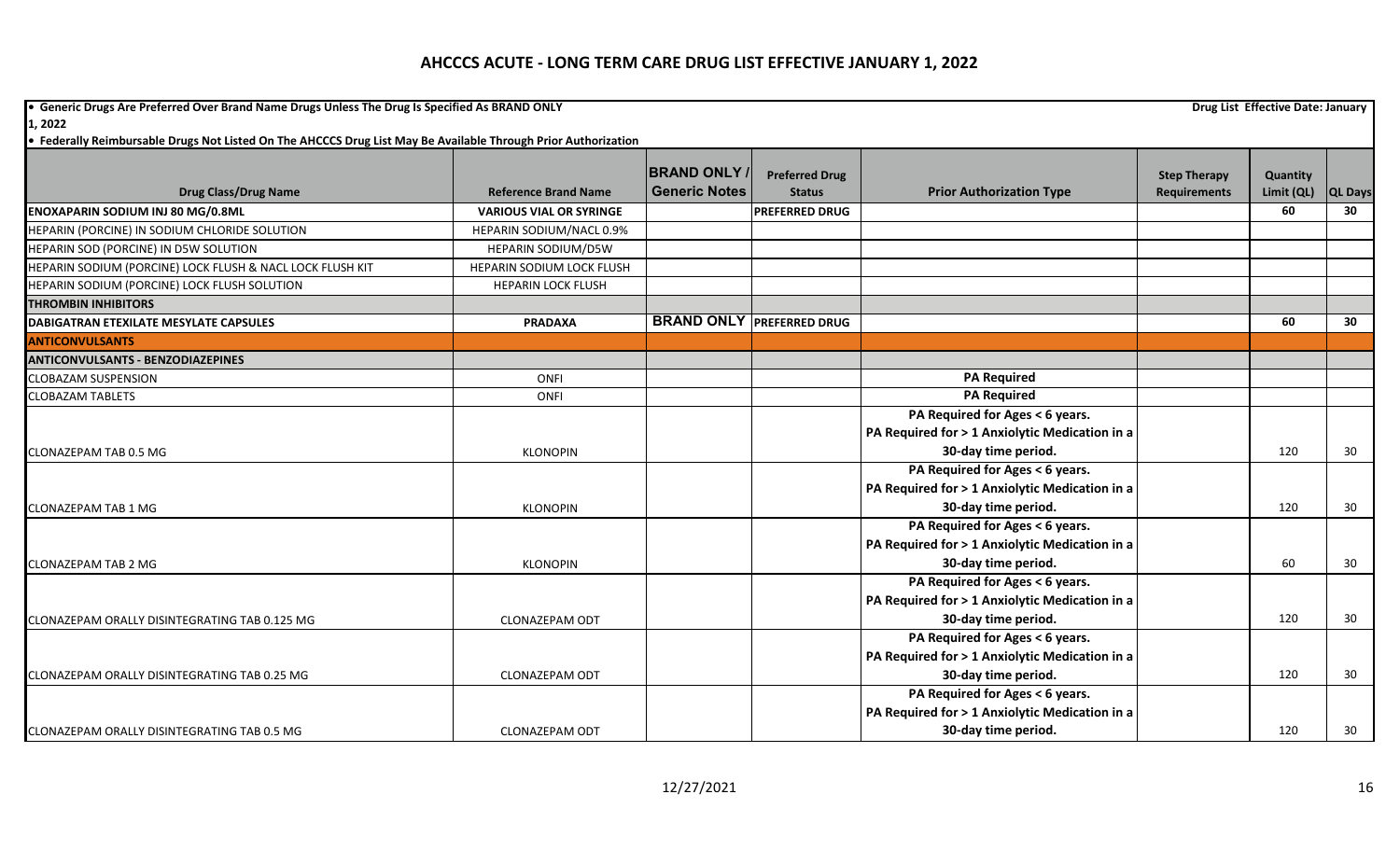# AHCCCS ACUTE - LONG TERM CARE DRUG LIST EFFECTIVE JANUARY 1, 2022

- **Generic Drugs Are Preferred Over Brand Name Drugs Unless The Drug Is Specified As BRAND ONLY**
- **Federally Reimbursable Drugs Not Listed On The AHCCCS Drug List May Be Available Through Prior Authorization**

**Drug List Effective Date: January 1, 2022**

| Drug Class/Drug Name | Reference Brand Name | BRAND ONLY / Generic Notes | Preferred Drug Status | Prior Authorization Type | Step Therapy Requirements | Quantity Limit (QL) | QL Days |
|---|---|---|---|---|---|---|---|
| **ENOXAPARIN SODIUM INJ 80 MG/0.8ML** | **VARIOUS VIAL OR SYRINGE** | | **PREFERRED DRUG** | | | **60** | **30** |
| HEPARIN (PORCINE) IN SODIUM CHLORIDE SOLUTION | HEPARIN SODIUM/NACL 0.9% | | | | | | |
| HEPARIN SOD (PORCINE) IN D5W SOLUTION | HEPARIN SODIUM/D5W | | | | | | |
| HEPARIN SODIUM (PORCINE) LOCK FLUSH & NACL LOCK FLUSH KIT | HEPARIN SODIUM LOCK FLUSH | | | | | | |
| HEPARIN SODIUM (PORCINE) LOCK FLUSH SOLUTION | HEPARIN LOCK FLUSH | | | | | | |
| **THROMBIN INHIBITORS** | | | | | | | |
| **DABIGATRAN ETEXILATE MESYLATE CAPSULES** | **PRADAXA** | **BRAND ONLY** | **PREFERRED DRUG** | | | **60** | **30** |
| **ANTICONVULSANTS** | | | | | | | |
| **ANTICONVULSANTS - BENZODIAZEPINES** | | | | | | | |
| CLOBAZAM SUSPENSION | ONFI | | | **PA Required** | | | |
| CLOBAZAM TABLETS | ONFI | | | **PA Required** | | | |
| CLONAZEPAM TAB 0.5 MG | KLONOPIN | | | **PA Required for Ages < 6 years. PA Required for > 1 Anxiolytic Medication in a 30-day time period.** | | 120 | 30 |
| CLONAZEPAM TAB 1 MG | KLONOPIN | | | **PA Required for Ages < 6 years. PA Required for > 1 Anxiolytic Medication in a 30-day time period.** | | 120 | 30 |
| CLONAZEPAM TAB 2 MG | KLONOPIN | | | **PA Required for Ages < 6 years. PA Required for > 1 Anxiolytic Medication in a 30-day time period.** | | 60 | 30 |
| CLONAZEPAM ORALLY DISINTEGRATING TAB 0.125 MG | CLONAZEPAM ODT | | | **PA Required for Ages < 6 years. PA Required for > 1 Anxiolytic Medication in a 30-day time period.** | | 120 | 30 |
| CLONAZEPAM ORALLY DISINTEGRATING TAB 0.25 MG | CLONAZEPAM ODT | | | **PA Required for Ages < 6 years. PA Required for > 1 Anxiolytic Medication in a 30-day time period.** | | 120 | 30 |
| CLONAZEPAM ORALLY DISINTEGRATING TAB 0.5 MG | CLONAZEPAM ODT | | | **PA Required for Ages < 6 years. PA Required for > 1 Anxiolytic Medication in a 30-day time period.** | | 120 | 30 |

12/27/2021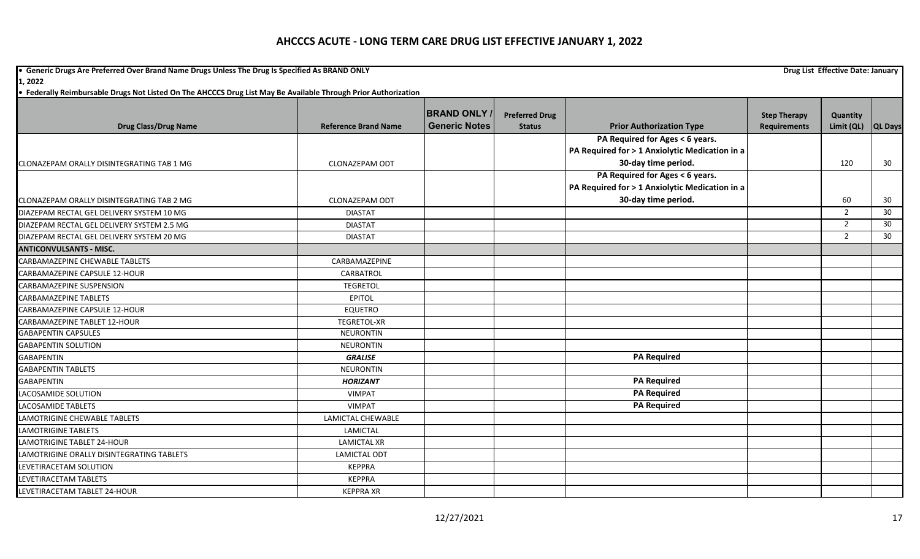# AHCCCS ACUTE - LONG TERM CARE DRUG LIST EFFECTIVE JANUARY 1, 2022

• **Generic Drugs Are Preferred Over Brand Name Drugs Unless The Drug Is Specified As BRAND ONLY** **Drug List Effective Date: January 1, 2022**

• **Federally Reimbursable Drugs Not Listed On The AHCCCS Drug List May Be Available Through Prior Authorization**

| Drug Class/Drug Name | Reference Brand Name | BRAND ONLY / Generic Notes | Preferred Drug Status | Prior Authorization Type | Step Therapy Requirements | Quantity Limit (QL) | QL Days |
|---|---|---|---|---|---|---|---|
| CLONAZEPAM ORALLY DISINTEGRATING TAB 1 MG | CLONAZEPAM ODT | | | **PA Required for Ages < 6 years. PA Required for > 1 Anxiolytic Medication in a 30-day time period.** | | 120 | 30 |
| CLONAZEPAM ORALLY DISINTEGRATING TAB 2 MG | CLONAZEPAM ODT | | | **PA Required for Ages < 6 years. PA Required for > 1 Anxiolytic Medication in a 30-day time period.** | | 60 | 30 |
| DIAZEPAM RECTAL GEL DELIVERY SYSTEM 10 MG | DIASTAT | | | | | 2 | 30 |
| DIAZEPAM RECTAL GEL DELIVERY SYSTEM 2.5 MG | DIASTAT | | | | | 2 | 30 |
| DIAZEPAM RECTAL GEL DELIVERY SYSTEM 20 MG | DIASTAT | | | | | 2 | 30 |
| **ANTICONVULSANTS - MISC.** | | | | | | | |
| CARBAMAZEPINE CHEWABLE TABLETS | CARBAMAZEPINE | | | | | | |
| CARBAMAZEPINE CAPSULE 12-HOUR | CARBATROL | | | | | | |
| CARBAMAZEPINE SUSPENSION | TEGRETOL | | | | | | |
| CARBAMAZEPINE TABLETS | EPITOL | | | | | | |
| CARBAMAZEPINE CAPSULE 12-HOUR | EQUETRO | | | | | | |
| CARBAMAZEPINE TABLET 12-HOUR | TEGRETOL-XR | | | | | | |
| GABAPENTIN CAPSULES | NEURONTIN | | | | | | |
| GABAPENTIN SOLUTION | NEURONTIN | | | | | | |
| GABAPENTIN | ***GRALISE*** | | | **PA Required** | | | |
| GABAPENTIN TABLETS | NEURONTIN | | | | | | |
| GABAPENTIN | ***HORIZANT*** | | | **PA Required** | | | |
| LACOSAMIDE SOLUTION | VIMPAT | | | **PA Required** | | | |
| LACOSAMIDE TABLETS | VIMPAT | | | **PA Required** | | | |
| LAMOTRIGINE CHEWABLE TABLETS | LAMICTAL CHEWABLE | | | | | | |
| LAMOTRIGINE TABLETS | LAMICTAL | | | | | | |
| LAMOTRIGINE TABLET 24-HOUR | LAMICTAL XR | | | | | | |
| LAMOTRIGINE ORALLY DISINTEGRATING TABLETS | LAMICTAL ODT | | | | | | |
| LEVETIRACETAM SOLUTION | KEPPRA | | | | | | |
| LEVETIRACETAM TABLETS | KEPPRA | | | | | | |
| LEVETIRACETAM TABLET 24-HOUR | KEPPRA XR | | | | | | |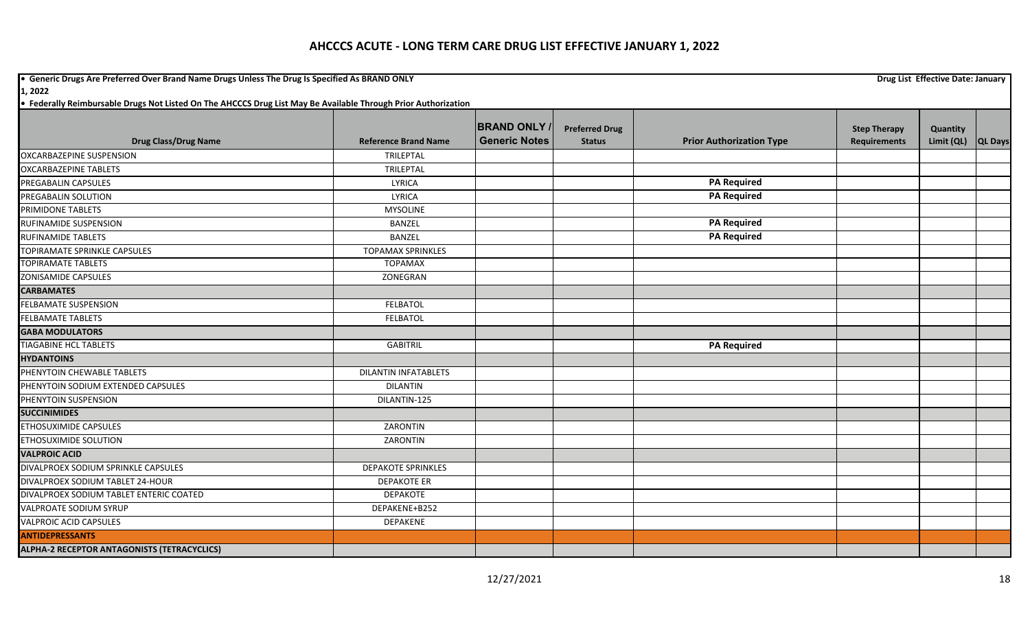# AHCCCS ACUTE - LONG TERM CARE DRUG LIST EFFECTIVE JANUARY 1, 2022

**• Generic Drugs Are Preferred Over Brand Name Drugs Unless The Drug Is Specified As BRAND ONLY** **Drug List Effective Date: January 1, 2022**

**• Federally Reimbursable Drugs Not Listed On The AHCCCS Drug List May Be Available Through Prior Authorization**

| Drug Class/Drug Name | Reference Brand Name | BRAND ONLY / Generic Notes | Preferred Drug Status | Prior Authorization Type | Step Therapy Requirements | Quantity Limit (QL) | QL Days |
|---|---|---|---|---|---|---|---|
| OXCARBAZEPINE SUSPENSION | TRILEPTAL | | | | | | |
| OXCARBAZEPINE TABLETS | TRILEPTAL | | | | | | |
| PREGABALIN CAPSULES | LYRICA | | | **PA Required** | | | |
| PREGABALIN SOLUTION | LYRICA | | | **PA Required** | | | |
| PRIMIDONE TABLETS | MYSOLINE | | | | | | |
| RUFINAMIDE SUSPENSION | BANZEL | | | **PA Required** | | | |
| RUFINAMIDE TABLETS | BANZEL | | | **PA Required** | | | |
| TOPIRAMATE SPRINKLE CAPSULES | TOPAMAX SPRINKLES | | | | | | |
| TOPIRAMATE TABLETS | TOPAMAX | | | | | | |
| ZONISAMIDE CAPSULES | ZONEGRAN | | | | | | |
| **CARBAMATES** | | | | | | | |
| FELBAMATE SUSPENSION | FELBATOL | | | | | | |
| FELBAMATE TABLETS | FELBATOL | | | | | | |
| **GABA MODULATORS** | | | | | | | |
| TIAGABINE HCL TABLETS | GABITRIL | | | **PA Required** | | | |
| **HYDANTOINS** | | | | | | | |
| PHENYTOIN CHEWABLE TABLETS | DILANTIN INFATABLETS | | | | | | |
| PHENYTOIN SODIUM EXTENDED CAPSULES | DILANTIN | | | | | | |
| PHENYTOIN SUSPENSION | DILANTIN-125 | | | | | | |
| **SUCCINIMIDES** | | | | | | | |
| ETHOSUXIMIDE CAPSULES | ZARONTIN | | | | | | |
| ETHOSUXIMIDE SOLUTION | ZARONTIN | | | | | | |
| **VALPROIC ACID** | | | | | | | |
| DIVALPROEX SODIUM SPRINKLE CAPSULES | DEPAKOTE SPRINKLES | | | | | | |
| DIVALPROEX SODIUM TABLET 24-HOUR | DEPAKOTE ER | | | | | | |
| DIVALPROEX SODIUM TABLET ENTERIC COATED | DEPAKOTE | | | | | | |
| VALPROATE SODIUM SYRUP | DEPAKENE+B252 | | | | | | |
| VALPROIC ACID CAPSULES | DEPAKENE | | | | | | |
| **ANTIDEPRESSANTS** | | | | | | | |
| **ALPHA-2 RECEPTOR ANTAGONISTS (TETRACYCLICS)** | | | | | | | |

12/27/2021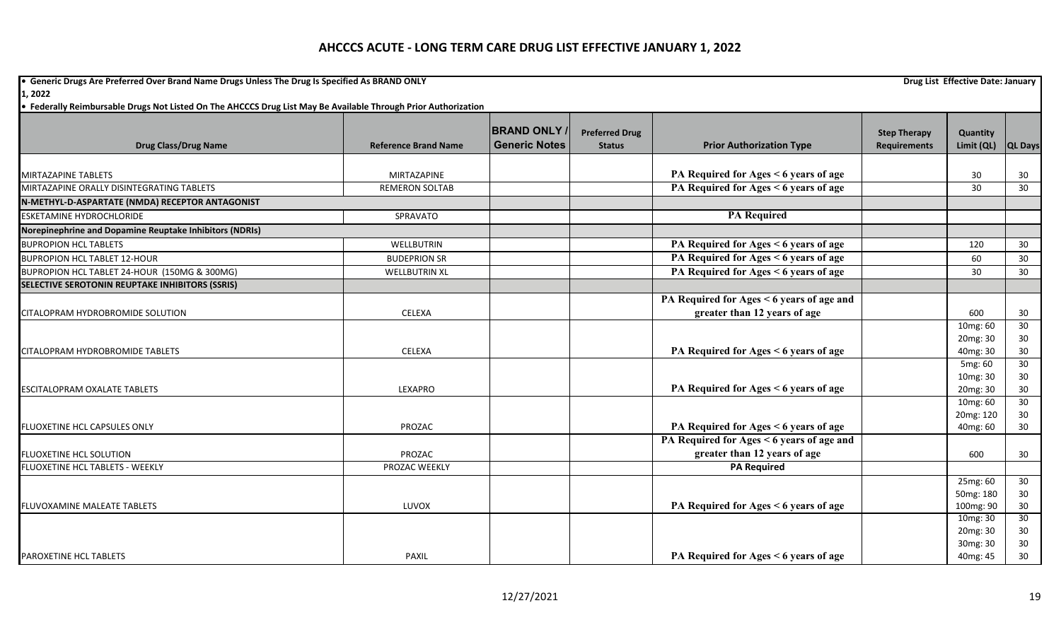# AHCCCS ACUTE - LONG TERM CARE DRUG LIST EFFECTIVE JANUARY 1, 2022

• Generic Drugs Are Preferred Over Brand Name Drugs Unless The Drug Is Specified As BRAND ONLY — Drug List Effective Date: January 1, 2022

• Federally Reimbursable Drugs Not Listed On The AHCCCS Drug List May Be Available Through Prior Authorization

| Drug Class/Drug Name | Reference Brand Name | BRAND ONLY / Generic Notes | Preferred Drug Status | Prior Authorization Type | Step Therapy Requirements | Quantity Limit (QL) | QL Days |
|---|---|---|---|---|---|---|---|
| MIRTAZAPINE TABLETS | MIRTAZAPINE | | | PA Required for Ages < 6 years of age | | 30 | 30 |
| MIRTAZAPINE ORALLY DISINTEGRATING TABLETS | REMERON SOLTAB | | | PA Required for Ages < 6 years of age | | 30 | 30 |
| **N-METHYL-D-ASPARTATE (NMDA) RECEPTOR ANTAGONIST** | | | | | | | |
| ESKETAMINE HYDROCHLORIDE | SPRAVATO | | | PA Required | | | |
| **Norepinephrine and Dopamine Reuptake Inhibitors (NDRIs)** | | | | | | | |
| BUPROPION HCL TABLETS | WELLBUTRIN | | | PA Required for Ages < 6 years of age | | 120 | 30 |
| BUPROPION HCL TABLET 12-HOUR | BUDEPRION SR | | | PA Required for Ages < 6 years of age | | 60 | 30 |
| BUPROPION HCL TABLET 24-HOUR (150MG & 300MG) | WELLBUTRIN XL | | | PA Required for Ages < 6 years of age | | 30 | 30 |
| **SELECTIVE SEROTONIN REUPTAKE INHIBITORS (SSRIS)** | | | | | | | |
| CITALOPRAM HYDROBROMIDE SOLUTION | CELEXA | | | PA Required for Ages < 6 years of age and greater than 12 years of age | | 600 | 30 |
| CITALOPRAM HYDROBROMIDE TABLETS | CELEXA | | | PA Required for Ages < 6 years of age | | 10mg: 60<br>20mg: 30<br>40mg: 30 | 30<br>30<br>30 |
| ESCITALOPRAM OXALATE TABLETS | LEXAPRO | | | PA Required for Ages < 6 years of age | | 5mg: 60<br>10mg: 30<br>20mg: 30 | 30<br>30<br>30 |
| FLUOXETINE HCL CAPSULES ONLY | PROZAC | | | PA Required for Ages < 6 years of age | | 10mg: 60<br>20mg: 120<br>40mg: 60 | 30<br>30<br>30 |
| FLUOXETINE HCL SOLUTION | PROZAC | | | PA Required for Ages < 6 years of age and greater than 12 years of age | | 600 | 30 |
| FLUOXETINE HCL TABLETS - WEEKLY | PROZAC WEEKLY | | | PA Required | | | |
| FLUVOXAMINE MALEATE TABLETS | LUVOX | | | PA Required for Ages < 6 years of age | | 25mg: 60<br>50mg: 180<br>100mg: 90 | 30<br>30<br>30 |
| PAROXETINE HCL TABLETS | PAXIL | | | PA Required for Ages < 6 years of age | | 10mg: 30<br>20mg: 30<br>30mg: 30<br>40mg: 45 | 30<br>30<br>30<br>30 |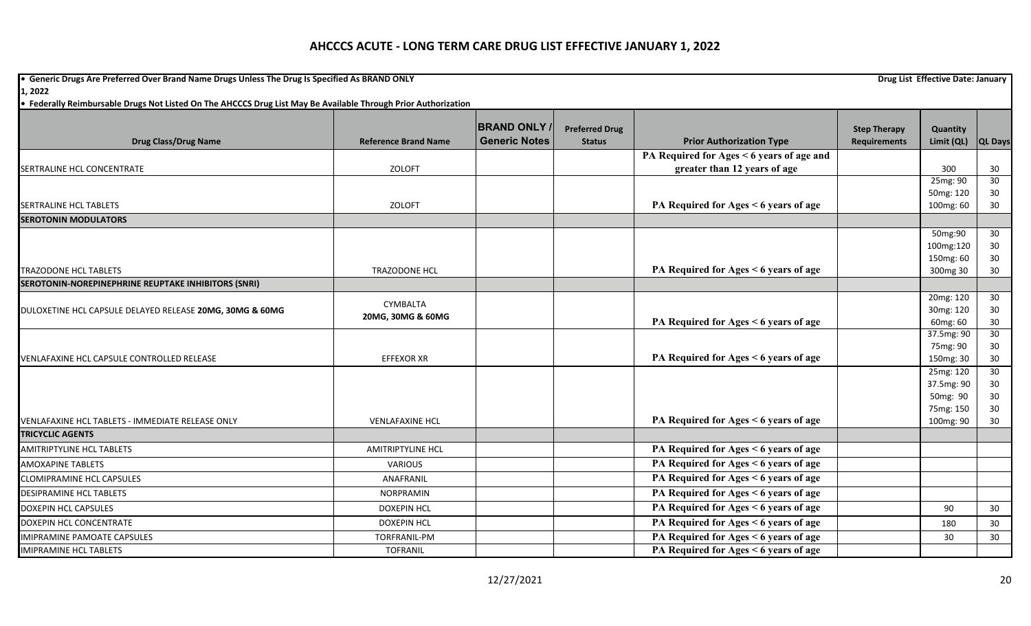# AHCCCS ACUTE - LONG TERM CARE DRUG LIST EFFECTIVE JANUARY 1, 2022

**• Generic Drugs Are Preferred Over Brand Name Drugs Unless The Drug Is Specified As BRAND ONLY** **Drug List Effective Date: January 1, 2022**

**• Federally Reimbursable Drugs Not Listed On The AHCCCS Drug List May Be Available Through Prior Authorization**

| Drug Class/Drug Name | Reference Brand Name | BRAND ONLY / Generic Notes | Preferred Drug Status | Prior Authorization Type | Step Therapy Requirements | Quantity Limit (QL) | QL Days |
|---|---|---|---|---|---|---|---|
| SERTRALINE HCL CONCENTRATE | ZOLOFT | | | PA Required for Ages < 6 years of age and greater than 12 years of age | | 300 | 30 |
| SERTRALINE HCL TABLETS | ZOLOFT | | | PA Required for Ages < 6 years of age | | 25mg: 90<br>50mg: 120<br>100mg: 60 | 30<br>30<br>30 |
| **SEROTONIN MODULATORS** | | | | | | | |
| TRAZODONE HCL TABLETS | TRAZODONE HCL | | | PA Required for Ages < 6 years of age | | 50mg:90<br>100mg:120<br>150mg: 60<br>300mg 30 | 30<br>30<br>30<br>30 |
| **SEROTONIN-NOREPINEPHRINE REUPTAKE INHIBITORS (SNRI)** | | | | | | | |
| DULOXETINE HCL CAPSULE DELAYED RELEASE **20MG, 30MG & 60MG** | CYMBALTA 20MG, 30MG & 60MG | | | PA Required for Ages < 6 years of age | | 20mg: 120<br>30mg: 120<br>60mg: 60 | 30<br>30<br>30 |
| VENLAFAXINE HCL CAPSULE CONTROLLED RELEASE | EFFEXOR XR | | | PA Required for Ages < 6 years of age | | 37.5mg: 90<br>75mg: 90<br>150mg: 30 | 30<br>30<br>30 |
| VENLAFAXINE HCL TABLETS - IMMEDIATE RELEASE ONLY | VENLAFAXINE HCL | | | PA Required for Ages < 6 years of age | | 25mg: 120<br>37.5mg: 90<br>50mg: 90<br>75mg: 150<br>100mg: 90 | 30<br>30<br>30<br>30<br>30 |
| **TRICYCLIC AGENTS** | | | | | | | |
| AMITRIPTYLINE HCL TABLETS | AMITRIPTYLINE HCL | | | PA Required for Ages < 6 years of age | | | |
| AMOXAPINE TABLETS | VARIOUS | | | PA Required for Ages < 6 years of age | | | |
| CLOMIPRAMINE HCL CAPSULES | ANAFRANIL | | | PA Required for Ages < 6 years of age | | | |
| DESIPRAMINE HCL TABLETS | NORPRAMIN | | | PA Required for Ages < 6 years of age | | | |
| DOXEPIN HCL CAPSULES | DOXEPIN HCL | | | PA Required for Ages < 6 years of age | | 90 | 30 |
| DOXEPIN HCL CONCENTRATE | DOXEPIN HCL | | | PA Required for Ages < 6 years of age | | 180 | 30 |
| IMIPRAMINE PAMOATE CAPSULES | TORFRANIL-PM | | | PA Required for Ages < 6 years of age | | 30 | 30 |
| IMIPRAMINE HCL TABLETS | TOFRANIL | | | PA Required for Ages < 6 years of age | | | |

12/27/2021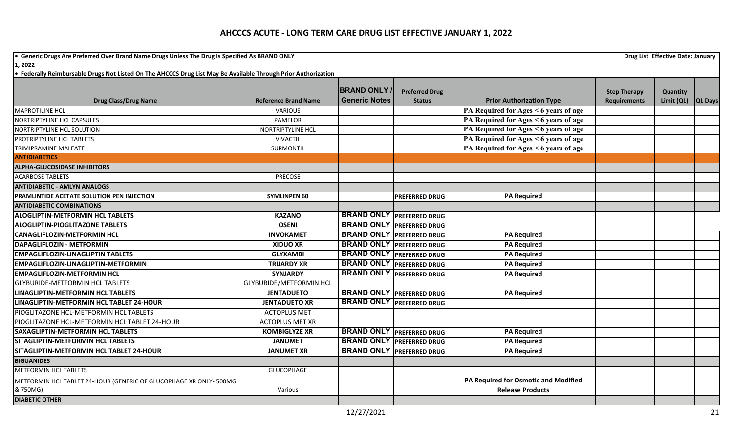## AHCCCS ACUTE - LONG TERM CARE DRUG LIST EFFECTIVE JANUARY 1, 2022

• Generic Drugs Are Preferred Over Brand Name Drugs Unless The Drug Is Specified As BRAND ONLY — Drug List Effective Date: January 1, 2022

• Federally Reimbursable Drugs Not Listed On The AHCCCS Drug List May Be Available Through Prior Authorization

| Drug Class/Drug Name | Reference Brand Name | BRAND ONLY / Generic Notes | Preferred Drug Status | Prior Authorization Type | Step Therapy Requirements | Quantity Limit (QL) | QL Days |
|---|---|---|---|---|---|---|---|
| MAPROTILINE HCL | VARIOUS | | | PA Required for Ages < 6 years of age | | | |
| NORTRIPTYLINE HCL CAPSULES | PAMELOR | | | PA Required for Ages < 6 years of age | | | |
| NORTRIPTYLINE HCL SOLUTION | NORTRIPTYLINE HCL | | | PA Required for Ages < 6 years of age | | | |
| PROTRIPTYLINE HCL TABLETS | VIVACTIL | | | PA Required for Ages < 6 years of age | | | |
| TRIMIPRAMINE MALEATE | SURMONTIL | | | PA Required for Ages < 6 years of age | | | |
| **ANTIDIABETICS** | | | | | | | |
| **ALPHA-GLUCOSIDASE INHIBITORS** | | | | | | | |
| ACARBOSE TABLETS | PRECOSE | | | | | | |
| **ANTIDIABETIC - AMLYN ANALOGS** | | | | | | | |
| **PRAMLINTIDE ACETATE SOLUTION PEN INJECTION** | **SYMLINPEN 60** | | **PREFERRED DRUG** | **PA Required** | | | |
| **ANTIDIABETIC COMBINATIONS** | | | | | | | |
| **ALOGLIPTIN-METFORMIN HCL TABLETS** | **KAZANO** | **BRAND ONLY** | **PREFERRED DRUG** | | | | |
| **ALOGLIPTIN-PIOGLITAZONE TABLETS** | **OSENI** | **BRAND ONLY** | **PREFERRED DRUG** | | | | |
| **CANAGLIFLOZIN-METFORMIN HCL** | **INVOKAMET** | **BRAND ONLY** | **PREFERRED DRUG** | **PA Required** | | | |
| **DAPAGLIFLOZIN - METFORMIN** | **XIDUO XR** | **BRAND ONLY** | **PREFERRED DRUG** | **PA Required** | | | |
| **EMPAGLIFLOZIN-LINAGLIPTIN TABLETS** | **GLYXAMBI** | **BRAND ONLY** | **PREFERRED DRUG** | **PA Required** | | | |
| **EMPAGLIFLOZIN-LINAGLIPTIN-METFORMIN** | **TRIJARDY XR** | **BRAND ONLY** | **PREFERRED DRUG** | **PA Required** | | | |
| **EMPAGLIFLOZIN-METFORMIN HCL** | **SYNJARDY** | **BRAND ONLY** | **PREFERRED DRUG** | **PA Required** | | | |
| GLYBURIDE-METFORMIN HCL TABLETS | GLYBURIDE/METFORMIN HCL | | | | | | |
| **LINAGLIPTIN-METFORMIN HCL TABLETS** | **JENTADUETO** | **BRAND ONLY** | **PREFERRED DRUG** | **PA Required** | | | |
| **LINAGLIPTIN-METFORMIN HCL TABLET 24-HOUR** | **JENTADUETO XR** | **BRAND ONLY** | **PREFERRED DRUG** | | | | |
| PIOGLITAZONE HCL-METFORMIN HCL TABLETS | ACTOPLUS MET | | | | | | |
| PIOGLITAZONE HCL-METFORMIN HCL TABLET 24-HOUR | ACTOPLUS MET XR | | | | | | |
| **SAXAGLIPTIN-METFORMIN HCL TABLETS** | **KOMBIGLYZE XR** | **BRAND ONLY** | **PREFERRED DRUG** | **PA Required** | | | |
| **SITAGLIPTIN-METFORMIN HCL TABLETS** | **JANUMET** | **BRAND ONLY** | **PREFERRED DRUG** | **PA Required** | | | |
| **SITAGLIPTIN-METFORMIN HCL TABLET 24-HOUR** | **JANUMET XR** | **BRAND ONLY** | **PREFERRED DRUG** | **PA Required** | | | |
| **BIGUANIDES** | | | | | | | |
| METFORMIN HCL TABLETS | GLUCOPHAGE | | | | | | |
| METFORMIN HCL TABLET 24-HOUR (GENERIC OF GLUCOPHAGE XR ONLY- 500MG & 750MG) | Various | | | **PA Required for Osmotic and Modified Release Products** | | | |
| **DIABETIC OTHER** | | | | | | | |

12/27/2021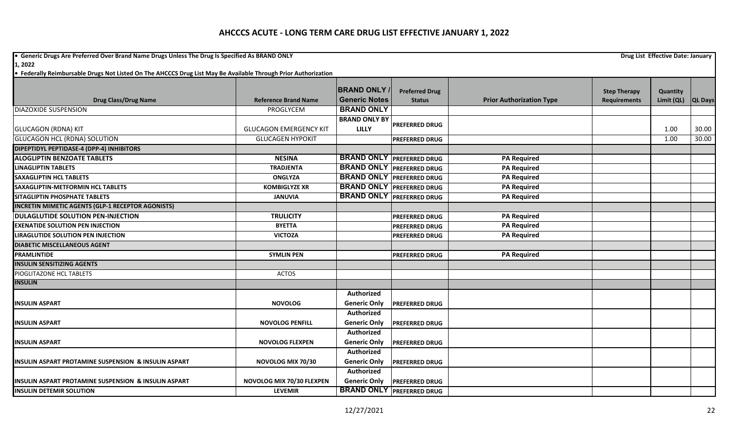# AHCCCS ACUTE - LONG TERM CARE DRUG LIST EFFECTIVE JANUARY 1, 2022

- **Generic Drugs Are Preferred Over Brand Name Drugs Unless The Drug Is Specified As BRAND ONLY**

**Drug List Effective Date: January 1, 2022**

- **Federally Reimbursable Drugs Not Listed On The AHCCCS Drug List May Be Available Through Prior Authorization**

| Drug Class/Drug Name | Reference Brand Name | BRAND ONLY / Generic Notes | Preferred Drug Status | Prior Authorization Type | Step Therapy Requirements | Quantity Limit (QL) | QL Days |
|---|---|---|---|---|---|---|---|
| DIAZOXIDE SUSPENSION | PROGLYCEM | BRAND ONLY | | | | | |
| GLUCAGON (RDNA) KIT | GLUCAGON EMERGENCY KIT | BRAND ONLY BY LILLY | PREFERRED DRUG | | | 1.00 | 30.00 |
| GLUCAGON HCL (RDNA) SOLUTION | GLUCAGEN HYPOKIT | | PREFERRED DRUG | | | 1.00 | 30.00 |
| **DIPEPTIDYL PEPTIDASE-4 (DPP-4) INHIBITORS** | | | | | | | |
| **ALOGLIPTIN BENZOATE TABLETS** | **NESINA** | BRAND ONLY | PREFERRED DRUG | PA Required | | | |
| **LINAGLIPTIN TABLETS** | **TRADJENTA** | BRAND ONLY | PREFERRED DRUG | PA Required | | | |
| **SAXAGLIPTIN HCL TABLETS** | **ONGLYZA** | BRAND ONLY | PREFERRED DRUG | PA Required | | | |
| **SAXAGLIPTIN-METFORMIN HCL TABLETS** | **KOMBIGLYZE XR** | BRAND ONLY | PREFERRED DRUG | PA Required | | | |
| **SITAGLIPTIN PHOSPHATE TABLETS** | **JANUVIA** | BRAND ONLY | PREFERRED DRUG | PA Required | | | |
| **INCRETIN MIMETIC AGENTS (GLP-1 RECEPTOR AGONISTS)** | | | | | | | |
| **DULAGLUTIDE SOLUTION PEN-INJECTION** | **TRULICITY** | | PREFERRED DRUG | PA Required | | | |
| **EXENATIDE SOLUTION PEN INJECTION** | **BYETTA** | | PREFERRED DRUG | PA Required | | | |
| **LIRAGLUTIDE SOLUTION PEN INJECTION** | **VICTOZA** | | PREFERRED DRUG | PA Required | | | |
| **DIABETIC MISCELLANEOUS AGENT** | | | | | | | |
| **PRAMLINTIDE** | **SYMLIN PEN** | | PREFERRED DRUG | PA Required | | | |
| **INSULIN SENSITIZING AGENTS** | | | | | | | |
| PIOGLITAZONE HCL TABLETS | ACTOS | | | | | | |
| **INSULIN** | | | | | | | |
| **INSULIN ASPART** | **NOVOLOG** | Authorized Generic Only | PREFERRED DRUG | | | | |
| **INSULIN ASPART** | **NOVOLOG PENFILL** | Authorized Generic Only | PREFERRED DRUG | | | | |
| **INSULIN ASPART** | **NOVOLOG FLEXPEN** | Authorized Generic Only | PREFERRED DRUG | | | | |
| **INSULIN ASPART PROTAMINE SUSPENSION & INSULIN ASPART** | **NOVOLOG MIX 70/30** | Authorized Generic Only | PREFERRED DRUG | | | | |
| **INSULIN ASPART PROTAMINE SUSPENSION & INSULIN ASPART** | **NOVOLOG MIX 70/30 FLEXPEN** | Authorized Generic Only | PREFERRED DRUG | | | | |
| **INSULIN DETEMIR SOLUTION** | **LEVEMIR** | BRAND ONLY | PREFERRED DRUG | | | | |

12/27/2021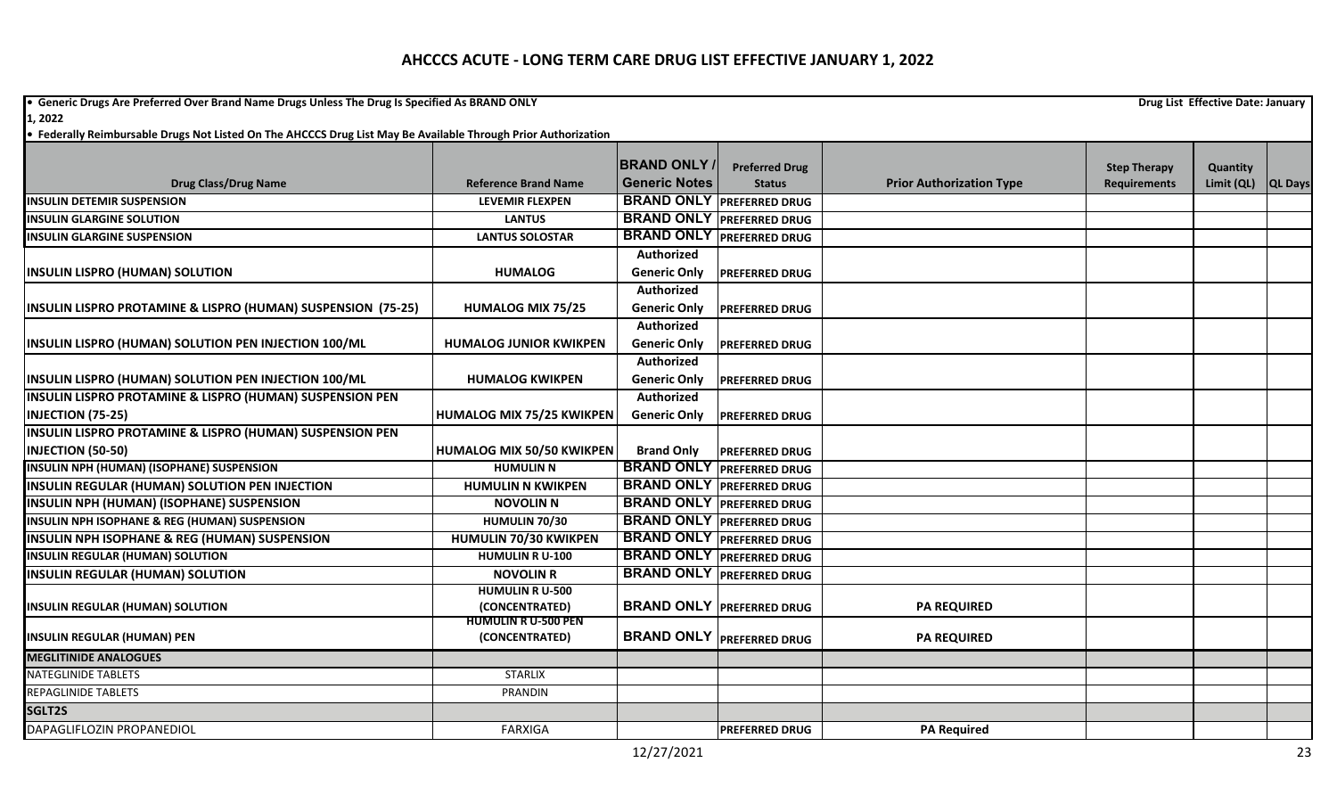# AHCCCS ACUTE - LONG TERM CARE DRUG LIST EFFECTIVE JANUARY 1, 2022

• Generic Drugs Are Preferred Over Brand Name Drugs Unless The Drug Is Specified As BRAND ONLY

Drug List Effective Date: January 1, 2022

• Federally Reimbursable Drugs Not Listed On The AHCCCS Drug List May Be Available Through Prior Authorization

| Drug Class/Drug Name | Reference Brand Name | BRAND ONLY / Generic Notes | Preferred Drug Status | Prior Authorization Type | Step Therapy Requirements | Quantity Limit (QL) | QL Days |
|---|---|---|---|---|---|---|---|
| **INSULIN DETEMIR SUSPENSION** | **LEVEMIR FLEXPEN** | **BRAND ONLY** | **PREFERRED DRUG** | | | | |
| **INSULIN GLARGINE SOLUTION** | **LANTUS** | **BRAND ONLY** | **PREFERRED DRUG** | | | | |
| **INSULIN GLARGINE SUSPENSION** | **LANTUS SOLOSTAR** | **BRAND ONLY** | **PREFERRED DRUG** | | | | |
| **INSULIN LISPRO (HUMAN) SOLUTION** | **HUMALOG** | **Authorized Generic Only** | **PREFERRED DRUG** | | | | |
| **INSULIN LISPRO PROTAMINE & LISPRO (HUMAN) SUSPENSION (75-25)** | **HUMALOG MIX 75/25** | **Authorized Generic Only** | **PREFERRED DRUG** | | | | |
| **INSULIN LISPRO (HUMAN) SOLUTION PEN INJECTION 100/ML** | **HUMALOG JUNIOR KWIKPEN** | **Authorized Generic Only** | **PREFERRED DRUG** | | | | |
| **INSULIN LISPRO (HUMAN) SOLUTION PEN INJECTION 100/ML** | **HUMALOG KWIKPEN** | **Authorized Generic Only** | **PREFERRED DRUG** | | | | |
| **INSULIN LISPRO PROTAMINE & LISPRO (HUMAN) SUSPENSION PEN INJECTION (75-25)** | **HUMALOG MIX 75/25 KWIKPEN** | **Authorized Generic Only** | **PREFERRED DRUG** | | | | |
| **INSULIN LISPRO PROTAMINE & LISPRO (HUMAN) SUSPENSION PEN INJECTION (50-50)** | **HUMALOG MIX 50/50 KWIKPEN** | **Brand Only** | **PREFERRED DRUG** | | | | |
| **INSULIN NPH (HUMAN) (ISOPHANE) SUSPENSION** | **HUMULIN N** | **BRAND ONLY** | **PREFERRED DRUG** | | | | |
| **INSULIN REGULAR (HUMAN) SOLUTION PEN INJECTION** | **HUMULIN N KWIKPEN** | **BRAND ONLY** | **PREFERRED DRUG** | | | | |
| **INSULIN NPH (HUMAN) (ISOPHANE) SUSPENSION** | **NOVOLIN N** | **BRAND ONLY** | **PREFERRED DRUG** | | | | |
| **INSULIN NPH ISOPHANE & REG (HUMAN) SUSPENSION** | **HUMULIN 70/30** | **BRAND ONLY** | **PREFERRED DRUG** | | | | |
| **INSULIN NPH ISOPHANE & REG (HUMAN) SUSPENSION** | **HUMULIN 70/30 KWIKPEN** | **BRAND ONLY** | **PREFERRED DRUG** | | | | |
| **INSULIN REGULAR (HUMAN) SOLUTION** | **HUMULIN R U-100** | **BRAND ONLY** | **PREFERRED DRUG** | | | | |
| **INSULIN REGULAR (HUMAN) SOLUTION** | **NOVOLIN R** | **BRAND ONLY** | **PREFERRED DRUG** | | | | |
| **INSULIN REGULAR (HUMAN) SOLUTION** | **HUMULIN R U-500 (CONCENTRATED)** | **BRAND ONLY** | **PREFERRED DRUG** | **PA REQUIRED** | | | |
| **INSULIN REGULAR (HUMAN) PEN** | **HUMULIN R U-500 PEN (CONCENTRATED)** | **BRAND ONLY** | **PREFERRED DRUG** | **PA REQUIRED** | | | |
| **MEGLITINIDE ANALOGUES** | | | | | | | |
| NATEGLINIDE TABLETS | STARLIX | | | | | | |
| REPAGLINIDE TABLETS | PRANDIN | | | | | | |
| **SGLT2S** | | | | | | | |
| DAPAGLIFLOZIN PROPANEDIOL | FARXIGA | | **PREFERRED DRUG** | **PA Required** | | | |

12/27/2021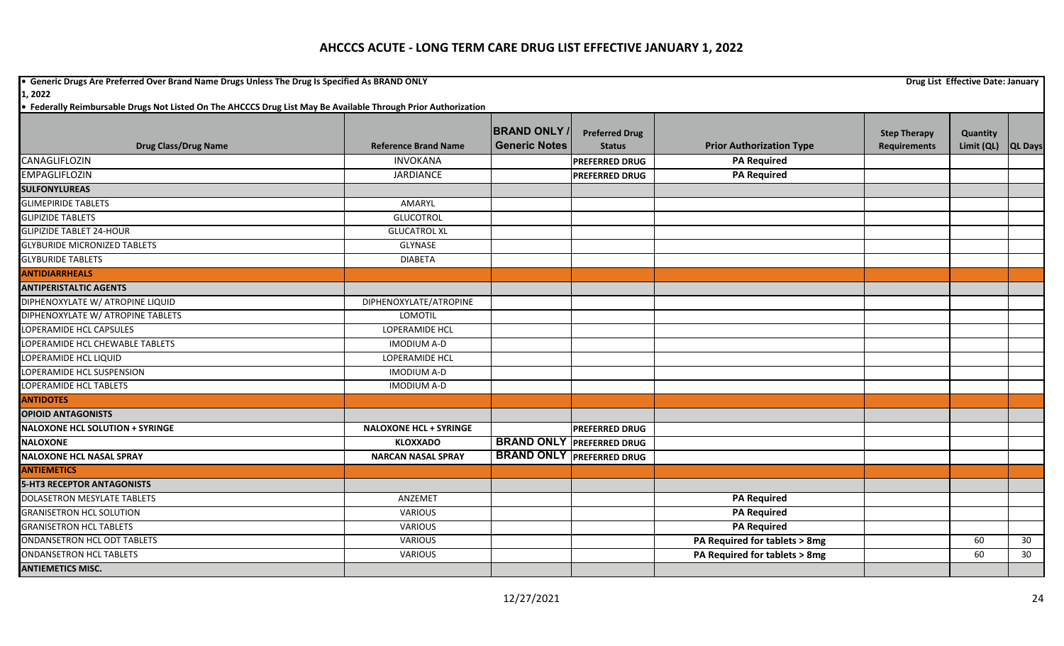# AHCCCS ACUTE - LONG TERM CARE DRUG LIST EFFECTIVE JANUARY 1, 2022

- **Generic Drugs Are Preferred Over Brand Name Drugs Unless The Drug Is Specified As BRAND ONLY**
- **Federally Reimbursable Drugs Not Listed On The AHCCCS Drug List May Be Available Through Prior Authorization**

**Drug List Effective Date: January 1, 2022**

| Drug Class/Drug Name | Reference Brand Name | BRAND ONLY / Generic Notes | Preferred Drug Status | Prior Authorization Type | Step Therapy Requirements | Quantity Limit (QL) | QL Days |
|---|---|---|---|---|---|---|---|
| CANAGLIFLOZIN | INVOKANA | | PREFERRED DRUG | PA Required | | | |
| EMPAGLIFLOZIN | JARDIANCE | | PREFERRED DRUG | PA Required | | | |
| **SULFONYLUREAS** | | | | | | | |
| GLIMEPIRIDE TABLETS | AMARYL | | | | | | |
| GLIPIZIDE TABLETS | GLUCOTROL | | | | | | |
| GLIPIZIDE TABLET 24-HOUR | GLUCATROL XL | | | | | | |
| GLYBURIDE MICRONIZED TABLETS | GLYNASE | | | | | | |
| GLYBURIDE TABLETS | DIABETA | | | | | | |
| **ANTIDIARRHEALS** | | | | | | | |
| **ANTIPERISTALTIC AGENTS** | | | | | | | |
| DIPHENOXYLATE W/ ATROPINE LIQUID | DIPHENOXYLATE/ATROPINE | | | | | | |
| DIPHENOXYLATE W/ ATROPINE TABLETS | LOMOTIL | | | | | | |
| LOPERAMIDE HCL CAPSULES | LOPERAMIDE HCL | | | | | | |
| LOPERAMIDE HCL CHEWABLE TABLETS | IMODIUM A-D | | | | | | |
| LOPERAMIDE HCL LIQUID | LOPERAMIDE HCL | | | | | | |
| LOPERAMIDE HCL SUSPENSION | IMODIUM A-D | | | | | | |
| LOPERAMIDE HCL TABLETS | IMODIUM A-D | | | | | | |
| **ANTIDOTES** | | | | | | | |
| **OPIOID ANTAGONISTS** | | | | | | | |
| **NALOXONE HCL SOLUTION + SYRINGE** | **NALOXONE HCL + SYRINGE** | | PREFERRED DRUG | | | | |
| **NALOXONE** | **KLOXXADO** | BRAND ONLY | PREFERRED DRUG | | | | |
| **NALOXONE HCL NASAL SPRAY** | **NARCAN NASAL SPRAY** | BRAND ONLY | PREFERRED DRUG | | | | |
| **ANTIEMETICS** | | | | | | | |
| **5-HT3 RECEPTOR ANTAGONISTS** | | | | | | | |
| DOLASETRON MESYLATE TABLETS | ANZEMET | | | PA Required | | | |
| GRANISETRON HCL SOLUTION | VARIOUS | | | PA Required | | | |
| GRANISETRON HCL TABLETS | VARIOUS | | | PA Required | | | |
| ONDANSETRON HCL ODT TABLETS | VARIOUS | | | PA Required for tablets > 8mg | | 60 | 30 |
| ONDANSETRON HCL TABLETS | VARIOUS | | | PA Required for tablets > 8mg | | 60 | 30 |
| **ANTIEMETICS MISC.** | | | | | | | |

12/27/2021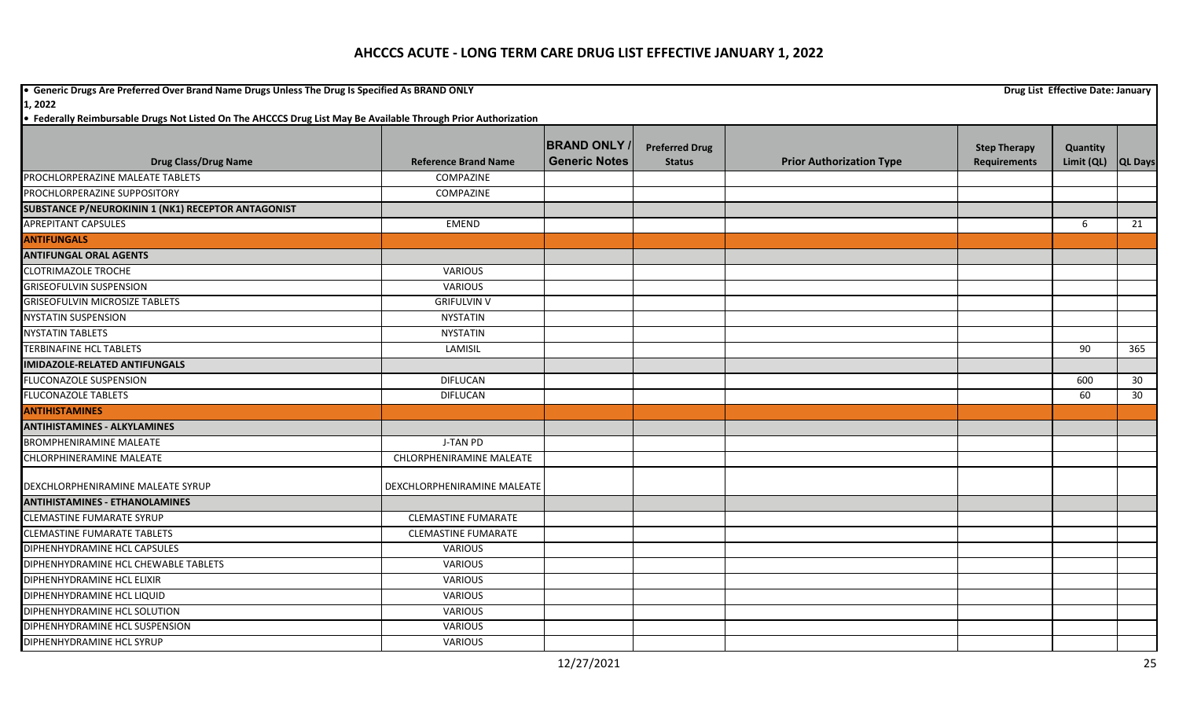# AHCCCS ACUTE - LONG TERM CARE DRUG LIST EFFECTIVE JANUARY 1, 2022

- **Generic Drugs Are Preferred Over Brand Name Drugs Unless The Drug Is Specified As BRAND ONLY**
- **Federally Reimbursable Drugs Not Listed On The AHCCCS Drug List May Be Available Through Prior Authorization**

**Drug List Effective Date: January 1, 2022**

| Drug Class/Drug Name | Reference Brand Name | BRAND ONLY / Generic Notes | Preferred Drug Status | Prior Authorization Type | Step Therapy Requirements | Quantity Limit (QL) | QL Days |
|---|---|---|---|---|---|---|---|
| PROCHLORPERAZINE MALEATE TABLETS | COMPAZINE | | | | | | |
| PROCHLORPERAZINE SUPPOSITORY | COMPAZINE | | | | | | |
| **SUBSTANCE P/NEUROKININ 1 (NK1) RECEPTOR ANTAGONIST** | | | | | | | |
| APREPITANT CAPSULES | EMEND | | | | | 6 | 21 |
| **ANTIFUNGALS** | | | | | | | |
| **ANTIFUNGAL ORAL AGENTS** | | | | | | | |
| CLOTRIMAZOLE TROCHE | VARIOUS | | | | | | |
| GRISEOFULVIN SUSPENSION | VARIOUS | | | | | | |
| GRISEOFULVIN MICROSIZE TABLETS | GRIFULVIN V | | | | | | |
| NYSTATIN SUSPENSION | NYSTATIN | | | | | | |
| NYSTATIN TABLETS | NYSTATIN | | | | | | |
| TERBINAFINE HCL TABLETS | LAMISIL | | | | | 90 | 365 |
| **IMIDAZOLE-RELATED ANTIFUNGALS** | | | | | | | |
| FLUCONAZOLE SUSPENSION | DIFLUCAN | | | | | 600 | 30 |
| FLUCONAZOLE TABLETS | DIFLUCAN | | | | | 60 | 30 |
| **ANTIHISTAMINES** | | | | | | | |
| **ANTIHISTAMINES - ALKYLAMINES** | | | | | | | |
| BROMPHENIRAMINE MALEATE | J-TAN PD | | | | | | |
| CHLORPHINERAMINE MALEATE | CHLORPHENIRAMINE MALEATE | | | | | | |
| DEXCHLORPHENIRAMINE MALEATE SYRUP | DEXCHLORPHENIRAMINE MALEATE | | | | | | |
| **ANTIHISTAMINES - ETHANOLAMINES** | | | | | | | |
| CLEMASTINE FUMARATE SYRUP | CLEMASTINE FUMARATE | | | | | | |
| CLEMASTINE FUMARATE TABLETS | CLEMASTINE FUMARATE | | | | | | |
| DIPHENHYDRAMINE HCL CAPSULES | VARIOUS | | | | | | |
| DIPHENHYDRAMINE HCL CHEWABLE TABLETS | VARIOUS | | | | | | |
| DIPHENHYDRAMINE HCL ELIXIR | VARIOUS | | | | | | |
| DIPHENHYDRAMINE HCL LIQUID | VARIOUS | | | | | | |
| DIPHENHYDRAMINE HCL SOLUTION | VARIOUS | | | | | | |
| DIPHENHYDRAMINE HCL SUSPENSION | VARIOUS | | | | | | |
| DIPHENHYDRAMINE HCL SYRUP | VARIOUS | | | | | | |

12/27/2021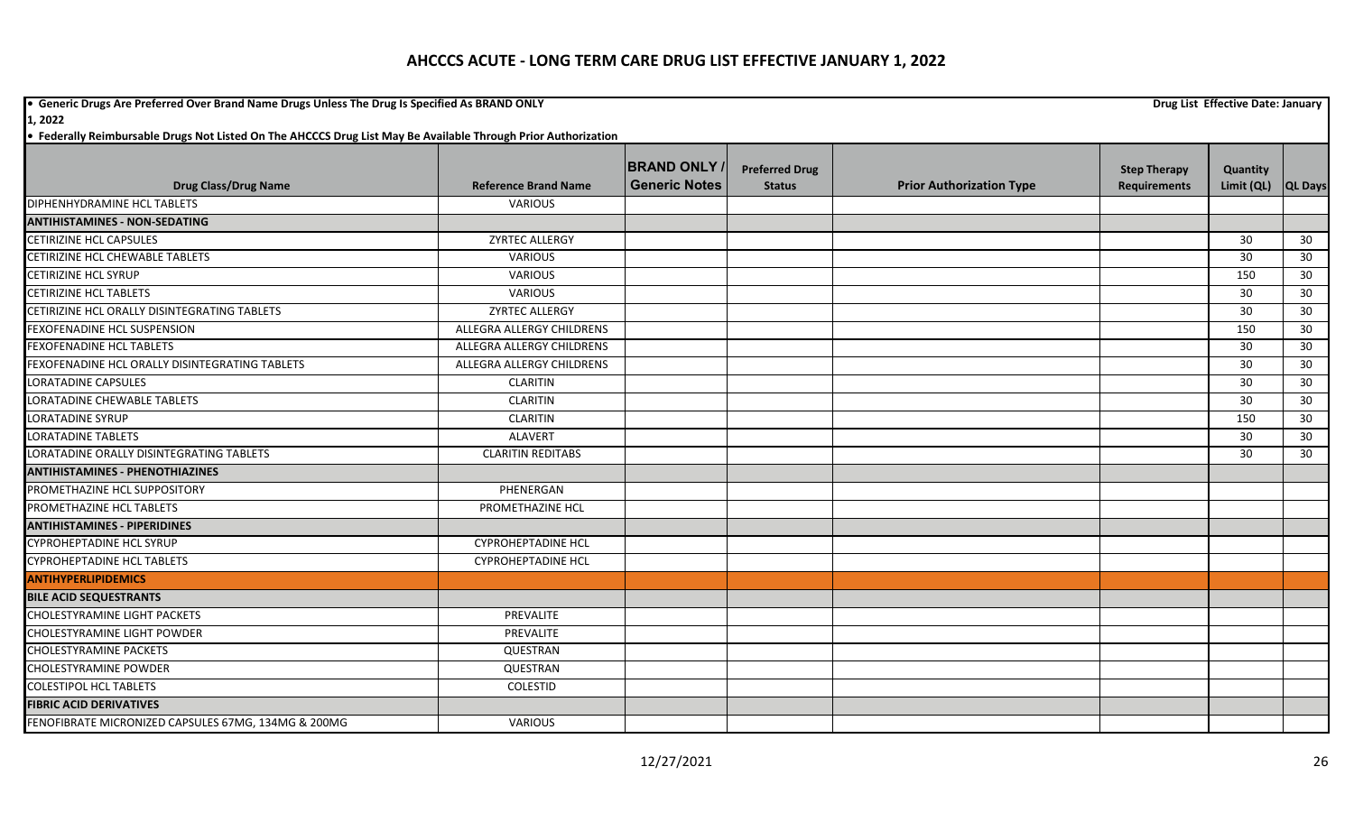# AHCCCS ACUTE - LONG TERM CARE DRUG LIST EFFECTIVE JANUARY 1, 2022

- **Generic Drugs Are Preferred Over Brand Name Drugs Unless The Drug Is Specified As BRAND ONLY** **Drug List Effective Date: January 1, 2022**
- **Federally Reimbursable Drugs Not Listed On The AHCCCS Drug List May Be Available Through Prior Authorization**

| Drug Class/Drug Name | Reference Brand Name | BRAND ONLY / Generic Notes | Preferred Drug Status | Prior Authorization Type | Step Therapy Requirements | Quantity Limit (QL) | QL Days |
|---|---|---|---|---|---|---|---|
| DIPHENHYDRAMINE HCL TABLETS | VARIOUS | | | | | | |
| **ANTIHISTAMINES - NON-SEDATING** | | | | | | | |
| CETIRIZINE HCL CAPSULES | ZYRTEC ALLERGY | | | | | 30 | 30 |
| CETIRIZINE HCL CHEWABLE TABLETS | VARIOUS | | | | | 30 | 30 |
| CETIRIZINE HCL SYRUP | VARIOUS | | | | | 150 | 30 |
| CETIRIZINE HCL TABLETS | VARIOUS | | | | | 30 | 30 |
| CETIRIZINE HCL ORALLY DISINTEGRATING TABLETS | ZYRTEC ALLERGY | | | | | 30 | 30 |
| FEXOFENADINE HCL SUSPENSION | ALLEGRA ALLERGY CHILDRENS | | | | | 150 | 30 |
| FEXOFENADINE HCL TABLETS | ALLEGRA ALLERGY CHILDRENS | | | | | 30 | 30 |
| FEXOFENADINE HCL ORALLY DISINTEGRATING TABLETS | ALLEGRA ALLERGY CHILDRENS | | | | | 30 | 30 |
| LORATADINE CAPSULES | CLARITIN | | | | | 30 | 30 |
| LORATADINE CHEWABLE TABLETS | CLARITIN | | | | | 30 | 30 |
| LORATADINE SYRUP | CLARITIN | | | | | 150 | 30 |
| LORATADINE TABLETS | ALAVERT | | | | | 30 | 30 |
| LORATADINE ORALLY DISINTEGRATING TABLETS | CLARITIN REDITABS | | | | | 30 | 30 |
| **ANTIHISTAMINES - PHENOTHIAZINES** | | | | | | | |
| PROMETHAZINE HCL SUPPOSITORY | PHENERGAN | | | | | | |
| PROMETHAZINE HCL TABLETS | PROMETHAZINE HCL | | | | | | |
| **ANTIHISTAMINES - PIPERIDINES** | | | | | | | |
| CYPROHEPTADINE HCL SYRUP | CYPROHEPTADINE HCL | | | | | | |
| CYPROHEPTADINE HCL TABLETS | CYPROHEPTADINE HCL | | | | | | |
| **ANTIHYPERLIPIDEMICS** | | | | | | | |
| **BILE ACID SEQUESTRANTS** | | | | | | | |
| CHOLESTYRAMINE LIGHT PACKETS | PREVALITE | | | | | | |
| CHOLESTYRAMINE LIGHT POWDER | PREVALITE | | | | | | |
| CHOLESTYRAMINE PACKETS | QUESTRAN | | | | | | |
| CHOLESTYRAMINE POWDER | QUESTRAN | | | | | | |
| COLESTIPOL HCL TABLETS | COLESTID | | | | | | |
| **FIBRIC ACID DERIVATIVES** | | | | | | | |
| FENOFIBRATE MICRONIZED CAPSULES 67MG, 134MG & 200MG | VARIOUS | | | | | | |

12/27/2021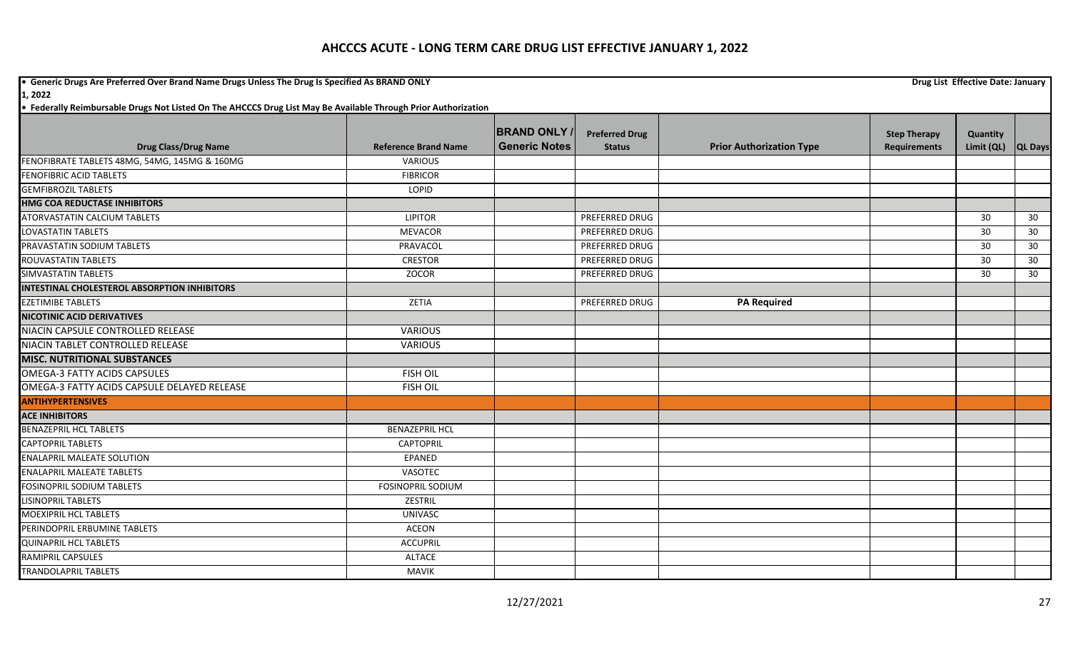# AHCCCS ACUTE - LONG TERM CARE DRUG LIST EFFECTIVE JANUARY 1, 2022

- **Generic Drugs Are Preferred Over Brand Name Drugs Unless The Drug Is Specified As BRAND ONLY**
- **Federally Reimbursable Drugs Not Listed On The AHCCCS Drug List May Be Available Through Prior Authorization**

**Drug List Effective Date: January 1, 2022**

| Drug Class/Drug Name | Reference Brand Name | BRAND ONLY / Generic Notes | Preferred Drug Status | Prior Authorization Type | Step Therapy Requirements | Quantity Limit (QL) | QL Days |
|---|---|---|---|---|---|---|---|
| FENOFIBRATE TABLETS 48MG, 54MG, 145MG & 160MG | VARIOUS | | | | | | |
| FENOFIBRIC ACID TABLETS | FIBRICOR | | | | | | |
| GEMFIBROZIL TABLETS | LOPID | | | | | | |
| **HMG COA REDUCTASE INHIBITORS** | | | | | | | |
| ATORVASTATIN CALCIUM TABLETS | LIPITOR | | PREFERRED DRUG | | | 30 | 30 |
| LOVASTATIN TABLETS | MEVACOR | | PREFERRED DRUG | | | 30 | 30 |
| PRAVASTATIN SODIUM TABLETS | PRAVACOL | | PREFERRED DRUG | | | 30 | 30 |
| ROUVASTATIN TABLETS | CRESTOR | | PREFERRED DRUG | | | 30 | 30 |
| SIMVASTATIN TABLETS | ZOCOR | | PREFERRED DRUG | | | 30 | 30 |
| **INTESTINAL CHOLESTEROL ABSORPTION INHIBITORS** | | | | | | | |
| EZETIMIBE TABLETS | ZETIA | | PREFERRED DRUG | **PA Required** | | | |
| **NICOTINIC ACID DERIVATIVES** | | | | | | | |
| NIACIN CAPSULE CONTROLLED RELEASE | VARIOUS | | | | | | |
| NIACIN TABLET CONTROLLED RELEASE | VARIOUS | | | | | | |
| **MISC. NUTRITIONAL SUBSTANCES** | | | | | | | |
| OMEGA-3 FATTY ACIDS CAPSULES | FISH OIL | | | | | | |
| OMEGA-3 FATTY ACIDS CAPSULE DELAYED RELEASE | FISH OIL | | | | | | |
| **ANTIHYPERTENSIVES** | | | | | | | |
| **ACE INHIBITORS** | | | | | | | |
| BENAZEPRIL HCL TABLETS | BENAZEPRIL HCL | | | | | | |
| CAPTOPRIL TABLETS | CAPTOPRIL | | | | | | |
| ENALAPRIL MALEATE SOLUTION | EPANED | | | | | | |
| ENALAPRIL MALEATE TABLETS | VASOTEC | | | | | | |
| FOSINOPRIL SODIUM TABLETS | FOSINOPRIL SODIUM | | | | | | |
| LISINOPRIL TABLETS | ZESTRIL | | | | | | |
| MOEXIPRIL HCL TABLETS | UNIVASC | | | | | | |
| PERINDOPRIL ERBUMINE TABLETS | ACEON | | | | | | |
| QUINAPRIL HCL TABLETS | ACCUPRIL | | | | | | |
| RAMIPRIL CAPSULES | ALTACE | | | | | | |
| TRANDOLAPRIL TABLETS | MAVIK | | | | | | |

12/27/2021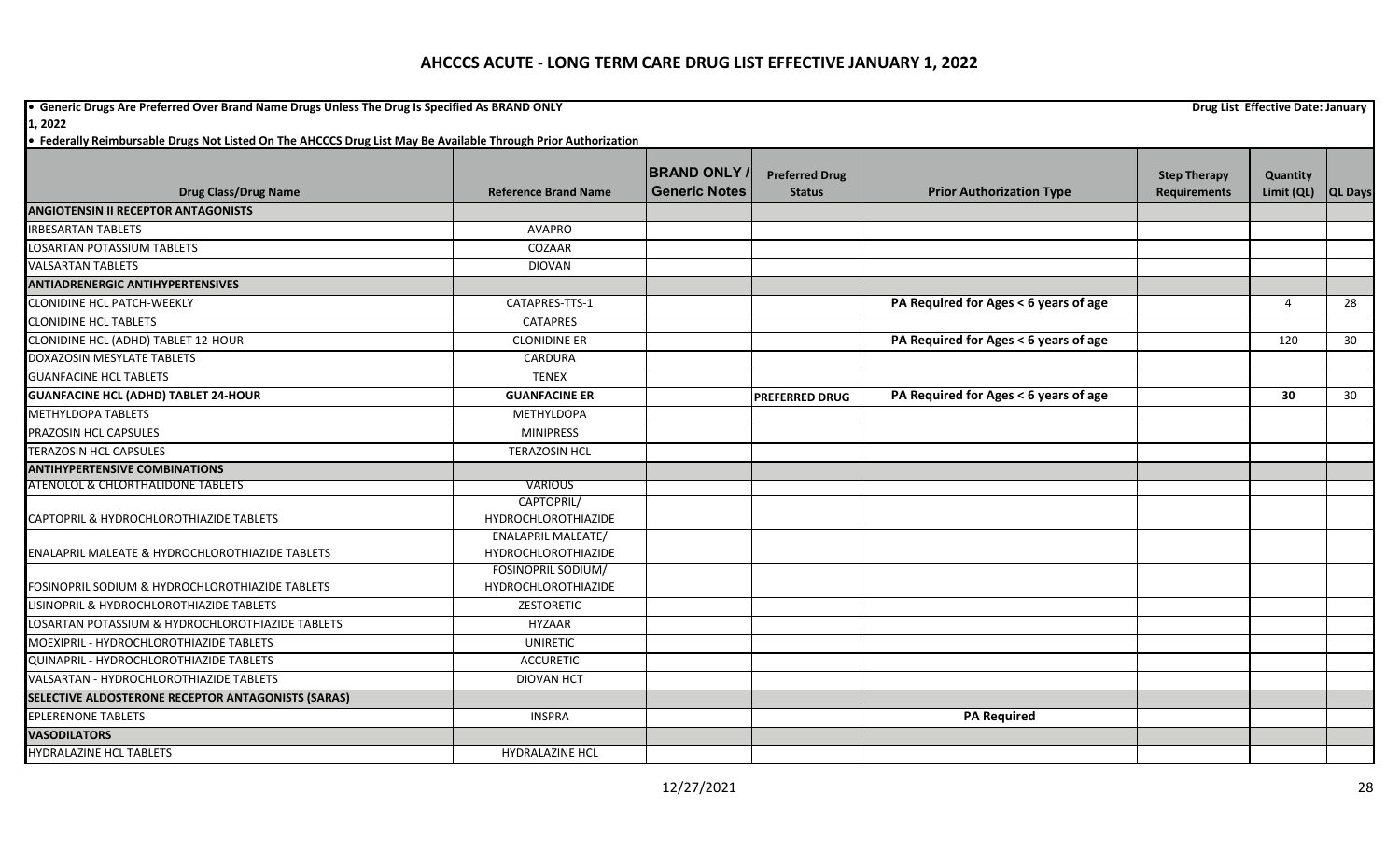# AHCCCS ACUTE - LONG TERM CARE DRUG LIST EFFECTIVE JANUARY 1, 2022

- **Generic Drugs Are Preferred Over Brand Name Drugs Unless The Drug Is Specified As BRAND ONLY** — **Drug List Effective Date: January 1, 2022**
- **Federally Reimbursable Drugs Not Listed On The AHCCCS Drug List May Be Available Through Prior Authorization**

| Drug Class/Drug Name | Reference Brand Name | BRAND ONLY / Generic Notes | Preferred Drug Status | Prior Authorization Type | Step Therapy Requirements | Quantity Limit (QL) | QL Days |
|---|---|---|---|---|---|---|---|
| **ANGIOTENSIN II RECEPTOR ANTAGONISTS** | | | | | | | |
| IRBESARTAN TABLETS | AVAPRO | | | | | | |
| LOSARTAN POTASSIUM TABLETS | COZAAR | | | | | | |
| VALSARTAN TABLETS | DIOVAN | | | | | | |
| **ANTIADRENERGIC ANTIHYPERTENSIVES** | | | | | | | |
| CLONIDINE HCL PATCH-WEEKLY | CATAPRES-TTS-1 | | | **PA Required for Ages < 6 years of age** | | 4 | 28 |
| CLONIDINE HCL TABLETS | CATAPRES | | | | | | |
| CLONIDINE HCL (ADHD) TABLET 12-HOUR | CLONIDINE ER | | | **PA Required for Ages < 6 years of age** | | 120 | 30 |
| DOXAZOSIN MESYLATE TABLETS | CARDURA | | | | | | |
| GUANFACINE HCL TABLETS | TENEX | | | | | | |
| **GUANFACINE HCL (ADHD) TABLET 24-HOUR** | **GUANFACINE ER** | | **PREFERRED DRUG** | **PA Required for Ages < 6 years of age** | | **30** | 30 |
| METHYLDOPA TABLETS | METHYLDOPA | | | | | | |
| PRAZOSIN HCL CAPSULES | MINIPRESS | | | | | | |
| TERAZOSIN HCL CAPSULES | TERAZOSIN HCL | | | | | | |
| **ANTIHYPERTENSIVE COMBINATIONS** | | | | | | | |
| ATENOLOL & CHLORTHALIDONE TABLETS | VARIOUS | | | | | | |
| CAPTOPRIL & HYDROCHLOROTHIAZIDE TABLETS | CAPTOPRIL/ HYDROCHLOROTHIAZIDE | | | | | | |
| ENALAPRIL MALEATE & HYDROCHLOROTHIAZIDE TABLETS | ENALAPRIL MALEATE/ HYDROCHLOROTHIAZIDE | | | | | | |
| FOSINOPRIL SODIUM & HYDROCHLOROTHIAZIDE TABLETS | FOSINOPRIL SODIUM/ HYDROCHLOROTHIAZIDE | | | | | | |
| LISINOPRIL & HYDROCHLOROTHIAZIDE TABLETS | ZESTORETIC | | | | | | |
| LOSARTAN POTASSIUM & HYDROCHLOROTHIAZIDE TABLETS | HYZAAR | | | | | | |
| MOEXIPRIL - HYDROCHLOROTHIAZIDE TABLETS | UNIRETIC | | | | | | |
| QUINAPRIL - HYDROCHLOROTHIAZIDE TABLETS | ACCURETIC | | | | | | |
| VALSARTAN - HYDROCHLOROTHIAZIDE TABLETS | DIOVAN HCT | | | | | | |
| **SELECTIVE ALDOSTERONE RECEPTOR ANTAGONISTS (SARAS)** | | | | | | | |
| EPLERENONE TABLETS | INSPRA | | | **PA Required** | | | |
| **VASODILATORS** | | | | | | | |
| HYDRALAZINE HCL TABLETS | HYDRALAZINE HCL | | | | | | |

12/27/2021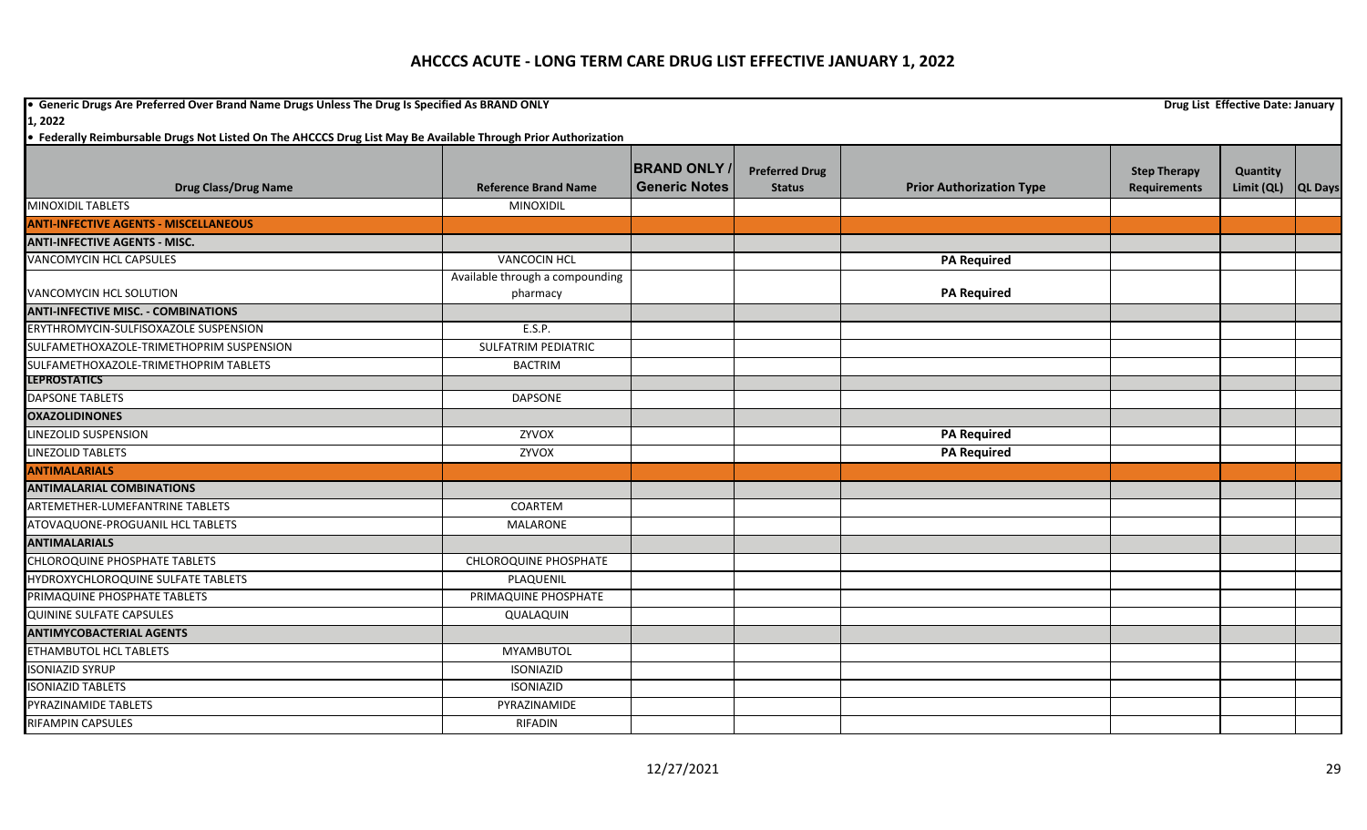# AHCCCS ACUTE - LONG TERM CARE DRUG LIST EFFECTIVE JANUARY 1, 2022

**• Generic Drugs Are Preferred Over Brand Name Drugs Unless The Drug Is Specified As BRAND ONLY** **Drug List Effective Date: January 1, 2022**

**• Federally Reimbursable Drugs Not Listed On The AHCCCS Drug List May Be Available Through Prior Authorization**

| Drug Class/Drug Name | Reference Brand Name | BRAND ONLY / Generic Notes | Preferred Drug Status | Prior Authorization Type | Step Therapy Requirements | Quantity Limit (QL) | QL Days |
|---|---|---|---|---|---|---|---|
| MINOXIDIL TABLETS | MINOXIDIL | | | | | | |
| **ANTI-INFECTIVE AGENTS - MISCELLANEOUS** | | | | | | | |
| **ANTI-INFECTIVE AGENTS - MISC.** | | | | | | | |
| VANCOMYCIN HCL CAPSULES | VANCOCIN HCL | | | **PA Required** | | | |
| VANCOMYCIN HCL SOLUTION | Available through a compounding pharmacy | | | **PA Required** | | | |
| **ANTI-INFECTIVE MISC. - COMBINATIONS** | | | | | | | |
| ERYTHROMYCIN-SULFISOXAZOLE SUSPENSION | E.S.P. | | | | | | |
| SULFAMETHOXAZOLE-TRIMETHOPRIM SUSPENSION | SULFATRIM PEDIATRIC | | | | | | |
| SULFAMETHOXAZOLE-TRIMETHOPRIM TABLETS | BACTRIM | | | | | | |
| **LEPROSTATICS** | | | | | | | |
| DAPSONE TABLETS | DAPSONE | | | | | | |
| **OXAZOLIDINONES** | | | | | | | |
| LINEZOLID SUSPENSION | ZYVOX | | | **PA Required** | | | |
| LINEZOLID TABLETS | ZYVOX | | | **PA Required** | | | |
| **ANTIMALARIALS** | | | | | | | |
| **ANTIMALARIAL COMBINATIONS** | | | | | | | |
| ARTEMETHER-LUMEFANTRINE TABLETS | COARTEM | | | | | | |
| ATOVAQUONE-PROGUANIL HCL TABLETS | MALARONE | | | | | | |
| **ANTIMALARIALS** | | | | | | | |
| CHLOROQUINE PHOSPHATE TABLETS | CHLOROQUINE PHOSPHATE | | | | | | |
| HYDROXYCHLOROQUINE SULFATE TABLETS | PLAQUENIL | | | | | | |
| PRIMAQUINE PHOSPHATE TABLETS | PRIMAQUINE PHOSPHATE | | | | | | |
| QUININE SULFATE CAPSULES | QUALAQUIN | | | | | | |
| **ANTIMYCOBACTERIAL AGENTS** | | | | | | | |
| ETHAMBUTOL HCL TABLETS | MYAMBUTOL | | | | | | |
| ISONIAZID SYRUP | ISONIAZID | | | | | | |
| ISONIAZID TABLETS | ISONIAZID | | | | | | |
| PYRAZINAMIDE TABLETS | PYRAZINAMIDE | | | | | | |
| RIFAMPIN CAPSULES | RIFADIN | | | | | | |

12/27/2021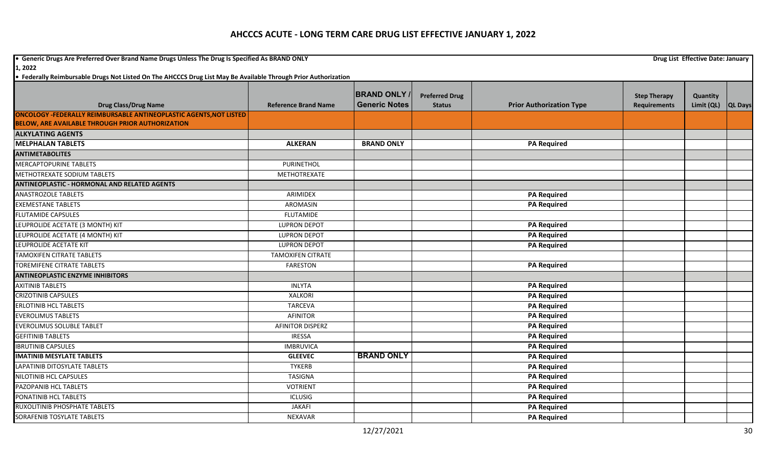# AHCCCS ACUTE - LONG TERM CARE DRUG LIST EFFECTIVE JANUARY 1, 2022

• Generic Drugs Are Preferred Over Brand Name Drugs Unless The Drug Is Specified As BRAND ONLY

Drug List Effective Date: January 1, 2022

• Federally Reimbursable Drugs Not Listed On The AHCCCS Drug List May Be Available Through Prior Authorization

| Drug Class/Drug Name | Reference Brand Name | BRAND ONLY / Generic Notes | Preferred Drug Status | Prior Authorization Type | Step Therapy Requirements | Quantity Limit (QL) | QL Days |
|---|---|---|---|---|---|---|---|
| **ONCOLOGY -FEDERALLY REIMBURSABLE ANTINEOPLASTIC AGENTS,NOT LISTED BELOW, ARE AVAILABLE THROUGH PRIOR AUTHORIZATION** | | | | | | | |
| **ALKYLATING AGENTS** | | | | | | | |
| **MELPHALAN TABLETS** | **ALKERAN** | **BRAND ONLY** | | **PA Required** | | | |
| **ANTIMETABOLITES** | | | | | | | |
| MERCAPTOPURINE TABLETS | PURINETHOL | | | | | | |
| METHOTREXATE SODIUM TABLETS | METHOTREXATE | | | | | | |
| **ANTINEOPLASTIC - HORMONAL AND RELATED AGENTS** | | | | | | | |
| ANASTROZOLE TABLETS | ARIMIDEX | | | **PA Required** | | | |
| EXEMESTANE TABLETS | AROMASIN | | | **PA Required** | | | |
| FLUTAMIDE CAPSULES | FLUTAMIDE | | | | | | |
| LEUPROLIDE ACETATE (3 MONTH) KIT | LUPRON DEPOT | | | **PA Required** | | | |
| LEUPROLIDE ACETATE (4 MONTH) KIT | LUPRON DEPOT | | | **PA Required** | | | |
| LEUPROLIDE ACETATE KIT | LUPRON DEPOT | | | **PA Required** | | | |
| TAMOXIFEN CITRATE TABLETS | TAMOXIFEN CITRATE | | | | | | |
| TOREMIFENE CITRATE TABLETS | FARESTON | | | **PA Required** | | | |
| **ANTINEOPLASTIC ENZYME INHIBITORS** | | | | | | | |
| AXITINIB TABLETS | INLYTA | | | **PA Required** | | | |
| CRIZOTINIB CAPSULES | XALKORI | | | **PA Required** | | | |
| ERLOTINIB HCL TABLETS | TARCEVA | | | **PA Required** | | | |
| EVEROLIMUS TABLETS | AFINITOR | | | **PA Required** | | | |
| EVEROLIMUS SOLUBLE TABLET | AFINITOR DISPERZ | | | **PA Required** | | | |
| GEFITINIB TABLETS | IRESSA | | | **PA Required** | | | |
| IBRUTINIB CAPSULES | IMBRUVICA | | | **PA Required** | | | |
| **IMATINIB MESYLATE TABLETS** | **GLEEVEC** | **BRAND ONLY** | | **PA Required** | | | |
| LAPATINIB DITOSYLATE TABLETS | TYKERB | | | **PA Required** | | | |
| NILOTINIB HCL CAPSULES | TASIGNA | | | **PA Required** | | | |
| PAZOPANIB HCL TABLETS | VOTRIENT | | | **PA Required** | | | |
| PONATINIB HCL TABLETS | ICLUSIG | | | **PA Required** | | | |
| RUXOLITINIB PHOSPHATE TABLETS | JAKAFI | | | **PA Required** | | | |
| SORAFENIB TOSYLATE TABLETS | NEXAVAR | | | **PA Required** | | | |

12/27/2021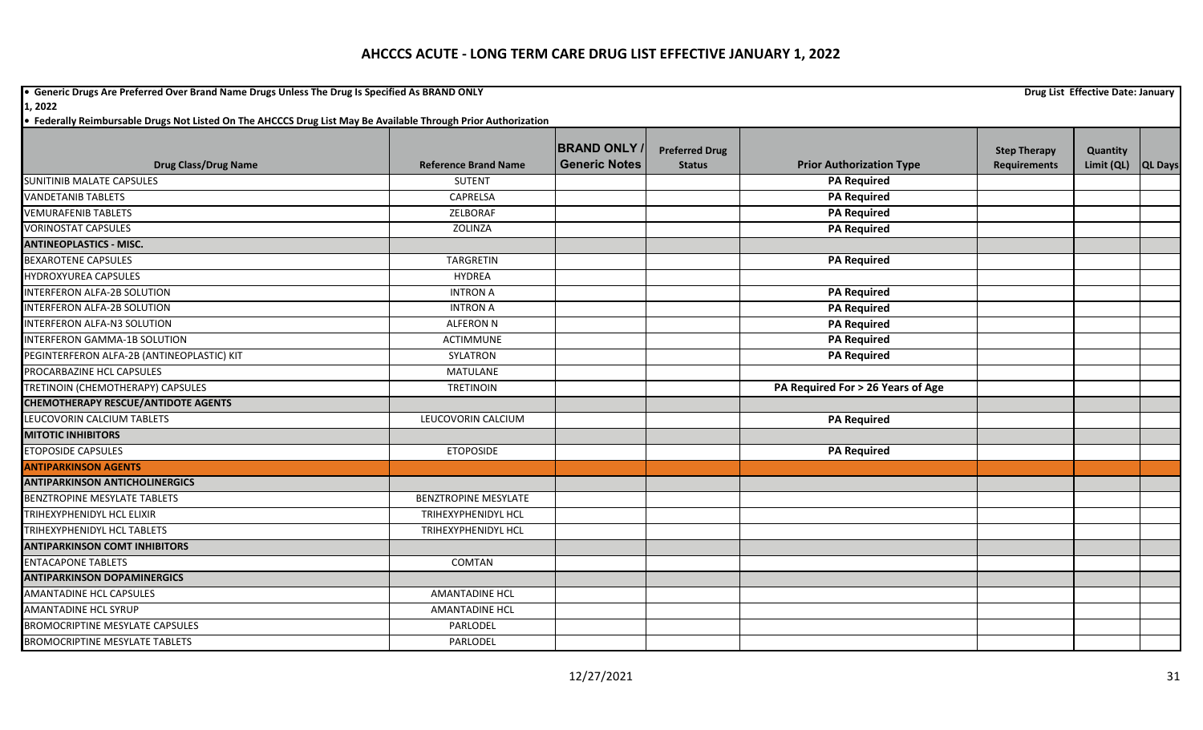# AHCCCS ACUTE - LONG TERM CARE DRUG LIST EFFECTIVE JANUARY 1, 2022

- **Generic Drugs Are Preferred Over Brand Name Drugs Unless The Drug Is Specified As BRAND ONLY**
- **Federally Reimbursable Drugs Not Listed On The AHCCCS Drug List May Be Available Through Prior Authorization**

**Drug List Effective Date: January 1, 2022**

| Drug Class/Drug Name | Reference Brand Name | BRAND ONLY / Generic Notes | Preferred Drug Status | Prior Authorization Type | Step Therapy Requirements | Quantity Limit (QL) | QL Days |
|---|---|---|---|---|---|---|---|
| SUNITINIB MALATE CAPSULES | SUTENT | | | PA Required | | | |
| VANDETANIB TABLETS | CAPRELSA | | | PA Required | | | |
| VEMURAFENIB TABLETS | ZELBORAF | | | PA Required | | | |
| VORINOSTAT CAPSULES | ZOLINZA | | | PA Required | | | |
| **ANTINEOPLASTICS - MISC.** | | | | | | | |
| BEXAROTENE CAPSULES | TARGRETIN | | | PA Required | | | |
| HYDROXYUREA CAPSULES | HYDREA | | | | | | |
| INTERFERON ALFA-2B SOLUTION | INTRON A | | | PA Required | | | |
| INTERFERON ALFA-2B SOLUTION | INTRON A | | | PA Required | | | |
| INTERFERON ALFA-N3 SOLUTION | ALFERON N | | | PA Required | | | |
| INTERFERON GAMMA-1B SOLUTION | ACTIMMUNE | | | PA Required | | | |
| PEGINTERFERON ALFA-2B (ANTINEOPLASTIC) KIT | SYLATRON | | | PA Required | | | |
| PROCARBAZINE HCL CAPSULES | MATULANE | | | | | | |
| TRETINOIN (CHEMOTHERAPY) CAPSULES | TRETINOIN | | | PA Required For > 26 Years of Age | | | |
| **CHEMOTHERAPY RESCUE/ANTIDOTE AGENTS** | | | | | | | |
| LEUCOVORIN CALCIUM TABLETS | LEUCOVORIN CALCIUM | | | PA Required | | | |
| **MITOTIC INHIBITORS** | | | | | | | |
| ETOPOSIDE CAPSULES | ETOPOSIDE | | | PA Required | | | |
| **ANTIPARKINSON AGENTS** | | | | | | | |
| **ANTIPARKINSON ANTICHOLINERGICS** | | | | | | | |
| BENZTROPINE MESYLATE TABLETS | BENZTROPINE MESYLATE | | | | | | |
| TRIHEXYPHENIDYL HCL ELIXIR | TRIHEXYPHENIDYL HCL | | | | | | |
| TRIHEXYPHENIDYL HCL TABLETS | TRIHEXYPHENIDYL HCL | | | | | | |
| **ANTIPARKINSON COMT INHIBITORS** | | | | | | | |
| ENTACAPONE TABLETS | COMTAN | | | | | | |
| **ANTIPARKINSON DOPAMINERGICS** | | | | | | | |
| AMANTADINE HCL CAPSULES | AMANTADINE HCL | | | | | | |
| AMANTADINE HCL SYRUP | AMANTADINE HCL | | | | | | |
| BROMOCRIPTINE MESYLATE CAPSULES | PARLODEL | | | | | | |
| BROMOCRIPTINE MESYLATE TABLETS | PARLODEL | | | | | | |

12/27/2021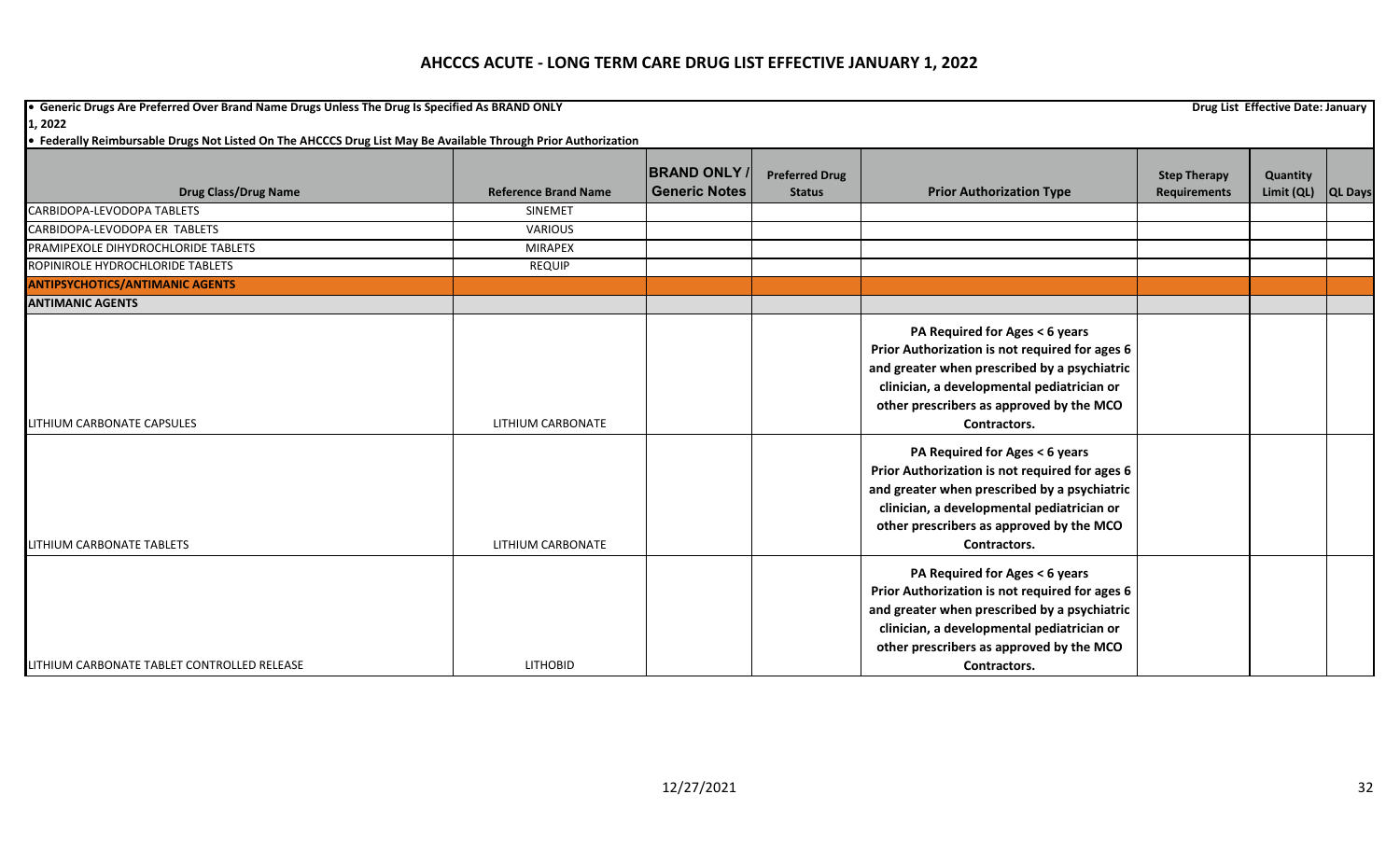# AHCCCS ACUTE - LONG TERM CARE DRUG LIST EFFECTIVE JANUARY 1, 2022

- **Generic Drugs Are Preferred Over Brand Name Drugs Unless The Drug Is Specified As BRAND ONLY**
- **Federally Reimbursable Drugs Not Listed On The AHCCCS Drug List May Be Available Through Prior Authorization**

**Drug List Effective Date: January 1, 2022**

| Drug Class/Drug Name | Reference Brand Name | BRAND ONLY / Generic Notes | Preferred Drug Status | Prior Authorization Type | Step Therapy Requirements | Quantity Limit (QL) | QL Days |
|---|---|---|---|---|---|---|---|
| CARBIDOPA-LEVODOPA TABLETS | SINEMET | | | | | | |
| CARBIDOPA-LEVODOPA ER TABLETS | VARIOUS | | | | | | |
| PRAMIPEXOLE DIHYDROCHLORIDE TABLETS | MIRAPEX | | | | | | |
| ROPINIROLE HYDROCHLORIDE TABLETS | REQUIP | | | | | | |
| **ANTIPSYCHOTICS/ANTIMANIC AGENTS** | | | | | | | |
| **ANTIMANIC AGENTS** | | | | | | | |
| LITHIUM CARBONATE CAPSULES | LITHIUM CARBONATE | | | **PA Required for Ages < 6 years Prior Authorization is not required for ages 6 and greater when prescribed by a psychiatric clinician, a developmental pediatrician or other prescribers as approved by the MCO Contractors.** | | | |
| LITHIUM CARBONATE TABLETS | LITHIUM CARBONATE | | | **PA Required for Ages < 6 years Prior Authorization is not required for ages 6 and greater when prescribed by a psychiatric clinician, a developmental pediatrician or other prescribers as approved by the MCO Contractors.** | | | |
| LITHIUM CARBONATE TABLET CONTROLLED RELEASE | LITHOBID | | | **PA Required for Ages < 6 years Prior Authorization is not required for ages 6 and greater when prescribed by a psychiatric clinician, a developmental pediatrician or other prescribers as approved by the MCO Contractors.** | | | |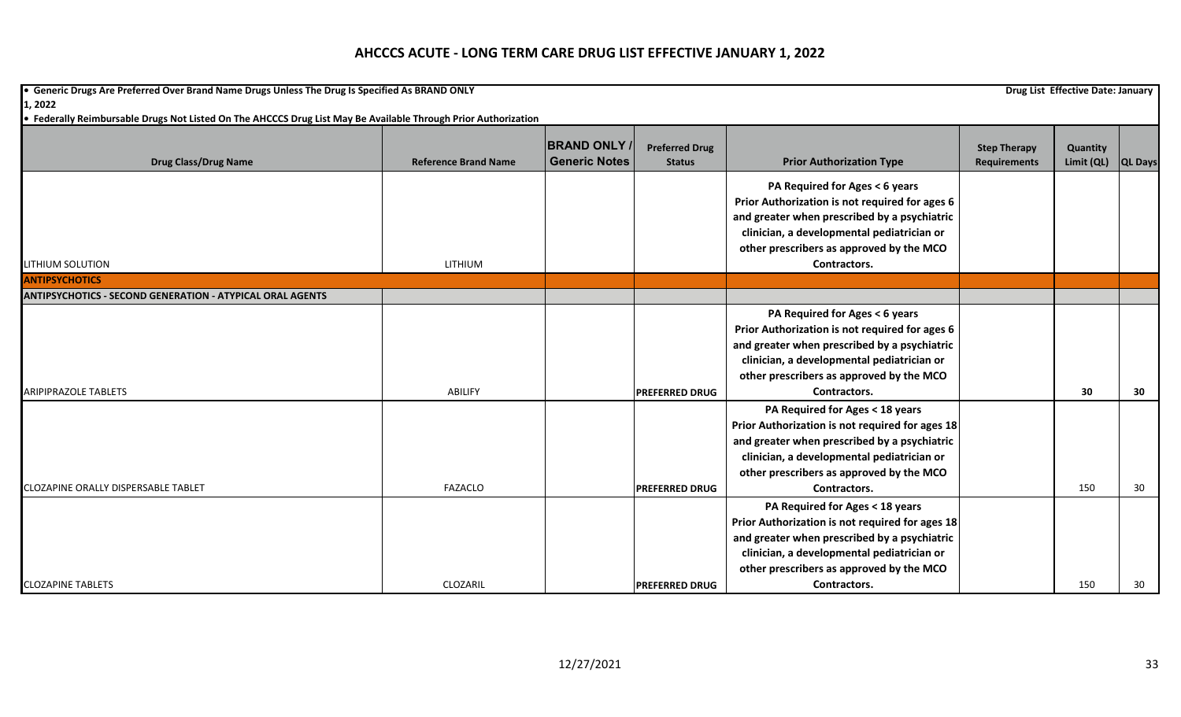# AHCCCS ACUTE - LONG TERM CARE DRUG LIST EFFECTIVE JANUARY 1, 2022

**• Generic Drugs Are Preferred Over Brand Name Drugs Unless The Drug Is Specified As BRAND ONLY**

**Drug List Effective Date: January 1, 2022**

**• Federally Reimbursable Drugs Not Listed On The AHCCCS Drug List May Be Available Through Prior Authorization**

| Drug Class/Drug Name | Reference Brand Name | BRAND ONLY / Generic Notes | Preferred Drug Status | Prior Authorization Type | Step Therapy Requirements | Quantity Limit (QL) | QL Days |
|---|---|---|---|---|---|---|---|
| LITHIUM SOLUTION | LITHIUM | | | PA Required for Ages < 6 years Prior Authorization is not required for ages 6 and greater when prescribed by a psychiatric clinician, a developmental pediatrician or other prescribers as approved by the MCO Contractors. | | | |
| **ANTIPSYCHOTICS** | | | | | | | |
| **ANTIPSYCHOTICS - SECOND GENERATION - ATYPICAL ORAL AGENTS** | | | | | | | |
| ARIPIPRAZOLE TABLETS | ABILIFY | | PREFERRED DRUG | PA Required for Ages < 6 years Prior Authorization is not required for ages 6 and greater when prescribed by a psychiatric clinician, a developmental pediatrician or other prescribers as approved by the MCO Contractors. | | 30 | 30 |
| CLOZAPINE ORALLY DISPERSABLE TABLET | FAZACLO | | PREFERRED DRUG | PA Required for Ages < 18 years Prior Authorization is not required for ages 18 and greater when prescribed by a psychiatric clinician, a developmental pediatrician or other prescribers as approved by the MCO Contractors. | | 150 | 30 |
| CLOZAPINE TABLETS | CLOZARIL | | PREFERRED DRUG | PA Required for Ages < 18 years Prior Authorization is not required for ages 18 and greater when prescribed by a psychiatric clinician, a developmental pediatrician or other prescribers as approved by the MCO Contractors. | | 150 | 30 |

12/27/2021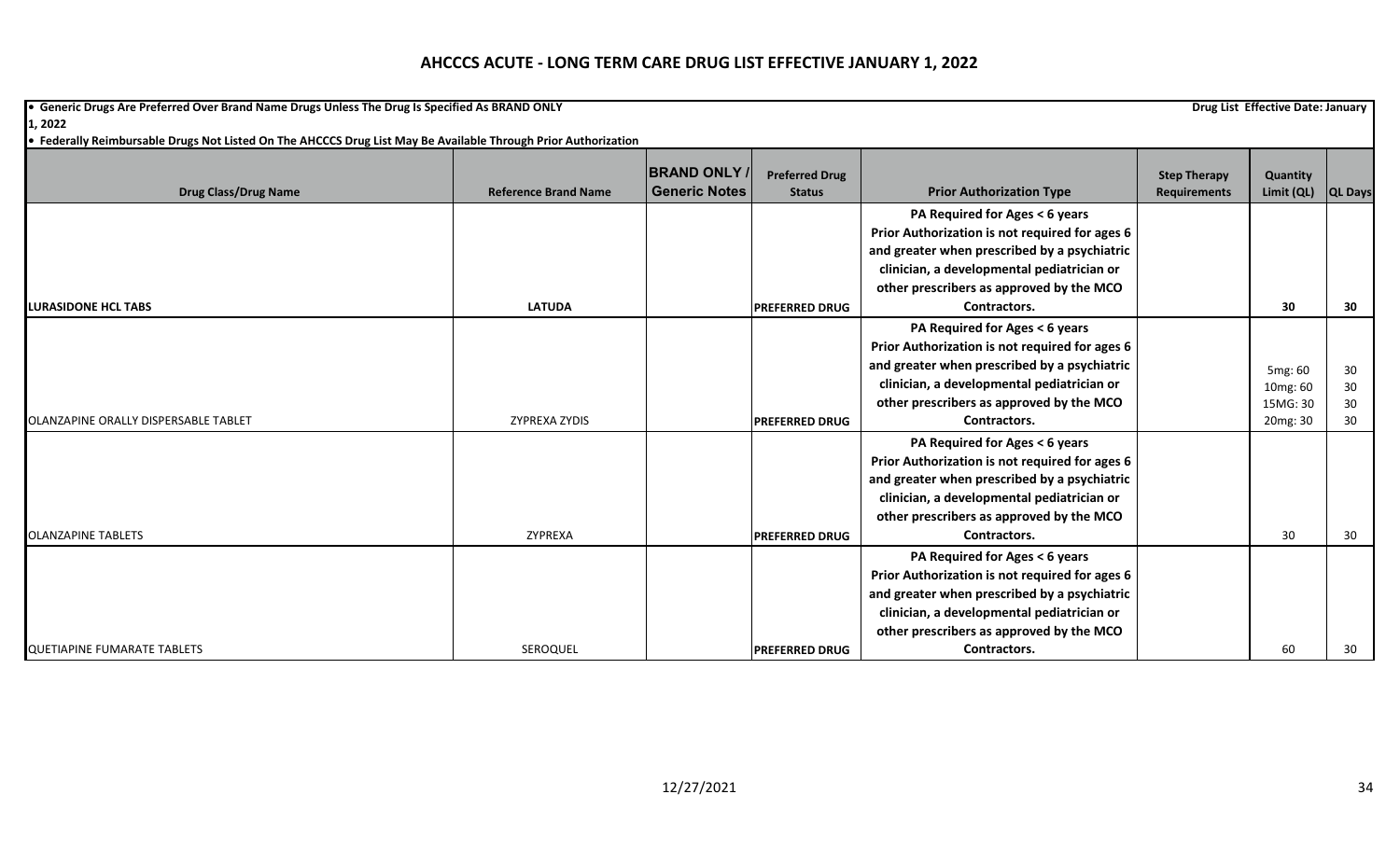# AHCCCS ACUTE - LONG TERM CARE DRUG LIST EFFECTIVE JANUARY 1, 2022

- **Generic Drugs Are Preferred Over Brand Name Drugs Unless The Drug Is Specified As BRAND ONLY**
- **Federally Reimbursable Drugs Not Listed On The AHCCCS Drug List May Be Available Through Prior Authorization**

**Drug List Effective Date: January 1, 2022**

| Drug Class/Drug Name | Reference Brand Name | BRAND ONLY / Generic Notes | Preferred Drug Status | Prior Authorization Type | Step Therapy Requirements | Quantity Limit (QL) | QL Days |
|---|---|---|---|---|---|---|---|
| **LURASIDONE HCL TABS** | **LATUDA** | | **PREFERRED DRUG** | **PA Required for Ages < 6 years Prior Authorization is not required for ages 6 and greater when prescribed by a psychiatric clinician, a developmental pediatrician or other prescribers as approved by the MCO Contractors.** | | **30** | **30** |
| OLANZAPINE ORALLY DISPERSABLE TABLET | ZYPREXA ZYDIS | | **PREFERRED DRUG** | **PA Required for Ages < 6 years Prior Authorization is not required for ages 6 and greater when prescribed by a psychiatric clinician, a developmental pediatrician or other prescribers as approved by the MCO Contractors.** | | 5mg: 60<br>10mg: 60<br>15MG: 30<br>20mg: 30 | 30<br>30<br>30<br>30 |
| OLANZAPINE TABLETS | ZYPREXA | | **PREFERRED DRUG** | **PA Required for Ages < 6 years Prior Authorization is not required for ages 6 and greater when prescribed by a psychiatric clinician, a developmental pediatrician or other prescribers as approved by the MCO Contractors.** | | 30 | 30 |
| QUETIAPINE FUMARATE TABLETS | SEROQUEL | | **PREFERRED DRUG** | **PA Required for Ages < 6 years Prior Authorization is not required for ages 6 and greater when prescribed by a psychiatric clinician, a developmental pediatrician or other prescribers as approved by the MCO Contractors.** | | 60 | 30 |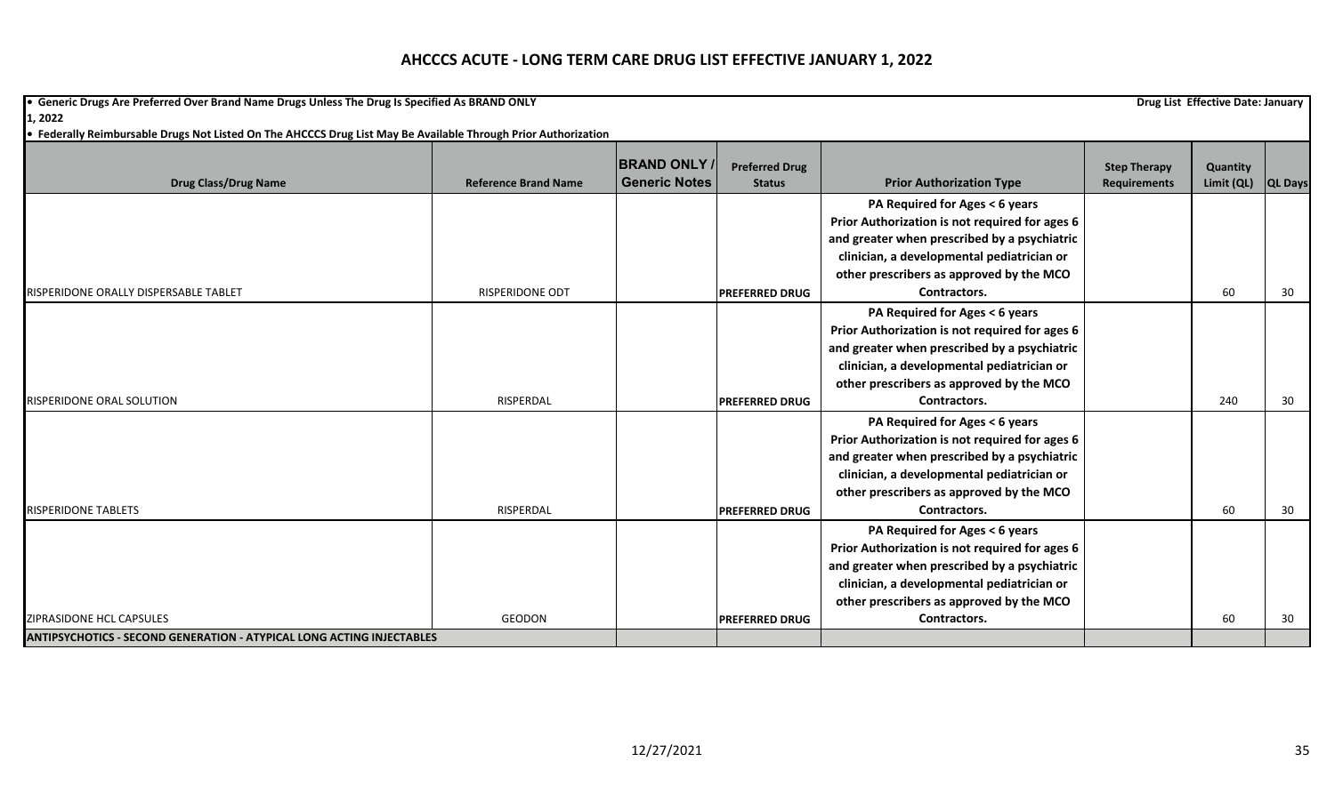# AHCCCS ACUTE - LONG TERM CARE DRUG LIST EFFECTIVE JANUARY 1, 2022

- **Generic Drugs Are Preferred Over Brand Name Drugs Unless The Drug Is Specified As BRAND ONLY** **Drug List Effective Date: January 1, 2022**
- **Federally Reimbursable Drugs Not Listed On The AHCCCS Drug List May Be Available Through Prior Authorization**

| Drug Class/Drug Name | Reference Brand Name | BRAND ONLY / Generic Notes | Preferred Drug Status | Prior Authorization Type | Step Therapy Requirements | Quantity Limit (QL) | QL Days |
|---|---|---|---|---|---|---|---|
| RISPERIDONE ORALLY DISPERSABLE TABLET | RISPERIDONE ODT | | PREFERRED DRUG | PA Required for Ages < 6 years Prior Authorization is not required for ages 6 and greater when prescribed by a psychiatric clinician, a developmental pediatrician or other prescribers as approved by the MCO Contractors. | | 60 | 30 |
| RISPERIDONE ORAL SOLUTION | RISPERDAL | | PREFERRED DRUG | PA Required for Ages < 6 years Prior Authorization is not required for ages 6 and greater when prescribed by a psychiatric clinician, a developmental pediatrician or other prescribers as approved by the MCO Contractors. | | 240 | 30 |
| RISPERIDONE TABLETS | RISPERDAL | | PREFERRED DRUG | PA Required for Ages < 6 years Prior Authorization is not required for ages 6 and greater when prescribed by a psychiatric clinician, a developmental pediatrician or other prescribers as approved by the MCO Contractors. | | 60 | 30 |
| ZIPRASIDONE HCL CAPSULES | GEODON | | PREFERRED DRUG | PA Required for Ages < 6 years Prior Authorization is not required for ages 6 and greater when prescribed by a psychiatric clinician, a developmental pediatrician or other prescribers as approved by the MCO Contractors. | | 60 | 30 |
| **ANTIPSYCHOTICS - SECOND GENERATION - ATYPICAL LONG ACTING INJECTABLES** | | | | | | | |

12/27/2021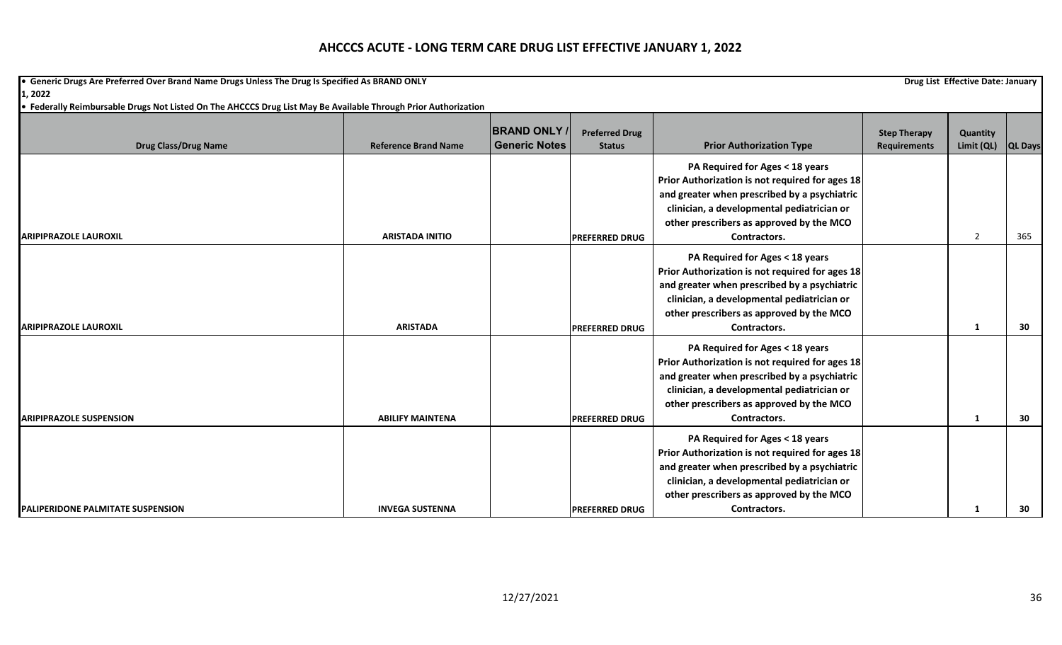# AHCCCS ACUTE - LONG TERM CARE DRUG LIST EFFECTIVE JANUARY 1, 2022

- **Generic Drugs Are Preferred Over Brand Name Drugs Unless The Drug Is Specified As BRAND ONLY**
- **Federally Reimbursable Drugs Not Listed On The AHCCCS Drug List May Be Available Through Prior Authorization**

**Drug List Effective Date: January 1, 2022**

| Drug Class/Drug Name | Reference Brand Name | BRAND ONLY / Generic Notes | Preferred Drug Status | Prior Authorization Type | Step Therapy Requirements | Quantity Limit (QL) | QL Days |
|---|---|---|---|---|---|---|---|
| ARIPIPRAZOLE LAUROXIL | ARISTADA INITIO | | PREFERRED DRUG | PA Required for Ages < 18 years Prior Authorization is not required for ages 18 and greater when prescribed by a psychiatric clinician, a developmental pediatrician or other prescribers as approved by the MCO Contractors. | | 2 | 365 |
| ARIPIPRAZOLE LAUROXIL | ARISTADA | | PREFERRED DRUG | PA Required for Ages < 18 years Prior Authorization is not required for ages 18 and greater when prescribed by a psychiatric clinician, a developmental pediatrician or other prescribers as approved by the MCO Contractors. | | 1 | 30 |
| ARIPIPRAZOLE SUSPENSION | ABILIFY MAINTENA | | PREFERRED DRUG | PA Required for Ages < 18 years Prior Authorization is not required for ages 18 and greater when prescribed by a psychiatric clinician, a developmental pediatrician or other prescribers as approved by the MCO Contractors. | | 1 | 30 |
| PALIPERIDONE PALMITATE SUSPENSION | INVEGA SUSTENNA | | PREFERRED DRUG | PA Required for Ages < 18 years Prior Authorization is not required for ages 18 and greater when prescribed by a psychiatric clinician, a developmental pediatrician or other prescribers as approved by the MCO Contractors. | | 1 | 30 |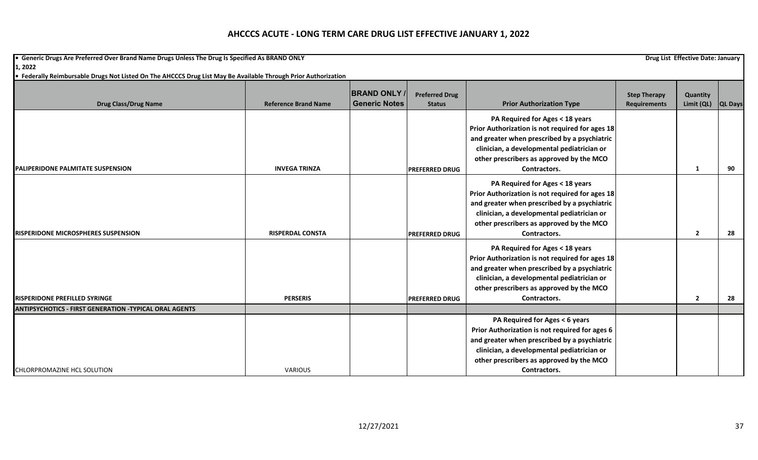# AHCCCS ACUTE - LONG TERM CARE DRUG LIST EFFECTIVE JANUARY 1, 2022

**• Generic Drugs Are Preferred Over Brand Name Drugs Unless The Drug Is Specified As BRAND ONLY**

**Drug List Effective Date: January 1, 2022**

**• Federally Reimbursable Drugs Not Listed On The AHCCCS Drug List May Be Available Through Prior Authorization**

| Drug Class/Drug Name | Reference Brand Name | BRAND ONLY / Generic Notes | Preferred Drug Status | Prior Authorization Type | Step Therapy Requirements | Quantity Limit (QL) | QL Days |
|---|---|---|---|---|---|---|---|
| **PALIPERIDONE PALMITATE SUSPENSION** | **INVEGA TRINZA** | | **PREFERRED DRUG** | **PA Required for Ages < 18 years Prior Authorization is not required for ages 18 and greater when prescribed by a psychiatric clinician, a developmental pediatrician or other prescribers as approved by the MCO Contractors.** | | **1** | **90** |
| **RISPERIDONE MICROSPHERES SUSPENSION** | **RISPERDAL CONSTA** | | **PREFERRED DRUG** | **PA Required for Ages < 18 years Prior Authorization is not required for ages 18 and greater when prescribed by a psychiatric clinician, a developmental pediatrician or other prescribers as approved by the MCO Contractors.** | | **2** | **28** |
| **RISPERIDONE PREFILLED SYRINGE** | **PERSERIS** | | **PREFERRED DRUG** | **PA Required for Ages < 18 years Prior Authorization is not required for ages 18 and greater when prescribed by a psychiatric clinician, a developmental pediatrician or other prescribers as approved by the MCO Contractors.** | | **2** | **28** |
| **ANTIPSYCHOTICS - FIRST GENERATION -TYPICAL ORAL AGENTS** | | | | | | | |
| CHLORPROMAZINE HCL SOLUTION | VARIOUS | | | **PA Required for Ages < 6 years Prior Authorization is not required for ages 6 and greater when prescribed by a psychiatric clinician, a developmental pediatrician or other prescribers as approved by the MCO Contractors.** | | | |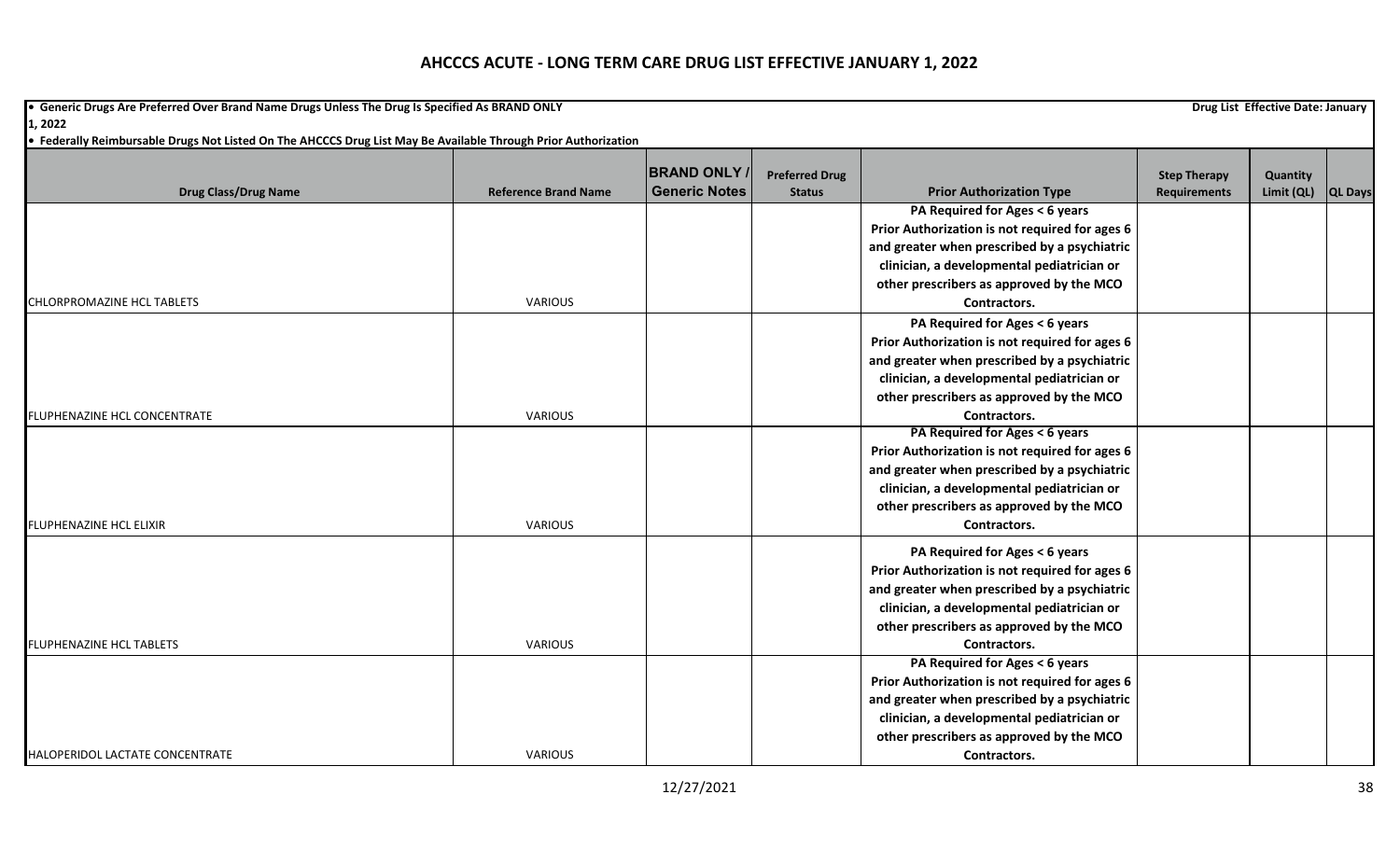# AHCCCS ACUTE - LONG TERM CARE DRUG LIST EFFECTIVE JANUARY 1, 2022

- **Generic Drugs Are Preferred Over Brand Name Drugs Unless The Drug Is Specified As BRAND ONLY**
- **Federally Reimbursable Drugs Not Listed On The AHCCCS Drug List May Be Available Through Prior Authorization**

**Drug List Effective Date: January 1, 2022**

| Drug Class/Drug Name | Reference Brand Name | BRAND ONLY / Generic Notes | Preferred Drug Status | Prior Authorization Type | Step Therapy Requirements | Quantity Limit (QL) | QL Days |
|---|---|---|---|---|---|---|---|
| CHLORPROMAZINE HCL TABLETS | VARIOUS | | | PA Required for Ages < 6 years Prior Authorization is not required for ages 6 and greater when prescribed by a psychiatric clinician, a developmental pediatrician or other prescribers as approved by the MCO Contractors. | | | |
| FLUPHENAZINE HCL CONCENTRATE | VARIOUS | | | PA Required for Ages < 6 years Prior Authorization is not required for ages 6 and greater when prescribed by a psychiatric clinician, a developmental pediatrician or other prescribers as approved by the MCO Contractors. | | | |
| FLUPHENAZINE HCL ELIXIR | VARIOUS | | | PA Required for Ages < 6 years Prior Authorization is not required for ages 6 and greater when prescribed by a psychiatric clinician, a developmental pediatrician or other prescribers as approved by the MCO Contractors. | | | |
| FLUPHENAZINE HCL TABLETS | VARIOUS | | | PA Required for Ages < 6 years Prior Authorization is not required for ages 6 and greater when prescribed by a psychiatric clinician, a developmental pediatrician or other prescribers as approved by the MCO Contractors. | | | |
| HALOPERIDOL LACTATE CONCENTRATE | VARIOUS | | | PA Required for Ages < 6 years Prior Authorization is not required for ages 6 and greater when prescribed by a psychiatric clinician, a developmental pediatrician or other prescribers as approved by the MCO Contractors. | | | |

12/27/2021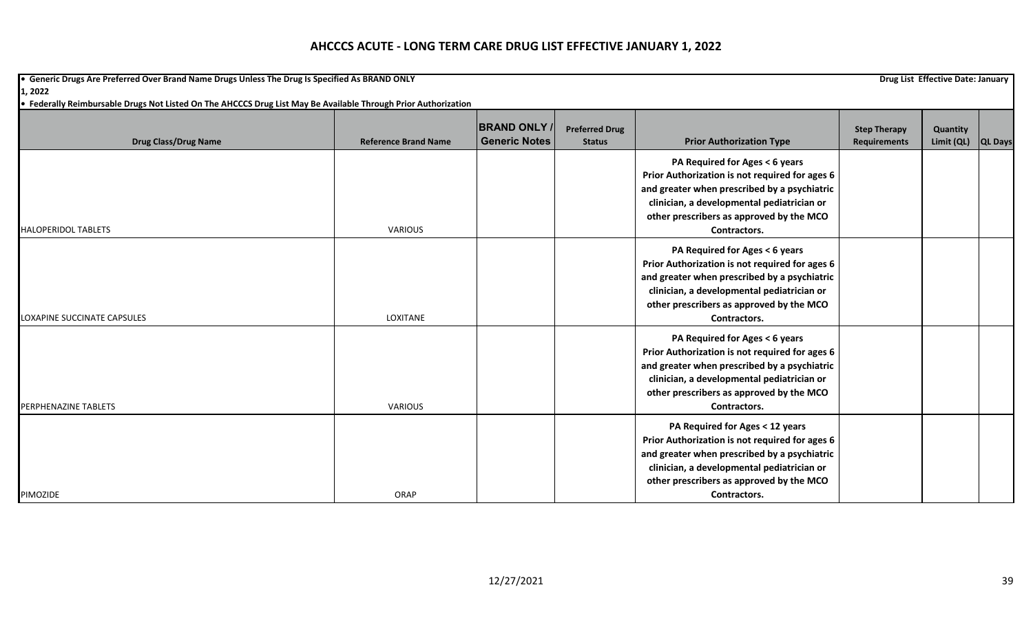# AHCCCS ACUTE - LONG TERM CARE DRUG LIST EFFECTIVE JANUARY 1, 2022

• Generic Drugs Are Preferred Over Brand Name Drugs Unless The Drug Is Specified As BRAND ONLY

Drug List Effective Date: January 1, 2022

• Federally Reimbursable Drugs Not Listed On The AHCCCS Drug List May Be Available Through Prior Authorization

| Drug Class/Drug Name | Reference Brand Name | BRAND ONLY / Generic Notes | Preferred Drug Status | Prior Authorization Type | Step Therapy Requirements | Quantity Limit (QL) | QL Days |
|---|---|---|---|---|---|---|---|
| HALOPERIDOL TABLETS | VARIOUS | | | PA Required for Ages < 6 years Prior Authorization is not required for ages 6 and greater when prescribed by a psychiatric clinician, a developmental pediatrician or other prescribers as approved by the MCO Contractors. | | | |
| LOXAPINE SUCCINATE CAPSULES | LOXITANE | | | PA Required for Ages < 6 years Prior Authorization is not required for ages 6 and greater when prescribed by a psychiatric clinician, a developmental pediatrician or other prescribers as approved by the MCO Contractors. | | | |
| PERPHENAZINE TABLETS | VARIOUS | | | PA Required for Ages < 6 years Prior Authorization is not required for ages 6 and greater when prescribed by a psychiatric clinician, a developmental pediatrician or other prescribers as approved by the MCO Contractors. | | | |
| PIMOZIDE | ORAP | | | PA Required for Ages < 12 years Prior Authorization is not required for ages 6 and greater when prescribed by a psychiatric clinician, a developmental pediatrician or other prescribers as approved by the MCO Contractors. | | | |

12/27/2021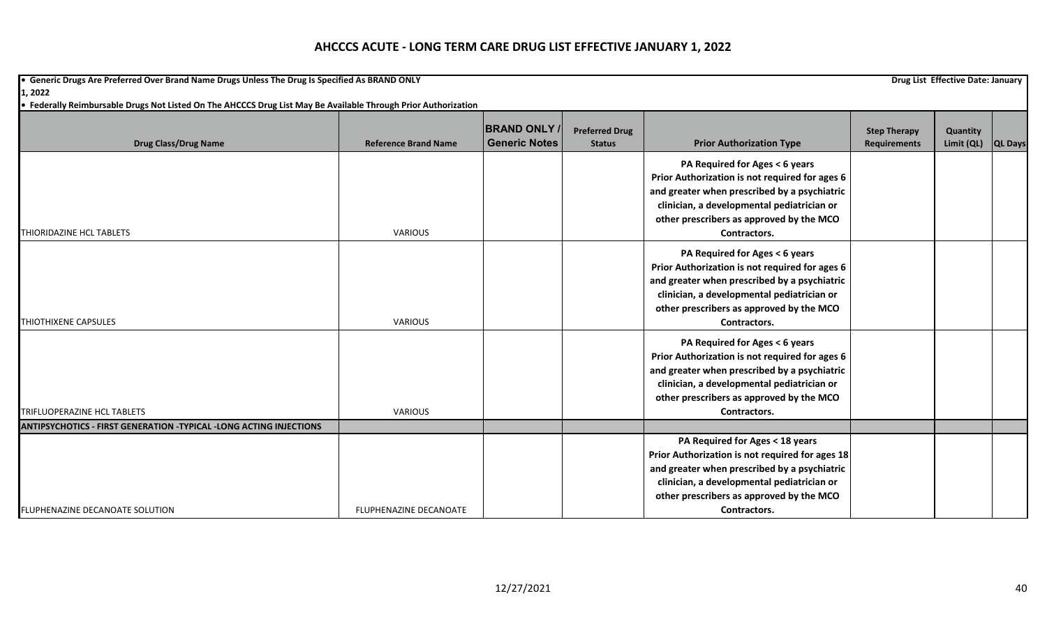# AHCCCS ACUTE - LONG TERM CARE DRUG LIST EFFECTIVE JANUARY 1, 2022

**• Generic Drugs Are Preferred Over Brand Name Drugs Unless The Drug Is Specified As BRAND ONLY** **Drug List Effective Date: January 1, 2022**

**• Federally Reimbursable Drugs Not Listed On The AHCCCS Drug List May Be Available Through Prior Authorization**

| Drug Class/Drug Name | Reference Brand Name | BRAND ONLY / Generic Notes | Preferred Drug Status | Prior Authorization Type | Step Therapy Requirements | Quantity Limit (QL) | QL Days |
|---|---|---|---|---|---|---|---|
| THIORIDAZINE HCL TABLETS | VARIOUS | | | **PA Required for Ages < 6 years Prior Authorization is not required for ages 6 and greater when prescribed by a psychiatric clinician, a developmental pediatrician or other prescribers as approved by the MCO Contractors.** | | | |
| THIOTHIXENE CAPSULES | VARIOUS | | | **PA Required for Ages < 6 years Prior Authorization is not required for ages 6 and greater when prescribed by a psychiatric clinician, a developmental pediatrician or other prescribers as approved by the MCO Contractors.** | | | |
| TRIFLUOPERAZINE HCL TABLETS | VARIOUS | | | **PA Required for Ages < 6 years Prior Authorization is not required for ages 6 and greater when prescribed by a psychiatric clinician, a developmental pediatrician or other prescribers as approved by the MCO Contractors.** | | | |
| **ANTIPSYCHOTICS - FIRST GENERATION -TYPICAL -LONG ACTING INJECTIONS** | | | | | | | |
| FLUPHENAZINE DECANOATE SOLUTION | FLUPHENAZINE DECANOATE | | | **PA Required for Ages < 18 years Prior Authorization is not required for ages 18 and greater when prescribed by a psychiatric clinician, a developmental pediatrician or other prescribers as approved by the MCO Contractors.** | | | |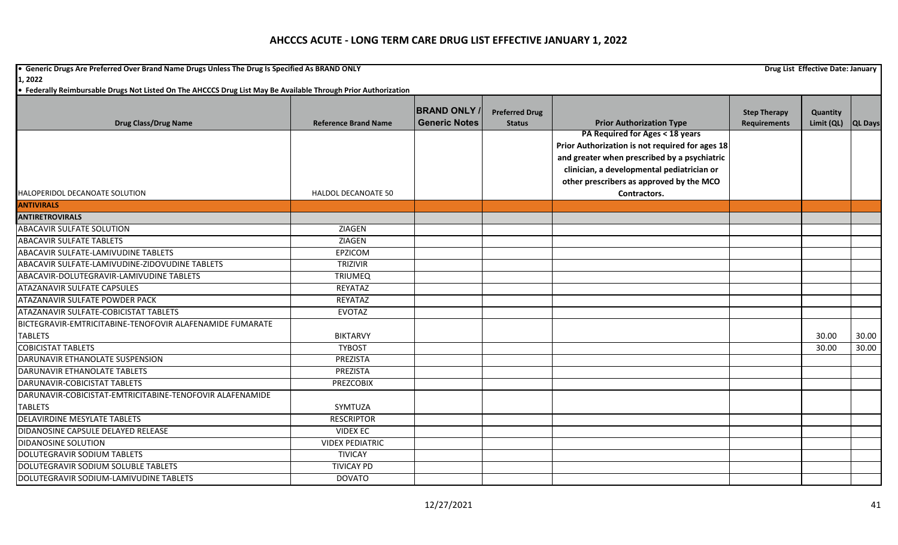# AHCCCS ACUTE - LONG TERM CARE DRUG LIST EFFECTIVE JANUARY 1, 2022

• Generic Drugs Are Preferred Over Brand Name Drugs Unless The Drug Is Specified As BRAND ONLY

Drug List Effective Date: January 1, 2022

• Federally Reimbursable Drugs Not Listed On The AHCCCS Drug List May Be Available Through Prior Authorization

| Drug Class/Drug Name | Reference Brand Name | BRAND ONLY / Generic Notes | Preferred Drug Status | Prior Authorization Type | Step Therapy Requirements | Quantity Limit (QL) | QL Days |
|---|---|---|---|---|---|---|---|
| HALOPERIDOL DECANOATE SOLUTION | HALDOL DECANOATE 50 | | | PA Required for Ages < 18 years Prior Authorization is not required for ages 18 and greater when prescribed by a psychiatric clinician, a developmental pediatrician or other prescribers as approved by the MCO Contractors. | | | |
| **ANTIVIRALS** | | | | | | | |
| **ANTIRETROVIRALS** | | | | | | | |
| ABACAVIR SULFATE SOLUTION | ZIAGEN | | | | | | |
| ABACAVIR SULFATE TABLETS | ZIAGEN | | | | | | |
| ABACAVIR SULFATE-LAMIVUDINE TABLETS | EPZICOM | | | | | | |
| ABACAVIR SULFATE-LAMIVUDINE-ZIDOVUDINE TABLETS | TRIZIVIR | | | | | | |
| ABACAVIR-DOLUTEGRAVIR-LAMIVUDINE TABLETS | TRIUMEQ | | | | | | |
| ATAZANAVIR SULFATE CAPSULES | REYATAZ | | | | | | |
| ATAZANAVIR SULFATE POWDER PACK | REYATAZ | | | | | | |
| ATAZANAVIR SULFATE-COBICISTAT TABLETS | EVOTAZ | | | | | | |
| BICTEGRAVIR-EMTRICITABINE-TENOFOVIR ALAFENAMIDE FUMARATE TABLETS | BIKTARVY | | | | | 30.00 | 30.00 |
| COBICISTAT TABLETS | TYBOST | | | | | 30.00 | 30.00 |
| DARUNAVIR ETHANOLATE SUSPENSION | PREZISTA | | | | | | |
| DARUNAVIR ETHANOLATE TABLETS | PREZISTA | | | | | | |
| DARUNAVIR-COBICISTAT TABLETS | PREZCOBIX | | | | | | |
| DARUNAVIR-COBICISTAT-EMTRICITABINE-TENOFOVIR ALAFENAMIDE TABLETS | SYMTUZA | | | | | | |
| DELAVIRDINE MESYLATE TABLETS | RESCRIPTOR | | | | | | |
| DIDANOSINE CAPSULE DELAYED RELEASE | VIDEX EC | | | | | | |
| DIDANOSINE SOLUTION | VIDEX PEDIATRIC | | | | | | |
| DOLUTEGRAVIR SODIUM TABLETS | TIVICAY | | | | | | |
| DOLUTEGRAVIR SODIUM SOLUBLE TABLETS | TIVICAY PD | | | | | | |
| DOLUTEGRAVIR SODIUM-LAMIVUDINE TABLETS | DOVATO | | | | | | |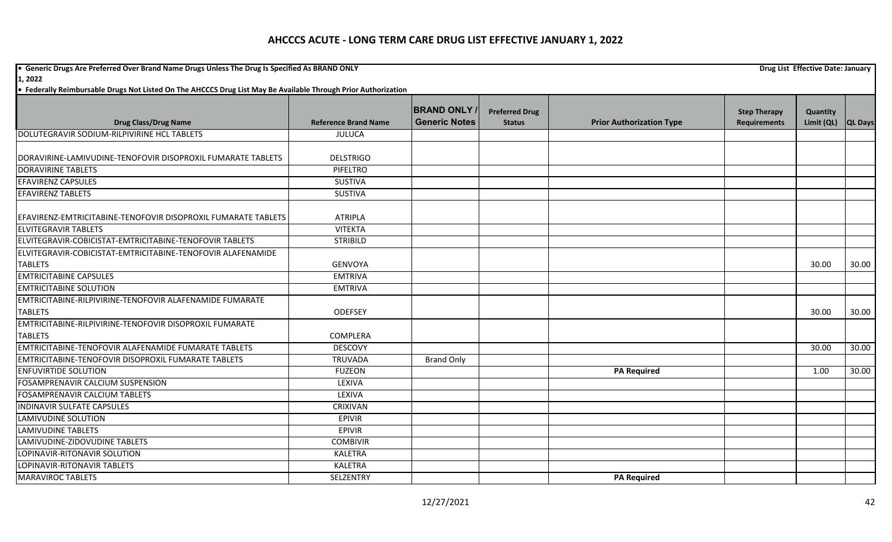# AHCCCS ACUTE - LONG TERM CARE DRUG LIST EFFECTIVE JANUARY 1, 2022

- Generic Drugs Are Preferred Over Brand Name Drugs Unless The Drug Is Specified As BRAND ONLY

Drug List Effective Date: January 1, 2022

- Federally Reimbursable Drugs Not Listed On The AHCCCS Drug List May Be Available Through Prior Authorization

| Drug Class/Drug Name | Reference Brand Name | BRAND ONLY / Generic Notes | Preferred Drug Status | Prior Authorization Type | Step Therapy Requirements | Quantity Limit (QL) | QL Days |
|---|---|---|---|---|---|---|---|
| DOLUTEGRAVIR SODIUM-RILPIVIRINE HCL TABLETS | JULUCA | | | | | | |
| DORAVIRINE-LAMIVUDINE-TENOFOVIR DISOPROXIL FUMARATE TABLETS | DELSTRIGO | | | | | | |
| DORAVIRINE TABLETS | PIFELTRO | | | | | | |
| EFAVIRENZ CAPSULES | SUSTIVA | | | | | | |
| EFAVIRENZ TABLETS | SUSTIVA | | | | | | |
| EFAVIRENZ-EMTRICITABINE-TENOFOVIR DISOPROXIL FUMARATE TABLETS | ATRIPLA | | | | | | |
| ELVITEGRAVIR TABLETS | VITEKTA | | | | | | |
| ELVITEGRAVIR-COBICISTAT-EMTRICITABINE-TENOFOVIR TABLETS | STRIBILD | | | | | | |
| ELVITEGRAVIR-COBICISTAT-EMTRICITABINE-TENOFOVIR ALAFENAMIDE TABLETS | GENVOYA | | | | | 30.00 | 30.00 |
| EMTRICITABINE CAPSULES | EMTRIVA | | | | | | |
| EMTRICITABINE SOLUTION | EMTRIVA | | | | | | |
| EMTRICITABINE-RILPIVIRINE-TENOFOVIR ALAFENAMIDE FUMARATE TABLETS | ODEFSEY | | | | | 30.00 | 30.00 |
| EMTRICITABINE-RILPIVIRINE-TENOFOVIR DISOPROXIL FUMARATE TABLETS | COMPLERA | | | | | | |
| EMTRICITABINE-TENOFOVIR ALAFENAMIDE FUMARATE TABLETS | DESCOVY | | | | | 30.00 | 30.00 |
| EMTRICITABINE-TENOFOVIR DISOPROXIL FUMARATE TABLETS | TRUVADA | Brand Only | | | | | |
| ENFUVIRTIDE SOLUTION | FUZEON | | | PA Required | | 1.00 | 30.00 |
| FOSAMPRENAVIR CALCIUM SUSPENSION | LEXIVA | | | | | | |
| FOSAMPRENAVIR CALCIUM TABLETS | LEXIVA | | | | | | |
| INDINAVIR SULFATE CAPSULES | CRIXIVAN | | | | | | |
| LAMIVUDINE SOLUTION | EPIVIR | | | | | | |
| LAMIVUDINE TABLETS | EPIVIR | | | | | | |
| LAMIVUDINE-ZIDOVUDINE TABLETS | COMBIVIR | | | | | | |
| LOPINAVIR-RITONAVIR SOLUTION | KALETRA | | | | | | |
| LOPINAVIR-RITONAVIR TABLETS | KALETRA | | | | | | |
| MARAVIROC TABLETS | SELZENTRY | | | PA Required | | | |

12/27/2021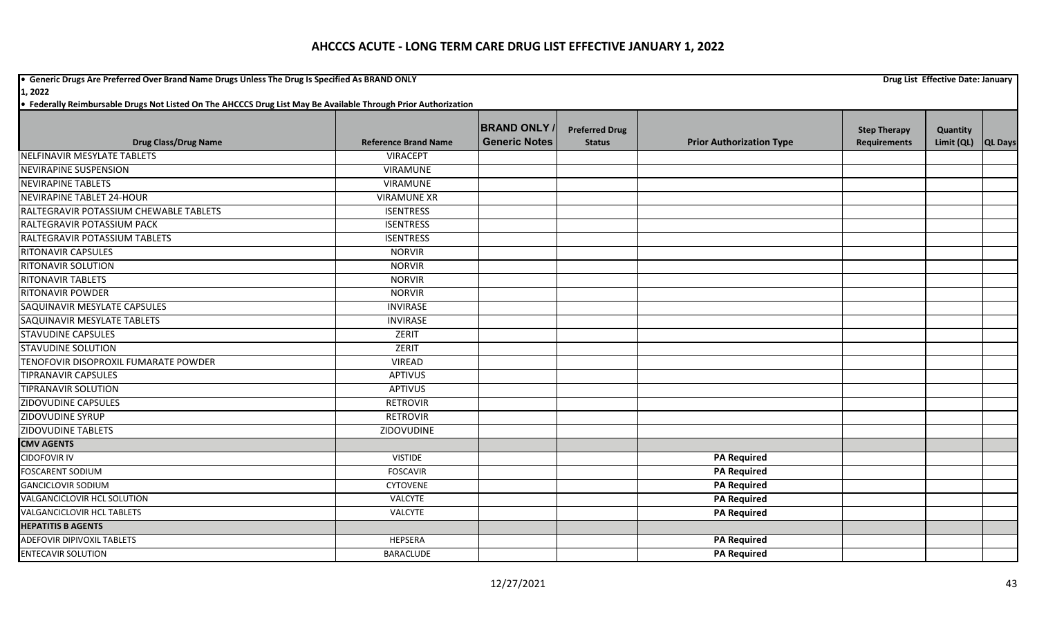# AHCCCS ACUTE - LONG TERM CARE DRUG LIST EFFECTIVE JANUARY 1, 2022

**• Generic Drugs Are Preferred Over Brand Name Drugs Unless The Drug Is Specified As BRAND ONLY** **Drug List Effective Date: January 1, 2022**

**• Federally Reimbursable Drugs Not Listed On The AHCCCS Drug List May Be Available Through Prior Authorization**

| Drug Class/Drug Name | Reference Brand Name | BRAND ONLY / Generic Notes | Preferred Drug Status | Prior Authorization Type | Step Therapy Requirements | Quantity Limit (QL) | QL Days |
|---|---|---|---|---|---|---|---|
| NELFINAVIR MESYLATE TABLETS | VIRACEPT | | | | | | |
| NEVIRAPINE SUSPENSION | VIRAMUNE | | | | | | |
| NEVIRAPINE TABLETS | VIRAMUNE | | | | | | |
| NEVIRAPINE TABLET 24-HOUR | VIRAMUNE XR | | | | | | |
| RALTEGRAVIR POTASSIUM CHEWABLE TABLETS | ISENTRESS | | | | | | |
| RALTEGRAVIR POTASSIUM PACK | ISENTRESS | | | | | | |
| RALTEGRAVIR POTASSIUM TABLETS | ISENTRESS | | | | | | |
| RITONAVIR CAPSULES | NORVIR | | | | | | |
| RITONAVIR SOLUTION | NORVIR | | | | | | |
| RITONAVIR TABLETS | NORVIR | | | | | | |
| RITONAVIR POWDER | NORVIR | | | | | | |
| SAQUINAVIR MESYLATE CAPSULES | INVIRASE | | | | | | |
| SAQUINAVIR MESYLATE TABLETS | INVIRASE | | | | | | |
| STAVUDINE CAPSULES | ZERIT | | | | | | |
| STAVUDINE SOLUTION | ZERIT | | | | | | |
| TENOFOVIR DISOPROXIL FUMARATE POWDER | VIREAD | | | | | | |
| TIPRANAVIR CAPSULES | APTIVUS | | | | | | |
| TIPRANAVIR SOLUTION | APTIVUS | | | | | | |
| ZIDOVUDINE CAPSULES | RETROVIR | | | | | | |
| ZIDOVUDINE SYRUP | RETROVIR | | | | | | |
| ZIDOVUDINE TABLETS | ZIDOVUDINE | | | | | | |
| **CMV AGENTS** | | | | | | | |
| CIDOFOVIR IV | VISTIDE | | | **PA Required** | | | |
| FOSCARENT SODIUM | FOSCAVIR | | | **PA Required** | | | |
| GANCICLOVIR SODIUM | CYTOVENE | | | **PA Required** | | | |
| VALGANCICLOVIR HCL SOLUTION | VALCYTE | | | **PA Required** | | | |
| VALGANCICLOVIR HCL TABLETS | VALCYTE | | | **PA Required** | | | |
| **HEPATITIS B AGENTS** | | | | | | | |
| ADEFOVIR DIPIVOXIL TABLETS | HEPSERA | | | **PA Required** | | | |
| ENTECAVIR SOLUTION | BARACLUDE | | | **PA Required** | | | |

12/27/2021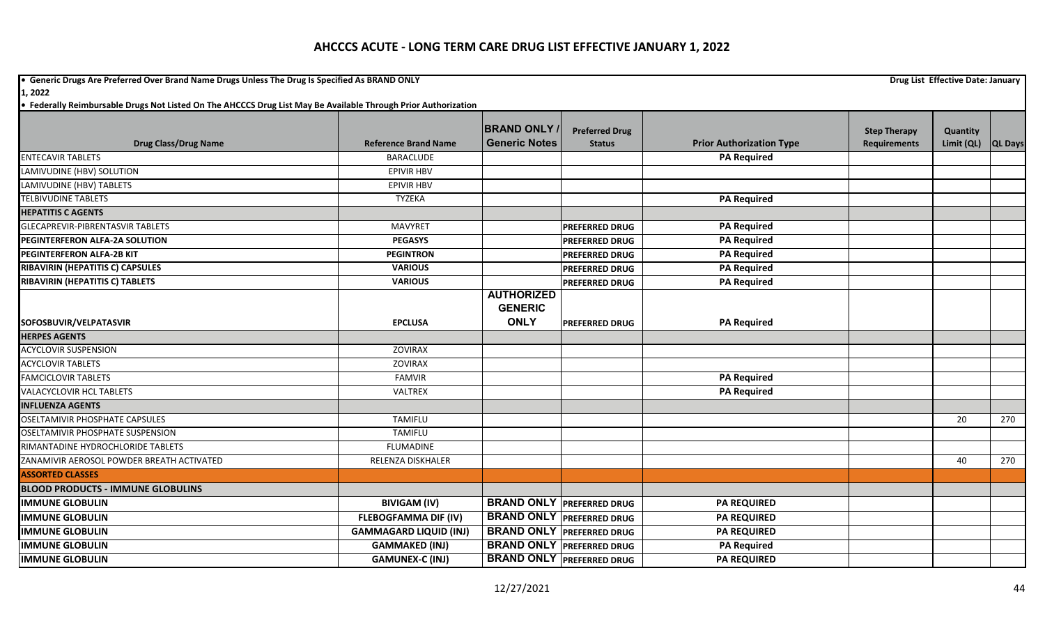# AHCCCS ACUTE - LONG TERM CARE DRUG LIST EFFECTIVE JANUARY 1, 2022

• Generic Drugs Are Preferred Over Brand Name Drugs Unless The Drug Is Specified As BRAND ONLY

Drug List Effective Date: January 1, 2022

• Federally Reimbursable Drugs Not Listed On The AHCCCS Drug List May Be Available Through Prior Authorization

| Drug Class/Drug Name | Reference Brand Name | BRAND ONLY / Generic Notes | Preferred Drug Status | Prior Authorization Type | Step Therapy Requirements | Quantity Limit (QL) | QL Days |
|---|---|---|---|---|---|---|---|
| ENTECAVIR TABLETS | BARACLUDE | | | PA Required | | | |
| LAMIVUDINE (HBV) SOLUTION | EPIVIR HBV | | | | | | |
| LAMIVUDINE (HBV) TABLETS | EPIVIR HBV | | | | | | |
| TELBIVUDINE TABLETS | TYZEKA | | | PA Required | | | |
| **HEPATITIS C AGENTS** | | | | | | | |
| GLECAPREVIR-PIBRENTASVIR TABLETS | MAVYRET | | PREFERRED DRUG | PA Required | | | |
| **PEGINTERFERON ALFA-2A SOLUTION** | **PEGASYS** | | PREFERRED DRUG | PA Required | | | |
| **PEGINTERFERON ALFA-2B KIT** | **PEGINTRON** | | PREFERRED DRUG | PA Required | | | |
| **RIBAVIRIN (HEPATITIS C) CAPSULES** | **VARIOUS** | | PREFERRED DRUG | PA Required | | | |
| **RIBAVIRIN (HEPATITIS C) TABLETS** | **VARIOUS** | | PREFERRED DRUG | PA Required | | | |
| **SOFOSBUVIR/VELPATASVIR** | **EPCLUSA** | AUTHORIZED GENERIC ONLY | PREFERRED DRUG | PA Required | | | |
| **HERPES AGENTS** | | | | | | | |
| ACYCLOVIR SUSPENSION | ZOVIRAX | | | | | | |
| ACYCLOVIR TABLETS | ZOVIRAX | | | | | | |
| FAMCICLOVIR TABLETS | FAMVIR | | | PA Required | | | |
| VALACYCLOVIR HCL TABLETS | VALTREX | | | PA Required | | | |
| **INFLUENZA AGENTS** | | | | | | | |
| OSELTAMIVIR PHOSPHATE CAPSULES | TAMIFLU | | | | | 20 | 270 |
| OSELTAMIVIR PHOSPHATE SUSPENSION | TAMIFLU | | | | | | |
| RIMANTADINE HYDROCHLORIDE TABLETS | FLUMADINE | | | | | | |
| ZANAMIVIR AEROSOL POWDER BREATH ACTIVATED | RELENZA DISKHALER | | | | | 40 | 270 |
| **ASSORTED CLASSES** | | | | | | | |
| **BLOOD PRODUCTS - IMMUNE GLOBULINS** | | | | | | | |
| **IMMUNE GLOBULIN** | **BIVIGAM (IV)** | BRAND ONLY | PREFERRED DRUG | PA REQUIRED | | | |
| **IMMUNE GLOBULIN** | **FLEBOGFAMMA DIF (IV)** | BRAND ONLY | PREFERRED DRUG | PA REQUIRED | | | |
| **IMMUNE GLOBULIN** | **GAMMAGARD LIQUID (INJ)** | BRAND ONLY | PREFERRED DRUG | PA REQUIRED | | | |
| **IMMUNE GLOBULIN** | **GAMMAKED (INJ)** | BRAND ONLY | PREFERRED DRUG | PA Required | | | |
| **IMMUNE GLOBULIN** | **GAMUNEX-C (INJ)** | BRAND ONLY | PREFERRED DRUG | PA REQUIRED | | | |

12/27/2021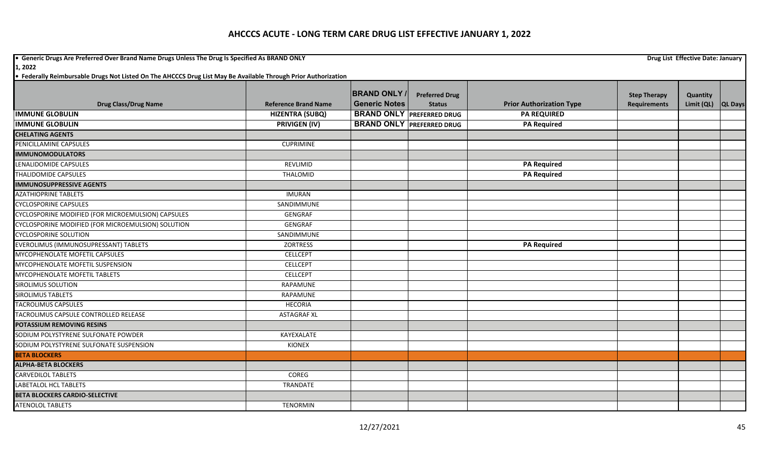# AHCCCS ACUTE - LONG TERM CARE DRUG LIST EFFECTIVE JANUARY 1, 2022

• **Generic Drugs Are Preferred Over Brand Name Drugs Unless The Drug Is Specified As BRAND ONLY** **Drug List Effective Date: January 1, 2022**

• **Federally Reimbursable Drugs Not Listed On The AHCCCS Drug List May Be Available Through Prior Authorization**

| Drug Class/Drug Name | Reference Brand Name | BRAND ONLY / Generic Notes | Preferred Drug Status | Prior Authorization Type | Step Therapy Requirements | Quantity Limit (QL) | QL Days |
|---|---|---|---|---|---|---|---|
| **IMMUNE GLOBULIN** | **HIZENTRA (SUBQ)** | **BRAND ONLY** | **PREFERRED DRUG** | **PA REQUIRED** | | | |
| **IMMUNE GLOBULIN** | **PRIVIGEN (IV)** | **BRAND ONLY** | **PREFERRED DRUG** | **PA Required** | | | |
| **CHELATING AGENTS** | | | | | | | |
| PENICILLAMINE CAPSULES | CUPRIMINE | | | | | | |
| **IMMUNOMODULATORS** | | | | | | | |
| LENALIDOMIDE CAPSULES | REVLIMID | | | **PA Required** | | | |
| THALIDOMIDE CAPSULES | THALOMID | | | **PA Required** | | | |
| **IMMUNOSUPPRESSIVE AGENTS** | | | | | | | |
| AZATHIOPRINE TABLETS | IMURAN | | | | | | |
| CYCLOSPORINE CAPSULES | SANDIMMUNE | | | | | | |
| CYCLOSPORINE MODIFIED (FOR MICROEMULSION) CAPSULES | GENGRAF | | | | | | |
| CYCLOSPORINE MODIFIED (FOR MICROEMULSION) SOLUTION | GENGRAF | | | | | | |
| CYCLOSPORINE SOLUTION | SANDIMMUNE | | | | | | |
| EVEROLIMUS (IMMUNOSUPRESSANT) TABLETS | ZORTRESS | | | **PA Required** | | | |
| MYCOPHENOLATE MOFETIL CAPSULES | CELLCEPT | | | | | | |
| MYCOPHENOLATE MOFETIL SUSPENSION | CELLCEPT | | | | | | |
| MYCOPHENOLATE MOFETIL TABLETS | CELLCEPT | | | | | | |
| SIROLIMUS SOLUTION | RAPAMUNE | | | | | | |
| SIROLIMUS TABLETS | RAPAMUNE | | | | | | |
| TACROLIMUS CAPSULES | HECORIA | | | | | | |
| TACROLIMUS CAPSULE CONTROLLED RELEASE | ASTAGRAF XL | | | | | | |
| **POTASSIUM REMOVING RESINS** | | | | | | | |
| SODIUM POLYSTYRENE SULFONATE POWDER | KAYEXALATE | | | | | | |
| SODIUM POLYSTYRENE SULFONATE SUSPENSION | KIONEX | | | | | | |
| **BETA BLOCKERS** | | | | | | | |
| **ALPHA-BETA BLOCKERS** | | | | | | | |
| CARVEDILOL TABLETS | COREG | | | | | | |
| LABETALOL HCL TABLETS | TRANDATE | | | | | | |
| **BETA BLOCKERS CARDIO-SELECTIVE** | | | | | | | |
| ATENOLOL TABLETS | TENORMIN | | | | | | |

12/27/2021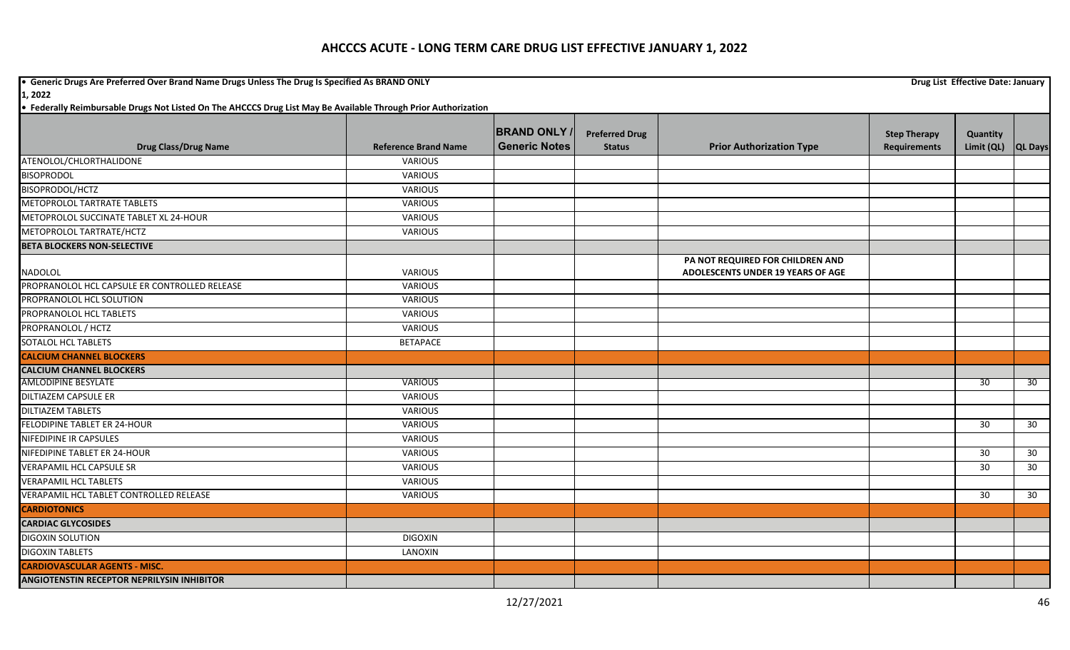# AHCCCS ACUTE - LONG TERM CARE DRUG LIST EFFECTIVE JANUARY 1, 2022

- Generic Drugs Are Preferred Over Brand Name Drugs Unless The Drug Is Specified As BRAND ONLY

Drug List Effective Date: January 1, 2022

- Federally Reimbursable Drugs Not Listed On The AHCCCS Drug List May Be Available Through Prior Authorization

| Drug Class/Drug Name | Reference Brand Name | BRAND ONLY / Generic Notes | Preferred Drug Status | Prior Authorization Type | Step Therapy Requirements | Quantity Limit (QL) | QL Days |
|---|---|---|---|---|---|---|---|
| ATENOLOL/CHLORTHALIDONE | VARIOUS | | | | | | |
| BISOPRODOL | VARIOUS | | | | | | |
| BISOPRODOL/HCTZ | VARIOUS | | | | | | |
| METOPROLOL TARTRATE TABLETS | VARIOUS | | | | | | |
| METOPROLOL SUCCINATE TABLET XL 24-HOUR | VARIOUS | | | | | | |
| METOPROLOL TARTRATE/HCTZ | VARIOUS | | | | | | |
| **BETA BLOCKERS NON-SELECTIVE** | | | | | | | |
| NADOLOL | VARIOUS | | | PA NOT REQUIRED FOR CHILDREN AND ADOLESCENTS UNDER 19 YEARS OF AGE | | | |
| PROPRANOLOL HCL CAPSULE ER CONTROLLED RELEASE | VARIOUS | | | | | | |
| PROPRANOLOL HCL SOLUTION | VARIOUS | | | | | | |
| PROPRANOLOL HCL TABLETS | VARIOUS | | | | | | |
| PROPRANOLOL / HCTZ | VARIOUS | | | | | | |
| SOTALOL HCL TABLETS | BETAPACE | | | | | | |
| **CALCIUM CHANNEL BLOCKERS** | | | | | | | |
| **CALCIUM CHANNEL BLOCKERS** | | | | | | | |
| AMLODIPINE BESYLATE | VARIOUS | | | | | 30 | 30 |
| DILTIAZEM CAPSULE ER | VARIOUS | | | | | | |
| DILTIAZEM TABLETS | VARIOUS | | | | | | |
| FELODIPINE TABLET ER 24-HOUR | VARIOUS | | | | | 30 | 30 |
| NIFEDIPINE IR CAPSULES | VARIOUS | | | | | | |
| NIFEDIPINE TABLET ER 24-HOUR | VARIOUS | | | | | 30 | 30 |
| VERAPAMIL HCL CAPSULE SR | VARIOUS | | | | | 30 | 30 |
| VERAPAMIL HCL TABLETS | VARIOUS | | | | | | |
| VERAPAMIL HCL TABLET CONTROLLED RELEASE | VARIOUS | | | | | 30 | 30 |
| **CARDIOTONICS** | | | | | | | |
| **CARDIAC GLYCOSIDES** | | | | | | | |
| DIGOXIN SOLUTION | DIGOXIN | | | | | | |
| DIGOXIN TABLETS | LANOXIN | | | | | | |
| **CARDIOVASCULAR AGENTS - MISC.** | | | | | | | |
| **ANGIOTENSTIN RECEPTOR NEPRILYSIN INHIBITOR** | | | | | | | |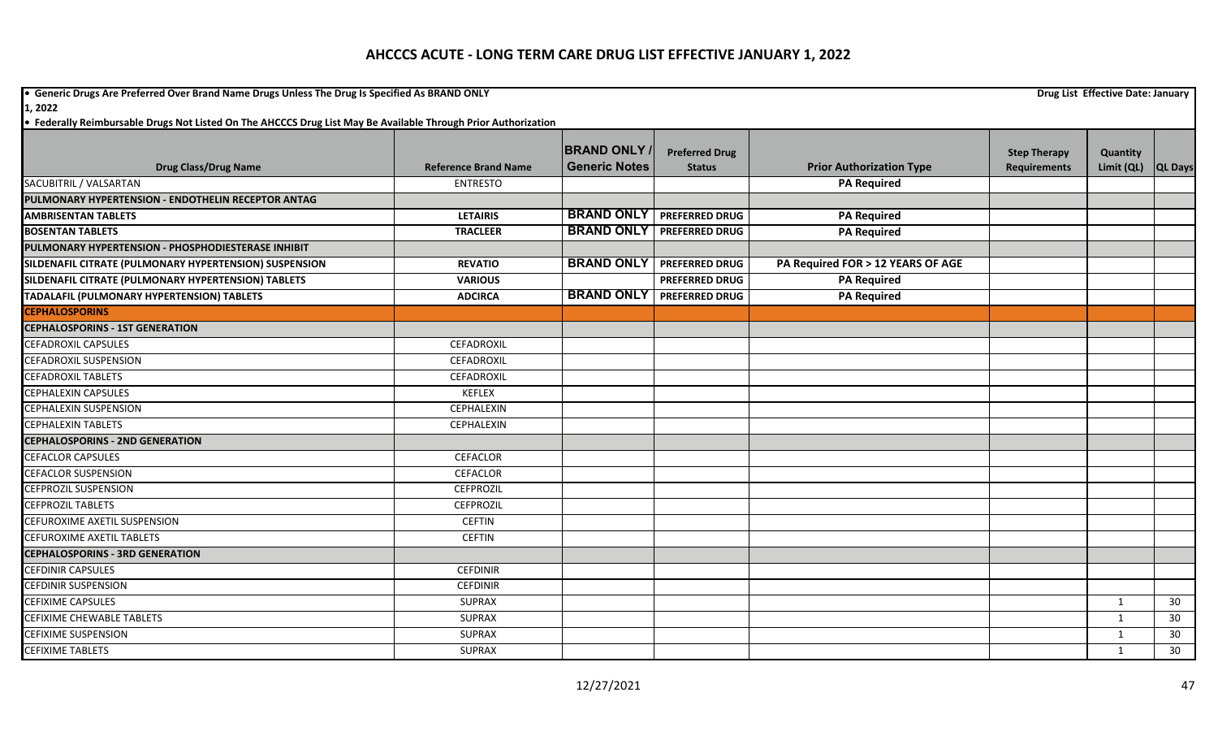# AHCCCS ACUTE - LONG TERM CARE DRUG LIST EFFECTIVE JANUARY 1, 2022

- **Generic Drugs Are Preferred Over Brand Name Drugs Unless The Drug Is Specified As BRAND ONLY**
- **Federally Reimbursable Drugs Not Listed On The AHCCCS Drug List May Be Available Through Prior Authorization**

**Drug List Effective Date: January 1, 2022**

| Drug Class/Drug Name | Reference Brand Name | BRAND ONLY / Generic Notes | Preferred Drug Status | Prior Authorization Type | Step Therapy Requirements | Quantity Limit (QL) | QL Days |
|---|---|---|---|---|---|---|---|
| SACUBITRIL / VALSARTAN | ENTRESTO | | | PA Required | | | |
| **PULMONARY HYPERTENSION - ENDOTHELIN RECEPTOR ANTAG** | | | | | | | |
| **AMBRISENTAN TABLETS** | LETAIRIS | BRAND ONLY | PREFERRED DRUG | PA Required | | | |
| **BOSENTAN TABLETS** | TRACLEER | BRAND ONLY | PREFERRED DRUG | PA Required | | | |
| **PULMONARY HYPERTENSION - PHOSPHODIESTERASE INHIBIT** | | | | | | | |
| **SILDENAFIL CITRATE (PULMONARY HYPERTENSION) SUSPENSION** | REVATIO | BRAND ONLY | PREFERRED DRUG | PA Required FOR > 12 YEARS OF AGE | | | |
| **SILDENAFIL CITRATE (PULMONARY HYPERTENSION) TABLETS** | VARIOUS | | PREFERRED DRUG | PA Required | | | |
| **TADALAFIL (PULMONARY HYPERTENSION) TABLETS** | ADCIRCA | BRAND ONLY | PREFERRED DRUG | PA Required | | | |
| **CEPHALOSPORINS** | | | | | | | |
| **CEPHALOSPORINS - 1ST GENERATION** | | | | | | | |
| CEFADROXIL CAPSULES | CEFADROXIL | | | | | | |
| CEFADROXIL SUSPENSION | CEFADROXIL | | | | | | |
| CEFADROXIL TABLETS | CEFADROXIL | | | | | | |
| CEPHALEXIN CAPSULES | KEFLEX | | | | | | |
| CEPHALEXIN SUSPENSION | CEPHALEXIN | | | | | | |
| CEPHALEXIN TABLETS | CEPHALEXIN | | | | | | |
| **CEPHALOSPORINS - 2ND GENERATION** | | | | | | | |
| CEFACLOR CAPSULES | CEFACLOR | | | | | | |
| CEFACLOR SUSPENSION | CEFACLOR | | | | | | |
| CEFPROZIL SUSPENSION | CEFPROZIL | | | | | | |
| CEFPROZIL TABLETS | CEFPROZIL | | | | | | |
| CEFUROXIME AXETIL SUSPENSION | CEFTIN | | | | | | |
| CEFUROXIME AXETIL TABLETS | CEFTIN | | | | | | |
| **CEPHALOSPORINS - 3RD GENERATION** | | | | | | | |
| CEFDINIR CAPSULES | CEFDINIR | | | | | | |
| CEFDINIR SUSPENSION | CEFDINIR | | | | | | |
| CEFIXIME CAPSULES | SUPRAX | | | | | 1 | 30 |
| CEFIXIME CHEWABLE TABLETS | SUPRAX | | | | | 1 | 30 |
| CEFIXIME SUSPENSION | SUPRAX | | | | | 1 | 30 |
| CEFIXIME TABLETS | SUPRAX | | | | | 1 | 30 |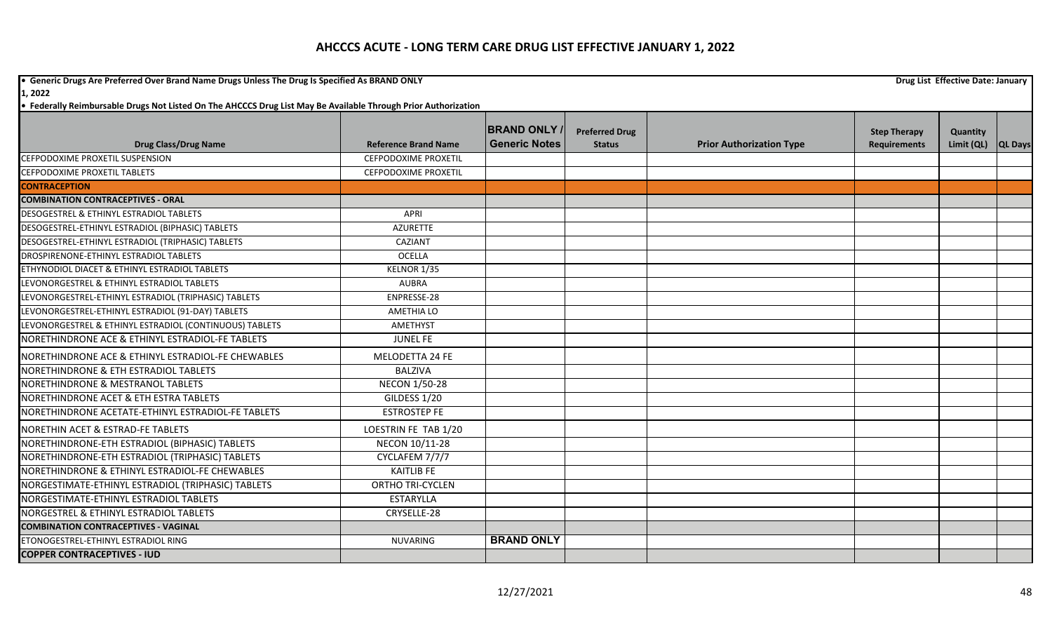# AHCCCS ACUTE - LONG TERM CARE DRUG LIST EFFECTIVE JANUARY 1, 2022

- **Generic Drugs Are Preferred Over Brand Name Drugs Unless The Drug Is Specified As BRAND ONLY** — **Drug List Effective Date: January 1, 2022**
- **Federally Reimbursable Drugs Not Listed On The AHCCCS Drug List May Be Available Through Prior Authorization**

| Drug Class/Drug Name | Reference Brand Name | BRAND ONLY / Generic Notes | Preferred Drug Status | Prior Authorization Type | Step Therapy Requirements | Quantity Limit (QL) | QL Days |
|---|---|---|---|---|---|---|---|
| CEFPODOXIME PROXETIL SUSPENSION | CEFPODOXIME PROXETIL | | | | | | |
| CEFPODOXIME PROXETIL TABLETS | CEFPODOXIME PROXETIL | | | | | | |
| **CONTRACEPTION** | | | | | | | |
| **COMBINATION CONTRACEPTIVES - ORAL** | | | | | | | |
| DESOGESTREL & ETHINYL ESTRADIOL TABLETS | APRI | | | | | | |
| DESOGESTREL-ETHINYL ESTRADIOL (BIPHASIC) TABLETS | AZURETTE | | | | | | |
| DESOGESTREL-ETHINYL ESTRADIOL (TRIPHASIC) TABLETS | CAZIANT | | | | | | |
| DROSPIRENONE-ETHINYL ESTRADIOL TABLETS | OCELLA | | | | | | |
| ETHYNODIOL DIACET & ETHINYL ESTRADIOL TABLETS | KELNOR 1/35 | | | | | | |
| LEVONORGESTREL & ETHINYL ESTRADIOL TABLETS | AUBRA | | | | | | |
| LEVONORGESTREL-ETHINYL ESTRADIOL (TRIPHASIC) TABLETS | ENPRESSE-28 | | | | | | |
| LEVONORGESTREL-ETHINYL ESTRADIOL (91-DAY) TABLETS | AMETHIA LO | | | | | | |
| LEVONORGESTREL & ETHINYL ESTRADIOL (CONTINUOUS) TABLETS | AMETHYST | | | | | | |
| NORETHINDRONE ACE & ETHINYL ESTRADIOL-FE TABLETS | JUNEL FE | | | | | | |
| NORETHINDRONE ACE & ETHINYL ESTRADIOL-FE CHEWABLES | MELODETTA 24 FE | | | | | | |
| NORETHINDRONE & ETH ESTRADIOL TABLETS | BALZIVA | | | | | | |
| NORETHINDRONE & MESTRANOL TABLETS | NECON 1/50-28 | | | | | | |
| NORETHINDRONE ACET & ETH ESTRA TABLETS | GILDESS 1/20 | | | | | | |
| NORETHINDRONE ACETATE-ETHINYL ESTRADIOL-FE TABLETS | ESTROSTEP FE | | | | | | |
| NORETHIN ACET & ESTRAD-FE TABLETS | LOESTRIN FE TAB 1/20 | | | | | | |
| NORETHINDRONE-ETH ESTRADIOL (BIPHASIC) TABLETS | NECON 10/11-28 | | | | | | |
| NORETHINDRONE-ETH ESTRADIOL (TRIPHASIC) TABLETS | CYCLAFEM 7/7/7 | | | | | | |
| NORETHINDRONE & ETHINYL ESTRADIOL-FE CHEWABLES | KAITLIB FE | | | | | | |
| NORGESTIMATE-ETHINYL ESTRADIOL (TRIPHASIC) TABLETS | ORTHO TRI-CYCLEN | | | | | | |
| NORGESTIMATE-ETHINYL ESTRADIOL TABLETS | ESTARYLLA | | | | | | |
| NORGESTREL & ETHINYL ESTRADIOL TABLETS | CRYSELLE-28 | | | | | | |
| **COMBINATION CONTRACEPTIVES - VAGINAL** | | | | | | | |
| ETONOGESTREL-ETHINYL ESTRADIOL RING | NUVARING | **BRAND ONLY** | | | | | |
| **COPPER CONTRACEPTIVES - IUD** | | | | | | | |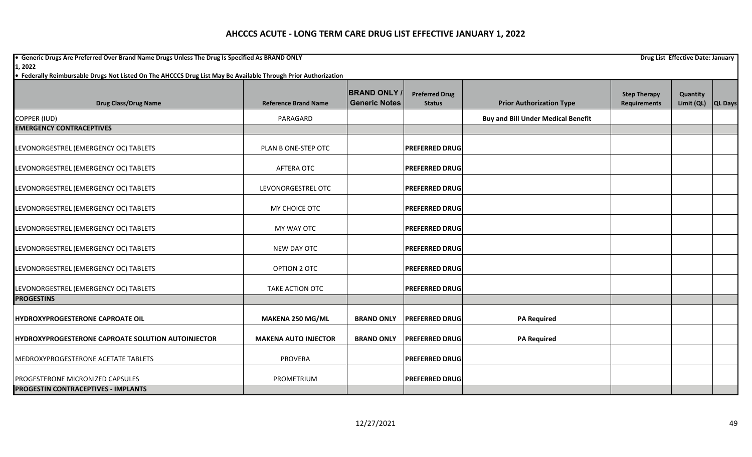# AHCCCS ACUTE - LONG TERM CARE DRUG LIST EFFECTIVE JANUARY 1, 2022

- **Generic Drugs Are Preferred Over Brand Name Drugs Unless The Drug Is Specified As BRAND ONLY**
- **Federally Reimbursable Drugs Not Listed On The AHCCCS Drug List May Be Available Through Prior Authorization**

**Drug List Effective Date: January 1, 2022**

| Drug Class/Drug Name | Reference Brand Name | BRAND ONLY / Generic Notes | Preferred Drug Status | Prior Authorization Type | Step Therapy Requirements | Quantity Limit (QL) | QL Days |
|---|---|---|---|---|---|---|---|
| COPPER (IUD) | PARAGARD | | | **Buy and Bill Under Medical Benefit** | | | |
| **EMERGENCY CONTRACEPTIVES** | | | | | | | |
| LEVONORGESTREL (EMERGENCY OC) TABLETS | PLAN B ONE-STEP OTC | | **PREFERRED DRUG** | | | | |
| LEVONORGESTREL (EMERGENCY OC) TABLETS | AFTERA OTC | | **PREFERRED DRUG** | | | | |
| LEVONORGESTREL (EMERGENCY OC) TABLETS | LEVONORGESTREL OTC | | **PREFERRED DRUG** | | | | |
| LEVONORGESTREL (EMERGENCY OC) TABLETS | MY CHOICE OTC | | **PREFERRED DRUG** | | | | |
| LEVONORGESTREL (EMERGENCY OC) TABLETS | MY WAY OTC | | **PREFERRED DRUG** | | | | |
| LEVONORGESTREL (EMERGENCY OC) TABLETS | NEW DAY OTC | | **PREFERRED DRUG** | | | | |
| LEVONORGESTREL (EMERGENCY OC) TABLETS | OPTION 2 OTC | | **PREFERRED DRUG** | | | | |
| LEVONORGESTREL (EMERGENCY OC) TABLETS | TAKE ACTION OTC | | **PREFERRED DRUG** | | | | |
| **PROGESTINS** | | | | | | | |
| **HYDROXYPROGESTERONE CAPROATE OIL** | **MAKENA 250 MG/ML** | **BRAND ONLY** | **PREFERRED DRUG** | **PA Required** | | | |
| **HYDROXYPROGESTERONE CAPROATE SOLUTION AUTOINJECTOR** | **MAKENA AUTO INJECTOR** | **BRAND ONLY** | **PREFERRED DRUG** | **PA Required** | | | |
| MEDROXYPROGESTERONE ACETATE TABLETS | PROVERA | | **PREFERRED DRUG** | | | | |
| PROGESTERONE MICRONIZED CAPSULES | PROMETRIUM | | **PREFERRED DRUG** | | | | |
| **PROGESTIN CONTRACEPTIVES - IMPLANTS** | | | | | | | |

12/27/2021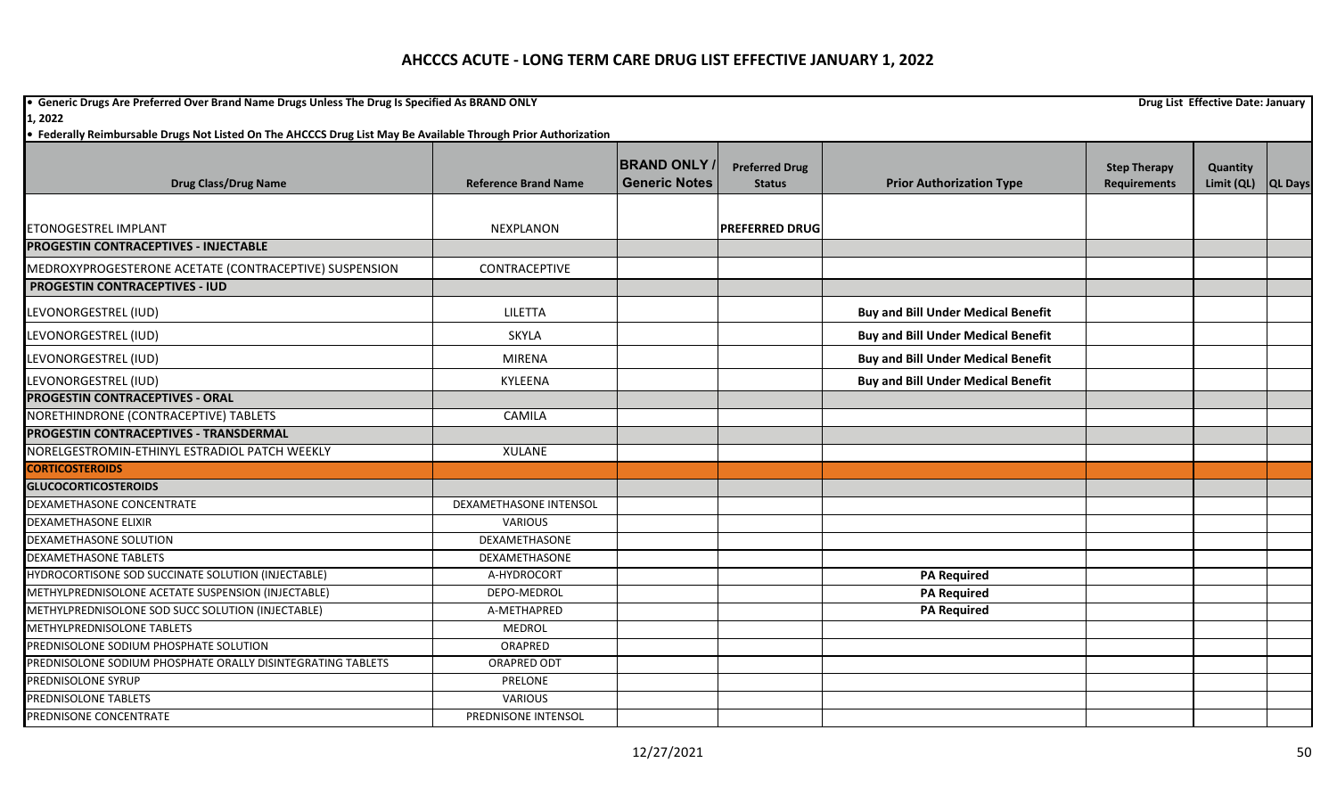# AHCCCS ACUTE - LONG TERM CARE DRUG LIST EFFECTIVE JANUARY 1, 2022

**• Generic Drugs Are Preferred Over Brand Name Drugs Unless The Drug Is Specified As BRAND ONLY** **Drug List Effective Date: January 1, 2022**

**• Federally Reimbursable Drugs Not Listed On The AHCCCS Drug List May Be Available Through Prior Authorization**

| Drug Class/Drug Name | Reference Brand Name | BRAND ONLY / Generic Notes | Preferred Drug Status | Prior Authorization Type | Step Therapy Requirements | Quantity Limit (QL) | QL Days |
|---|---|---|---|---|---|---|---|
| ETONOGESTREL IMPLANT | NEXPLANON | | **PREFERRED DRUG** | | | | |
| **PROGESTIN CONTRACEPTIVES - INJECTABLE** | | | | | | | |
| MEDROXYPROGESTERONE ACETATE (CONTRACEPTIVE) SUSPENSION | CONTRACEPTIVE | | | | | | |
| **PROGESTIN CONTRACEPTIVES - IUD** | | | | | | | |
| LEVONORGESTREL (IUD) | LILETTA | | | **Buy and Bill Under Medical Benefit** | | | |
| LEVONORGESTREL (IUD) | SKYLA | | | **Buy and Bill Under Medical Benefit** | | | |
| LEVONORGESTREL (IUD) | MIRENA | | | **Buy and Bill Under Medical Benefit** | | | |
| LEVONORGESTREL (IUD) | KYLEENA | | | **Buy and Bill Under Medical Benefit** | | | |
| **PROGESTIN CONTRACEPTIVES - ORAL** | | | | | | | |
| NORETHINDRONE (CONTRACEPTIVE) TABLETS | CAMILA | | | | | | |
| **PROGESTIN CONTRACEPTIVES - TRANSDERMAL** | | | | | | | |
| NORELGESTROMIN-ETHINYL ESTRADIOL PATCH WEEKLY | XULANE | | | | | | |
| **CORTICOSTEROIDS** | | | | | | | |
| **GLUCOCORTICOSTEROIDS** | | | | | | | |
| DEXAMETHASONE CONCENTRATE | DEXAMETHASONE INTENSOL | | | | | | |
| DEXAMETHASONE ELIXIR | VARIOUS | | | | | | |
| DEXAMETHASONE SOLUTION | DEXAMETHASONE | | | | | | |
| DEXAMETHASONE TABLETS | DEXAMETHASONE | | | | | | |
| HYDROCORTISONE SOD SUCCINATE SOLUTION (INJECTABLE) | A-HYDROCORT | | | **PA Required** | | | |
| METHYLPREDNISOLONE ACETATE SUSPENSION (INJECTABLE) | DEPO-MEDROL | | | **PA Required** | | | |
| METHYLPREDNISOLONE SOD SUCC SOLUTION (INJECTABLE) | A-METHAPRED | | | **PA Required** | | | |
| METHYLPREDNISOLONE TABLETS | MEDROL | | | | | | |
| PREDNISOLONE SODIUM PHOSPHATE SOLUTION | ORAPRED | | | | | | |
| PREDNISOLONE SODIUM PHOSPHATE ORALLY DISINTEGRATING TABLETS | ORAPRED ODT | | | | | | |
| PREDNISOLONE SYRUP | PRELONE | | | | | | |
| PREDNISOLONE TABLETS | VARIOUS | | | | | | |
| PREDNISONE CONCENTRATE | PREDNISONE INTENSOL | | | | | | |

12/27/2021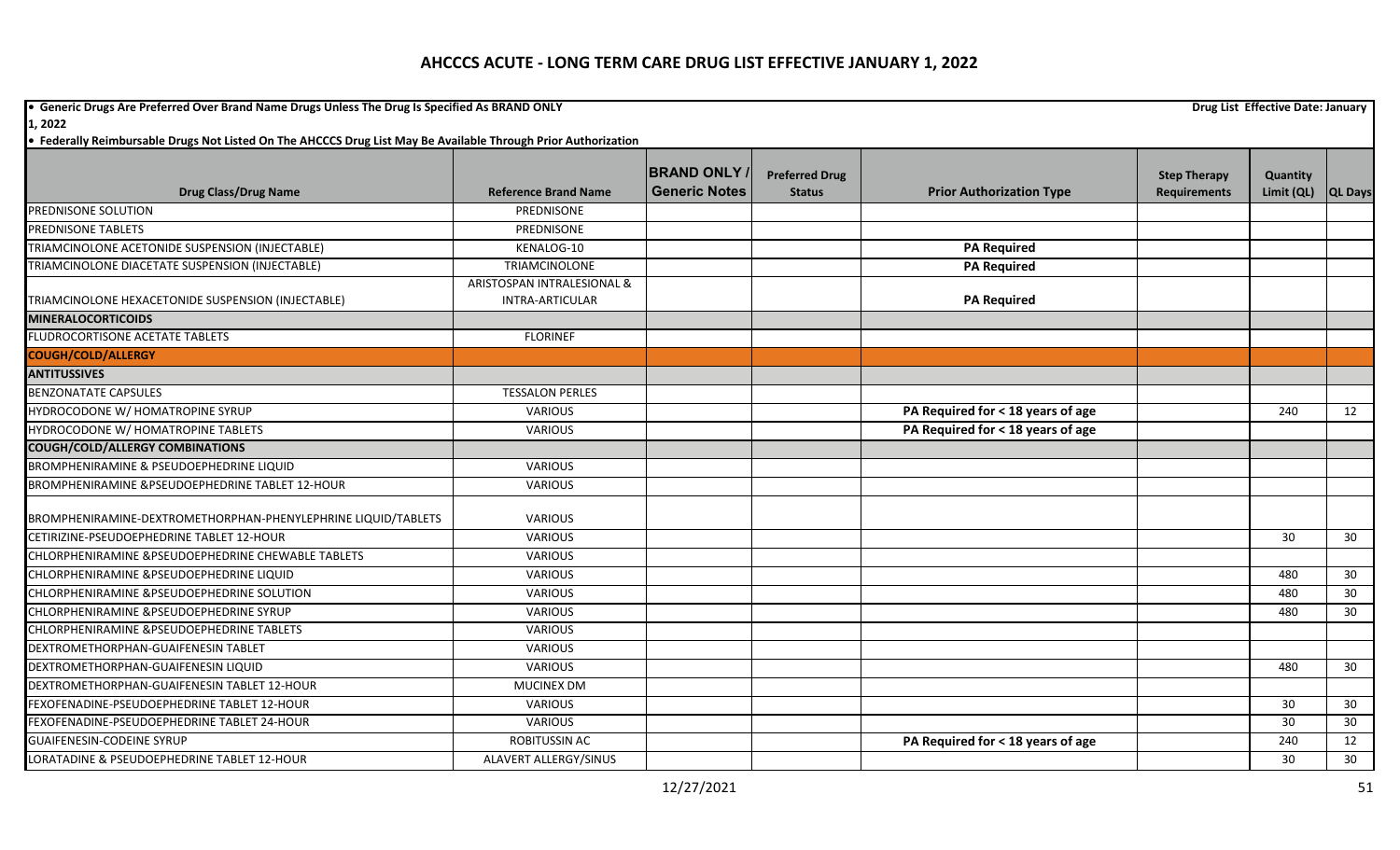# AHCCCS ACUTE - LONG TERM CARE DRUG LIST EFFECTIVE JANUARY 1, 2022

- **Generic Drugs Are Preferred Over Brand Name Drugs Unless The Drug Is Specified As BRAND ONLY** **Drug List Effective Date: January 1, 2022**
- **Federally Reimbursable Drugs Not Listed On The AHCCCS Drug List May Be Available Through Prior Authorization**

| Drug Class/Drug Name | Reference Brand Name | BRAND ONLY / Generic Notes | Preferred Drug Status | Prior Authorization Type | Step Therapy Requirements | Quantity Limit (QL) | QL Days |
|---|---|---|---|---|---|---|---|
| PREDNISONE SOLUTION | PREDNISONE | | | | | | |
| PREDNISONE TABLETS | PREDNISONE | | | | | | |
| TRIAMCINOLONE ACETONIDE SUSPENSION (INJECTABLE) | KENALOG-10 | | | **PA Required** | | | |
| TRIAMCINOLONE DIACETATE SUSPENSION (INJECTABLE) | TRIAMCINOLONE | | | **PA Required** | | | |
| TRIAMCINOLONE HEXACETONIDE SUSPENSION (INJECTABLE) | ARISTOSPAN INTRALESIONAL & INTRA-ARTICULAR | | | **PA Required** | | | |
| **MINERALOCORTICOIDS** | | | | | | | |
| FLUDROCORTISONE ACETATE TABLETS | FLORINEF | | | | | | |
| **COUGH/COLD/ALLERGY** | | | | | | | |
| **ANTITUSSIVES** | | | | | | | |
| BENZONATATE CAPSULES | TESSALON PERLES | | | | | | |
| HYDROCODONE W/ HOMATROPINE SYRUP | VARIOUS | | | **PA Required for < 18 years of age** | | 240 | 12 |
| HYDROCODONE W/ HOMATROPINE TABLETS | VARIOUS | | | **PA Required for < 18 years of age** | | | |
| **COUGH/COLD/ALLERGY COMBINATIONS** | | | | | | | |
| BROMPHENIRAMINE & PSEUDOEPHEDRINE LIQUID | VARIOUS | | | | | | |
| BROMPHENIRAMINE &PSEUDOEPHEDRINE TABLET 12-HOUR | VARIOUS | | | | | | |
| BROMPHENIRAMINE-DEXTROMETHORPHAN-PHENYLEPHRINE LIQUID/TABLETS | VARIOUS | | | | | | |
| CETIRIZINE-PSEUDOEPHEDRINE TABLET 12-HOUR | VARIOUS | | | | | 30 | 30 |
| CHLORPHENIRAMINE &PSEUDOEPHEDRINE CHEWABLE TABLETS | VARIOUS | | | | | | |
| CHLORPHENIRAMINE &PSEUDOEPHEDRINE LIQUID | VARIOUS | | | | | 480 | 30 |
| CHLORPHENIRAMINE &PSEUDOEPHEDRINE SOLUTION | VARIOUS | | | | | 480 | 30 |
| CHLORPHENIRAMINE &PSEUDOEPHEDRINE SYRUP | VARIOUS | | | | | 480 | 30 |
| CHLORPHENIRAMINE &PSEUDOEPHEDRINE TABLETS | VARIOUS | | | | | | |
| DEXTROMETHORPHAN-GUAIFENESIN TABLET | VARIOUS | | | | | | |
| DEXTROMETHORPHAN-GUAIFENESIN LIQUID | VARIOUS | | | | | 480 | 30 |
| DEXTROMETHORPHAN-GUAIFENESIN TABLET 12-HOUR | MUCINEX DM | | | | | | |
| FEXOFENADINE-PSEUDOEPHEDRINE TABLET 12-HOUR | VARIOUS | | | | | 30 | 30 |
| FEXOFENADINE-PSEUDOEPHEDRINE TABLET 24-HOUR | VARIOUS | | | | | 30 | 30 |
| GUAIFENESIN-CODEINE SYRUP | ROBITUSSIN AC | | | **PA Required for < 18 years of age** | | 240 | 12 |
| LORATADINE & PSEUDOEPHEDRINE TABLET 12-HOUR | ALAVERT ALLERGY/SINUS | | | | | 30 | 30 |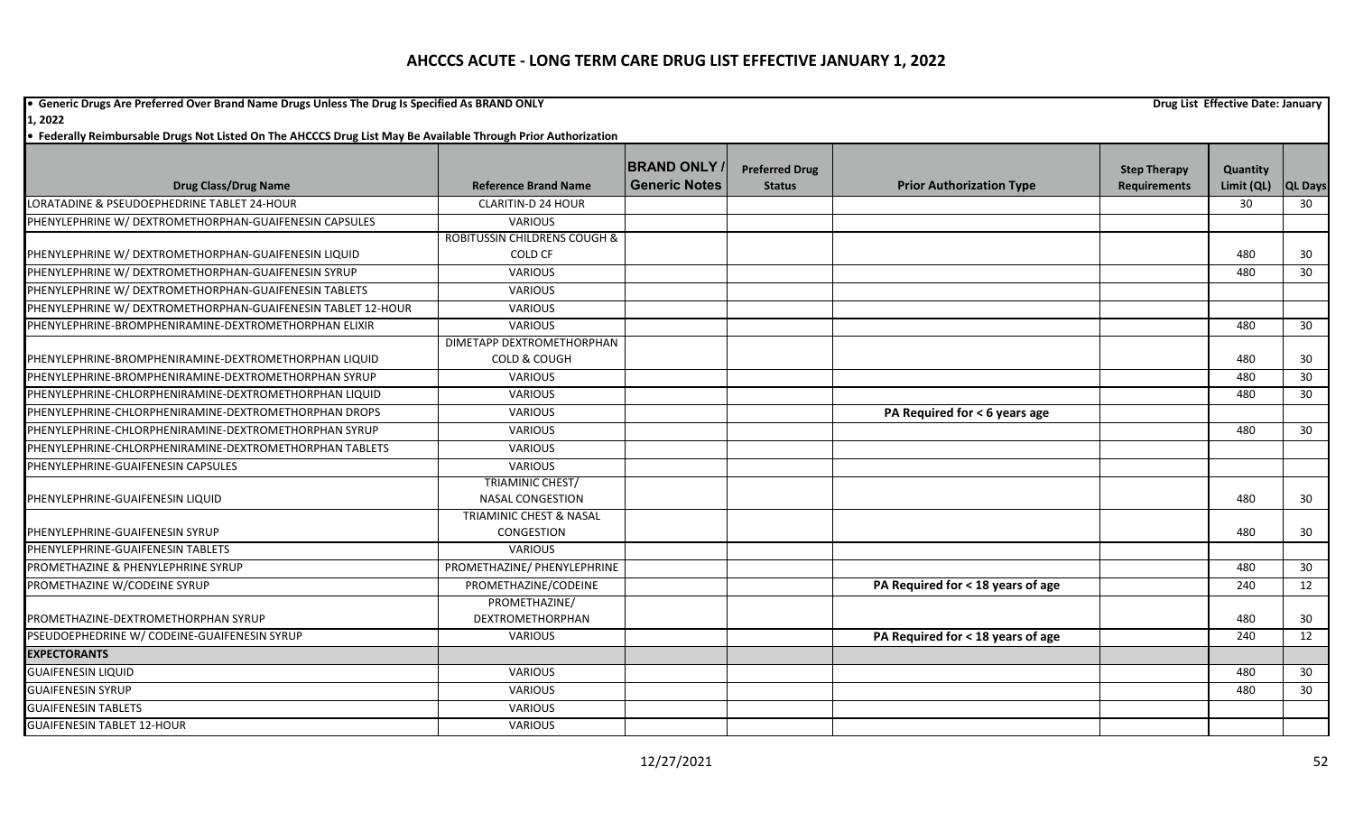# AHCCCS ACUTE - LONG TERM CARE DRUG LIST EFFECTIVE JANUARY 1, 2022

- **Generic Drugs Are Preferred Over Brand Name Drugs Unless The Drug Is Specified As BRAND ONLY** **Drug List Effective Date: January 1, 2022**
- **Federally Reimbursable Drugs Not Listed On The AHCCCS Drug List May Be Available Through Prior Authorization**

| Drug Class/Drug Name | Reference Brand Name | BRAND ONLY / Generic Notes | Preferred Drug Status | Prior Authorization Type | Step Therapy Requirements | Quantity Limit (QL) | QL Days |
|---|---|---|---|---|---|---|---|
| LORATADINE & PSEUDOEPHEDRINE TABLET 24-HOUR | CLARITIN-D 24 HOUR | | | | | 30 | 30 |
| PHENYLEPHRINE W/ DEXTROMETHORPHAN-GUAIFENESIN CAPSULES | VARIOUS | | | | | | |
| PHENYLEPHRINE W/ DEXTROMETHORPHAN-GUAIFENESIN LIQUID | ROBITUSSIN CHILDRENS COUGH & COLD CF | | | | | 480 | 30 |
| PHENYLEPHRINE W/ DEXTROMETHORPHAN-GUAIFENESIN SYRUP | VARIOUS | | | | | 480 | 30 |
| PHENYLEPHRINE W/ DEXTROMETHORPHAN-GUAIFENESIN TABLETS | VARIOUS | | | | | | |
| PHENYLEPHRINE W/ DEXTROMETHORPHAN-GUAIFENESIN TABLET 12-HOUR | VARIOUS | | | | | | |
| PHENYLEPHRINE-BROMPHENIRAMINE-DEXTROMETHORPHAN ELIXIR | VARIOUS | | | | | 480 | 30 |
| PHENYLEPHRINE-BROMPHENIRAMINE-DEXTROMETHORPHAN LIQUID | DIMETAPP DEXTROMETHORPHAN COLD & COUGH | | | | | 480 | 30 |
| PHENYLEPHRINE-BROMPHENIRAMINE-DEXTROMETHORPHAN SYRUP | VARIOUS | | | | | 480 | 30 |
| PHENYLEPHRINE-CHLORPHENIRAMINE-DEXTROMETHORPHAN LIQUID | VARIOUS | | | | | 480 | 30 |
| PHENYLEPHRINE-CHLORPHENIRAMINE-DEXTROMETHORPHAN DROPS | VARIOUS | | | PA Required for < 6 years age | | | |
| PHENYLEPHRINE-CHLORPHENIRAMINE-DEXTROMETHORPHAN SYRUP | VARIOUS | | | | | 480 | 30 |
| PHENYLEPHRINE-CHLORPHENIRAMINE-DEXTROMETHORPHAN TABLETS | VARIOUS | | | | | | |
| PHENYLEPHRINE-GUAIFENESIN CAPSULES | VARIOUS | | | | | | |
| PHENYLEPHRINE-GUAIFENESIN LIQUID | TRIAMINIC CHEST/ NASAL CONGESTION | | | | | 480 | 30 |
| PHENYLEPHRINE-GUAIFENESIN SYRUP | TRIAMINIC CHEST & NASAL CONGESTION | | | | | 480 | 30 |
| PHENYLEPHRINE-GUAIFENESIN TABLETS | VARIOUS | | | | | | |
| PROMETHAZINE & PHENYLEPHRINE SYRUP | PROMETHAZINE/ PHENYLEPHRINE | | | | | 480 | 30 |
| PROMETHAZINE W/CODEINE SYRUP | PROMETHAZINE/CODEINE | | | PA Required for < 18 years of age | | 240 | 12 |
| PROMETHAZINE-DEXTROMETHORPHAN SYRUP | PROMETHAZINE/ DEXTROMETHORPHAN | | | | | 480 | 30 |
| PSEUDOEPHEDRINE W/ CODEINE-GUAIFENESIN SYRUP | VARIOUS | | | PA Required for < 18 years of age | | 240 | 12 |
| **EXPECTORANTS** | | | | | | | |
| GUAIFENESIN LIQUID | VARIOUS | | | | | 480 | 30 |
| GUAIFENESIN SYRUP | VARIOUS | | | | | 480 | 30 |
| GUAIFENESIN TABLETS | VARIOUS | | | | | | |
| GUAIFENESIN TABLET 12-HOUR | VARIOUS | | | | | | |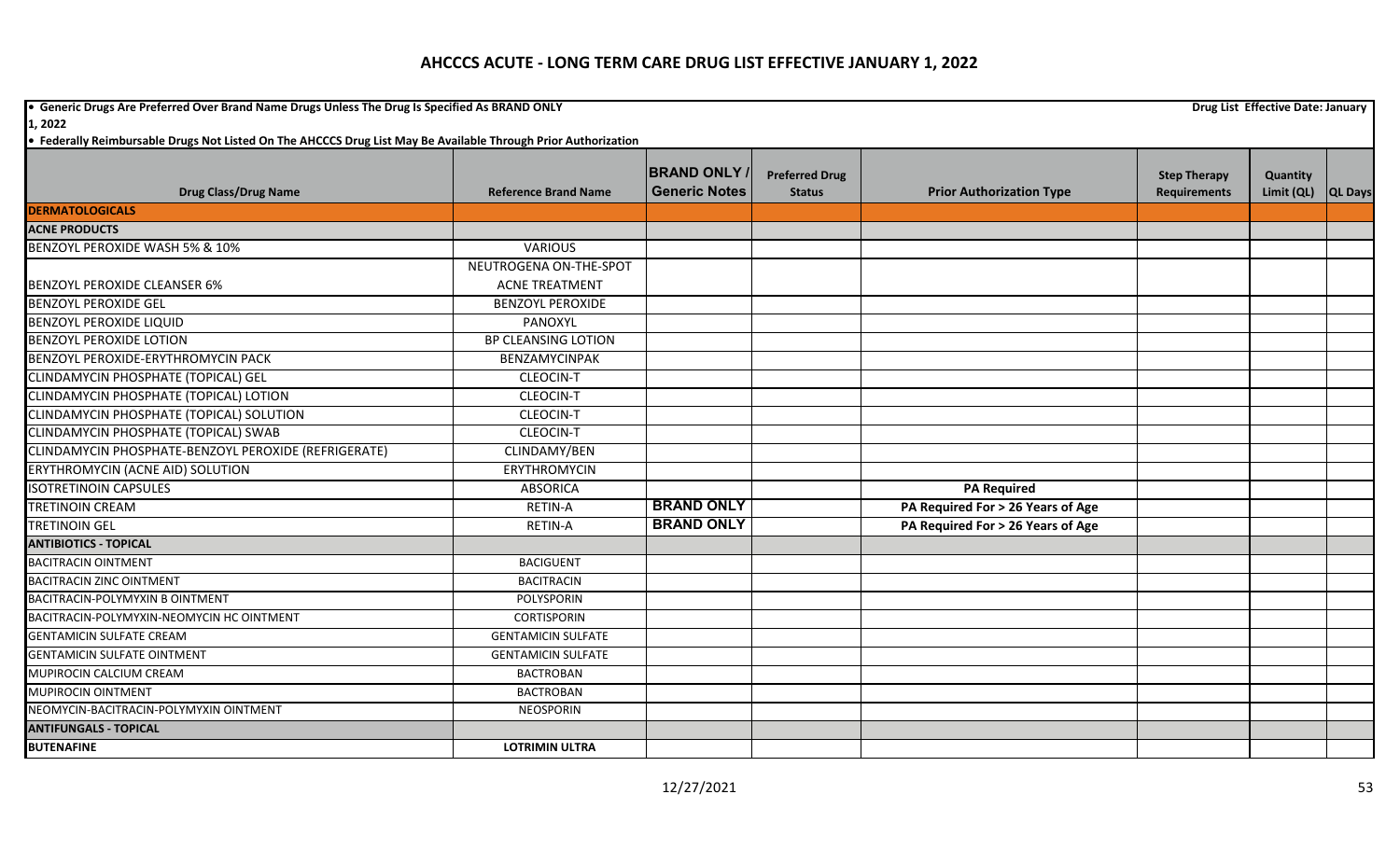# AHCCCS ACUTE - LONG TERM CARE DRUG LIST EFFECTIVE JANUARY 1, 2022

- Generic Drugs Are Preferred Over Brand Name Drugs Unless The Drug Is Specified As BRAND ONLY

Drug List Effective Date: January 1, 2022

- Federally Reimbursable Drugs Not Listed On The AHCCCS Drug List May Be Available Through Prior Authorization

| Drug Class/Drug Name | Reference Brand Name | BRAND ONLY / Generic Notes | Preferred Drug Status | Prior Authorization Type | Step Therapy Requirements | Quantity Limit (QL) | QL Days |
|---|---|---|---|---|---|---|---|
| **DERMATOLOGICALS** | | | | | | | |
| **ACNE PRODUCTS** | | | | | | | |
| BENZOYL PEROXIDE WASH 5% & 10% | VARIOUS | | | | | | |
| BENZOYL PEROXIDE CLEANSER 6% | NEUTROGENA ON-THE-SPOT ACNE TREATMENT | | | | | | |
| BENZOYL PEROXIDE GEL | BENZOYL PEROXIDE | | | | | | |
| BENZOYL PEROXIDE LIQUID | PANOXYL | | | | | | |
| BENZOYL PEROXIDE LOTION | BP CLEANSING LOTION | | | | | | |
| BENZOYL PEROXIDE-ERYTHROMYCIN PACK | BENZAMYCINPAK | | | | | | |
| CLINDAMYCIN PHOSPHATE (TOPICAL) GEL | CLEOCIN-T | | | | | | |
| CLINDAMYCIN PHOSPHATE (TOPICAL) LOTION | CLEOCIN-T | | | | | | |
| CLINDAMYCIN PHOSPHATE (TOPICAL) SOLUTION | CLEOCIN-T | | | | | | |
| CLINDAMYCIN PHOSPHATE (TOPICAL) SWAB | CLEOCIN-T | | | | | | |
| CLINDAMYCIN PHOSPHATE-BENZOYL PEROXIDE (REFRIGERATE) | CLINDAMY/BEN | | | | | | |
| ERYTHROMYCIN (ACNE AID) SOLUTION | ERYTHROMYCIN | | | | | | |
| ISOTRETINOIN CAPSULES | ABSORICA | | | PA Required | | | |
| TRETINOIN CREAM | RETIN-A | BRAND ONLY | | PA Required For > 26 Years of Age | | | |
| TRETINOIN GEL | RETIN-A | BRAND ONLY | | PA Required For > 26 Years of Age | | | |
| **ANTIBIOTICS - TOPICAL** | | | | | | | |
| BACITRACIN OINTMENT | BACIGUENT | | | | | | |
| BACITRACIN ZINC OINTMENT | BACITRACIN | | | | | | |
| BACITRACIN-POLYMYXIN B OINTMENT | POLYSPORIN | | | | | | |
| BACITRACIN-POLYMYXIN-NEOMYCIN HC OINTMENT | CORTISPORIN | | | | | | |
| GENTAMICIN SULFATE CREAM | GENTAMICIN SULFATE | | | | | | |
| GENTAMICIN SULFATE OINTMENT | GENTAMICIN SULFATE | | | | | | |
| MUPIROCIN CALCIUM CREAM | BACTROBAN | | | | | | |
| MUPIROCIN OINTMENT | BACTROBAN | | | | | | |
| NEOMYCIN-BACITRACIN-POLYMYXIN OINTMENT | NEOSPORIN | | | | | | |
| **ANTIFUNGALS - TOPICAL** | | | | | | | |
| **BUTENAFINE** | **LOTRIMIN ULTRA** | | | | | | |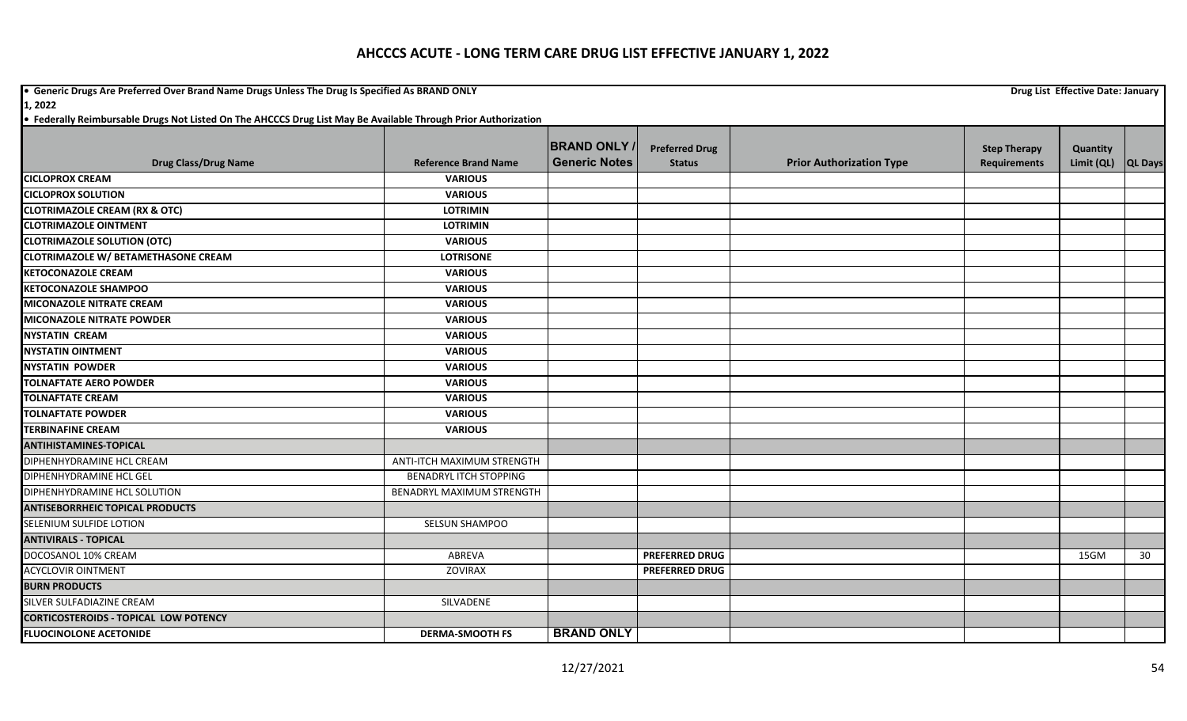# AHCCCS ACUTE - LONG TERM CARE DRUG LIST EFFECTIVE JANUARY 1, 2022

• Generic Drugs Are Preferred Over Brand Name Drugs Unless The Drug Is Specified As BRAND ONLY

Drug List Effective Date: January 1, 2022

• Federally Reimbursable Drugs Not Listed On The AHCCCS Drug List May Be Available Through Prior Authorization

| Drug Class/Drug Name | Reference Brand Name | BRAND ONLY / Generic Notes | Preferred Drug Status | Prior Authorization Type | Step Therapy Requirements | Quantity Limit (QL) | QL Days |
|---|---|---|---|---|---|---|---|
| **CICLOPROX CREAM** | **VARIOUS** | | | | | | |
| **CICLOPROX SOLUTION** | **VARIOUS** | | | | | | |
| **CLOTRIMAZOLE CREAM (RX & OTC)** | **LOTRIMIN** | | | | | | |
| **CLOTRIMAZOLE OINTMENT** | **LOTRIMIN** | | | | | | |
| **CLOTRIMAZOLE SOLUTION (OTC)** | **VARIOUS** | | | | | | |
| **CLOTRIMAZOLE W/ BETAMETHASONE CREAM** | **LOTRISONE** | | | | | | |
| **KETOCONAZOLE CREAM** | **VARIOUS** | | | | | | |
| **KETOCONAZOLE SHAMPOO** | **VARIOUS** | | | | | | |
| **MICONAZOLE NITRATE CREAM** | **VARIOUS** | | | | | | |
| **MICONAZOLE NITRATE POWDER** | **VARIOUS** | | | | | | |
| **NYSTATIN CREAM** | **VARIOUS** | | | | | | |
| **NYSTATIN OINTMENT** | **VARIOUS** | | | | | | |
| **NYSTATIN POWDER** | **VARIOUS** | | | | | | |
| **TOLNAFTATE AERO POWDER** | **VARIOUS** | | | | | | |
| **TOLNAFTATE CREAM** | **VARIOUS** | | | | | | |
| **TOLNAFTATE POWDER** | **VARIOUS** | | | | | | |
| **TERBINAFINE CREAM** | **VARIOUS** | | | | | | |
| **ANTIHISTAMINES-TOPICAL** | | | | | | | |
| DIPHENHYDRAMINE HCL CREAM | ANTI-ITCH MAXIMUM STRENGTH | | | | | | |
| DIPHENHYDRAMINE HCL GEL | BENADRYL ITCH STOPPING | | | | | | |
| DIPHENHYDRAMINE HCL SOLUTION | BENADRYL MAXIMUM STRENGTH | | | | | | |
| **ANTISEBORRHEIC TOPICAL PRODUCTS** | | | | | | | |
| SELENIUM SULFIDE LOTION | SELSUN SHAMPOO | | | | | | |
| **ANTIVIRALS - TOPICAL** | | | | | | | |
| DOCOSANOL 10% CREAM | ABREVA | | **PREFERRED DRUG** | | | 15GM | 30 |
| ACYCLOVIR OINTMENT | ZOVIRAX | | **PREFERRED DRUG** | | | | |
| **BURN PRODUCTS** | | | | | | | |
| SILVER SULFADIAZINE CREAM | SILVADENE | | | | | | |
| **CORTICOSTEROIDS - TOPICAL LOW POTENCY** | | | | | | | |
| **FLUOCINOLONE ACETONIDE** | **DERMA-SMOOTH FS** | **BRAND ONLY** | | | | | |

12/27/2021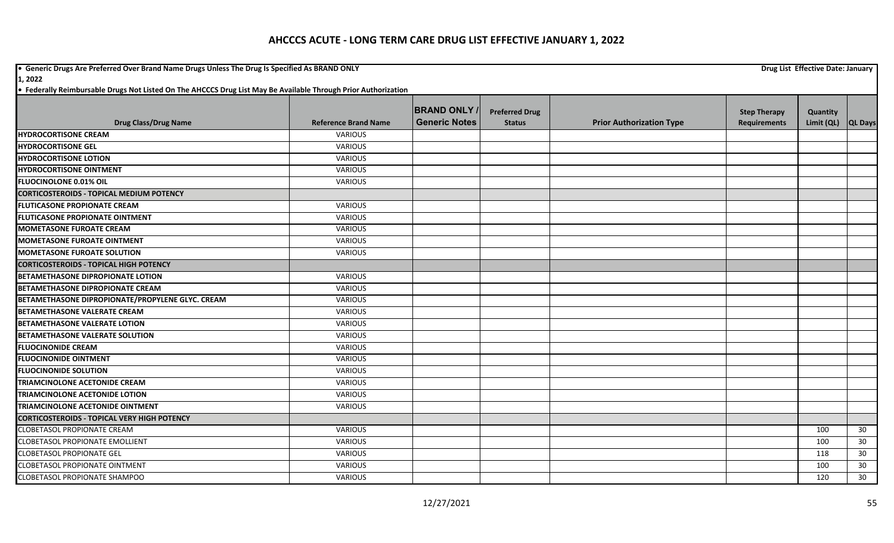# AHCCCS ACUTE - LONG TERM CARE DRUG LIST EFFECTIVE JANUARY 1, 2022

- **Generic Drugs Are Preferred Over Brand Name Drugs Unless The Drug Is Specified As BRAND ONLY** **Drug List Effective Date: January 1, 2022**
- **Federally Reimbursable Drugs Not Listed On The AHCCCS Drug List May Be Available Through Prior Authorization**

| Drug Class/Drug Name | Reference Brand Name | BRAND ONLY / Generic Notes | Preferred Drug Status | Prior Authorization Type | Step Therapy Requirements | Quantity Limit (QL) | QL Days |
|---|---|---|---|---|---|---|---|
| **HYDROCORTISONE CREAM** | VARIOUS | | | | | | |
| **HYDROCORTISONE GEL** | VARIOUS | | | | | | |
| **HYDROCORTISONE LOTION** | VARIOUS | | | | | | |
| **HYDROCORTISONE OINTMENT** | VARIOUS | | | | | | |
| **FLUOCINOLONE 0.01% OIL** | VARIOUS | | | | | | |
| **CORTICOSTEROIDS - TOPICAL MEDIUM POTENCY** | | | | | | | |
| **FLUTICASONE PROPIONATE CREAM** | VARIOUS | | | | | | |
| **FLUTICASONE PROPIONATE OINTMENT** | VARIOUS | | | | | | |
| **MOMETASONE FUROATE CREAM** | VARIOUS | | | | | | |
| **MOMETASONE FUROATE OINTMENT** | VARIOUS | | | | | | |
| **MOMETASONE FUROATE SOLUTION** | VARIOUS | | | | | | |
| **CORTICOSTEROIDS - TOPICAL HIGH POTENCY** | | | | | | | |
| **BETAMETHASONE DIPROPIONATE LOTION** | VARIOUS | | | | | | |
| **BETAMETHASONE DIPROPIONATE CREAM** | VARIOUS | | | | | | |
| **BETAMETHASONE DIPROPIONATE/PROPYLENE GLYC. CREAM** | VARIOUS | | | | | | |
| **BETAMETHASONE VALERATE CREAM** | VARIOUS | | | | | | |
| **BETAMETHASONE VALERATE LOTION** | VARIOUS | | | | | | |
| **BETAMETHASONE VALERATE SOLUTION** | VARIOUS | | | | | | |
| **FLUOCINONIDE CREAM** | VARIOUS | | | | | | |
| **FLUOCINONIDE OINTMENT** | VARIOUS | | | | | | |
| **FLUOCINONIDE SOLUTION** | VARIOUS | | | | | | |
| **TRIAMCINOLONE ACETONIDE CREAM** | VARIOUS | | | | | | |
| **TRIAMCINOLONE ACETONIDE LOTION** | VARIOUS | | | | | | |
| **TRIAMCINOLONE ACETONIDE OINTMENT** | VARIOUS | | | | | | |
| **CORTICOSTEROIDS - TOPICAL VERY HIGH POTENCY** | | | | | | | |
| CLOBETASOL PROPIONATE CREAM | VARIOUS | | | | | 100 | 30 |
| CLOBETASOL PROPIONATE EMOLLIENT | VARIOUS | | | | | 100 | 30 |
| CLOBETASOL PROPIONATE GEL | VARIOUS | | | | | 118 | 30 |
| CLOBETASOL PROPIONATE OINTMENT | VARIOUS | | | | | 100 | 30 |
| CLOBETASOL PROPIONATE SHAMPOO | VARIOUS | | | | | 120 | 30 |

12/27/2021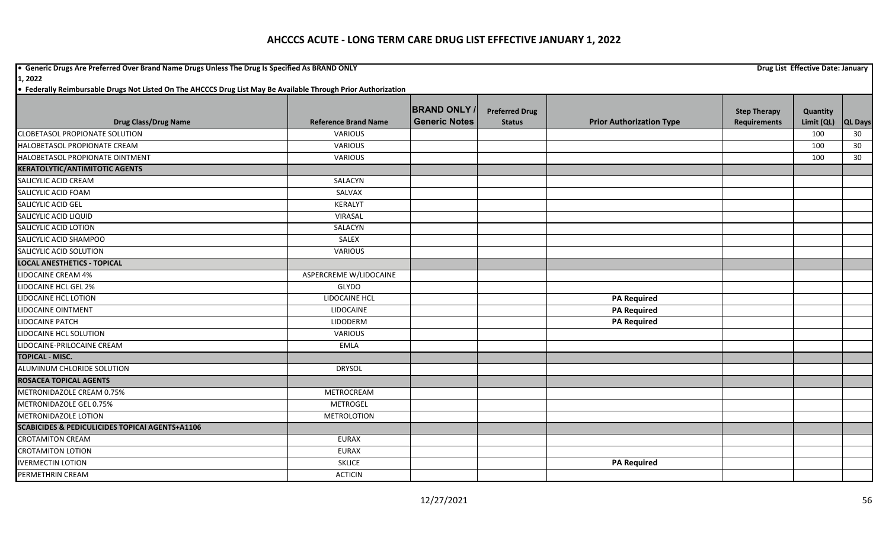# AHCCCS ACUTE - LONG TERM CARE DRUG LIST EFFECTIVE JANUARY 1, 2022

- **Generic Drugs Are Preferred Over Brand Name Drugs Unless The Drug Is Specified As BRAND ONLY** — **Drug List Effective Date: January 1, 2022**
- **Federally Reimbursable Drugs Not Listed On The AHCCCS Drug List May Be Available Through Prior Authorization**

| Drug Class/Drug Name | Reference Brand Name | BRAND ONLY / Generic Notes | Preferred Drug Status | Prior Authorization Type | Step Therapy Requirements | Quantity Limit (QL) | QL Days |
|---|---|---|---|---|---|---|---|
| CLOBETASOL PROPIONATE SOLUTION | VARIOUS | | | | | 100 | 30 |
| HALOBETASOL PROPIONATE CREAM | VARIOUS | | | | | 100 | 30 |
| HALOBETASOL PROPIONATE OINTMENT | VARIOUS | | | | | 100 | 30 |
| **KERATOLYTIC/ANTIMITOTIC AGENTS** | | | | | | | |
| SALICYLIC ACID CREAM | SALACYN | | | | | | |
| SALICYLIC ACID FOAM | SALVAX | | | | | | |
| SALICYLIC ACID GEL | KERALYT | | | | | | |
| SALICYLIC ACID LIQUID | VIRASAL | | | | | | |
| SALICYLIC ACID LOTION | SALACYN | | | | | | |
| SALICYLIC ACID SHAMPOO | SALEX | | | | | | |
| SALICYLIC ACID SOLUTION | VARIOUS | | | | | | |
| **LOCAL ANESTHETICS - TOPICAL** | | | | | | | |
| LIDOCAINE CREAM 4% | ASPERCREME W/LIDOCAINE | | | | | | |
| LIDOCAINE HCL GEL 2% | GLYDO | | | | | | |
| LIDOCAINE HCL LOTION | LIDOCAINE HCL | | | **PA Required** | | | |
| LIDOCAINE OINTMENT | LIDOCAINE | | | **PA Required** | | | |
| LIDOCAINE PATCH | LIDODERM | | | **PA Required** | | | |
| LIDOCAINE HCL SOLUTION | VARIOUS | | | | | | |
| LIDOCAINE-PRILOCAINE CREAM | EMLA | | | | | | |
| **TOPICAL - MISC.** | | | | | | | |
| ALUMINUM CHLORIDE SOLUTION | DRYSOL | | | | | | |
| **ROSACEA TOPICAL AGENTS** | | | | | | | |
| METRONIDAZOLE CREAM 0.75% | METROCREAM | | | | | | |
| METRONIDAZOLE GEL 0.75% | METROGEL | | | | | | |
| METRONIDAZOLE LOTION | METROLOTION | | | | | | |
| **SCABICIDES & PEDICULICIDES TOPICAl AGENTS+A1106** | | | | | | | |
| CROTAMITON CREAM | EURAX | | | | | | |
| CROTAMITON LOTION | EURAX | | | | | | |
| IVERMECTIN LOTION | SKLICE | | | **PA Required** | | | |
| PERMETHRIN CREAM | ACTICIN | | | | | | |

12/27/2021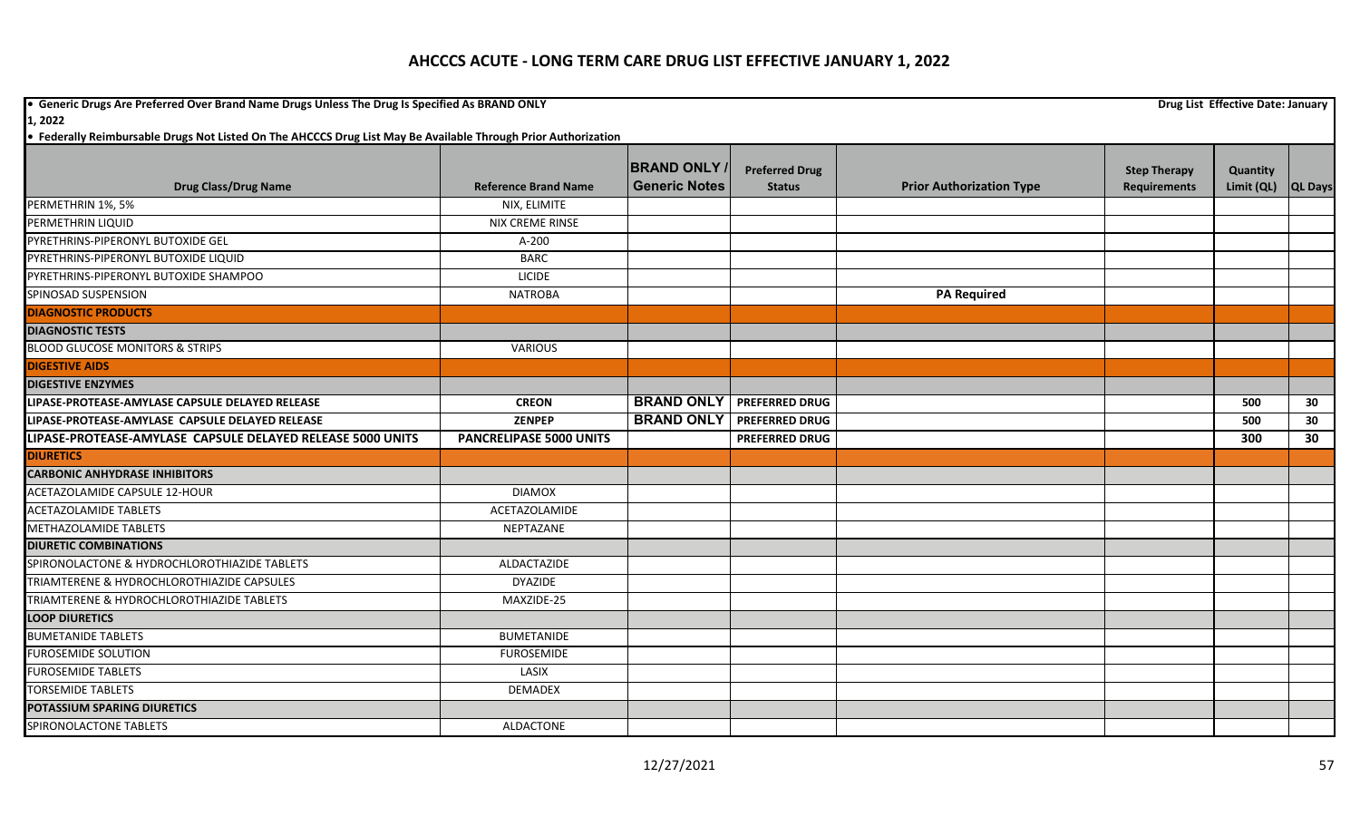# AHCCCS ACUTE - LONG TERM CARE DRUG LIST EFFECTIVE JANUARY 1, 2022

**• Generic Drugs Are Preferred Over Brand Name Drugs Unless The Drug Is Specified As BRAND ONLY** **Drug List Effective Date: January 1, 2022**

**• Federally Reimbursable Drugs Not Listed On The AHCCCS Drug List May Be Available Through Prior Authorization**

| Drug Class/Drug Name | Reference Brand Name | BRAND ONLY / Generic Notes | Preferred Drug Status | Prior Authorization Type | Step Therapy Requirements | Quantity Limit (QL) | QL Days |
|---|---|---|---|---|---|---|---|
| PERMETHRIN 1%, 5% | NIX, ELIMITE | | | | | | |
| PERMETHRIN LIQUID | NIX CREME RINSE | | | | | | |
| PYRETHRINS-PIPERONYL BUTOXIDE GEL | A-200 | | | | | | |
| PYRETHRINS-PIPERONYL BUTOXIDE LIQUID | BARC | | | | | | |
| PYRETHRINS-PIPERONYL BUTOXIDE SHAMPOO | LICIDE | | | | | | |
| SPINOSAD SUSPENSION | NATROBA | | | **PA Required** | | | |
| **DIAGNOSTIC PRODUCTS** | | | | | | | |
| **DIAGNOSTIC TESTS** | | | | | | | |
| BLOOD GLUCOSE MONITORS & STRIPS | VARIOUS | | | | | | |
| **DIGESTIVE AIDS** | | | | | | | |
| **DIGESTIVE ENZYMES** | | | | | | | |
| **LIPASE-PROTEASE-AMYLASE CAPSULE DELAYED RELEASE** | **CREON** | **BRAND ONLY** | **PREFERRED DRUG** | | | **500** | **30** |
| **LIPASE-PROTEASE-AMYLASE CAPSULE DELAYED RELEASE** | **ZENPEP** | **BRAND ONLY** | **PREFERRED DRUG** | | | **500** | **30** |
| **LIPASE-PROTEASE-AMYLASE CAPSULE DELAYED RELEASE 5000 UNITS** | **PANCRELIPASE 5000 UNITS** | | **PREFERRED DRUG** | | | **300** | **30** |
| **DIURETICS** | | | | | | | |
| **CARBONIC ANHYDRASE INHIBITORS** | | | | | | | |
| ACETAZOLAMIDE CAPSULE 12-HOUR | DIAMOX | | | | | | |
| ACETAZOLAMIDE TABLETS | ACETAZOLAMIDE | | | | | | |
| METHAZOLAMIDE TABLETS | NEPTAZANE | | | | | | |
| **DIURETIC COMBINATIONS** | | | | | | | |
| SPIRONOLACTONE & HYDROCHLOROTHIAZIDE TABLETS | ALDACTAZIDE | | | | | | |
| TRIAMTERENE & HYDROCHLOROTHIAZIDE CAPSULES | DYAZIDE | | | | | | |
| TRIAMTERENE & HYDROCHLOROTHIAZIDE TABLETS | MAXZIDE-25 | | | | | | |
| **LOOP DIURETICS** | | | | | | | |
| BUMETANIDE TABLETS | BUMETANIDE | | | | | | |
| FUROSEMIDE SOLUTION | FUROSEMIDE | | | | | | |
| FUROSEMIDE TABLETS | LASIX | | | | | | |
| TORSEMIDE TABLETS | DEMADEX | | | | | | |
| **POTASSIUM SPARING DIURETICS** | | | | | | | |
| SPIRONOLACTONE TABLETS | ALDACTONE | | | | | | |

12/27/2021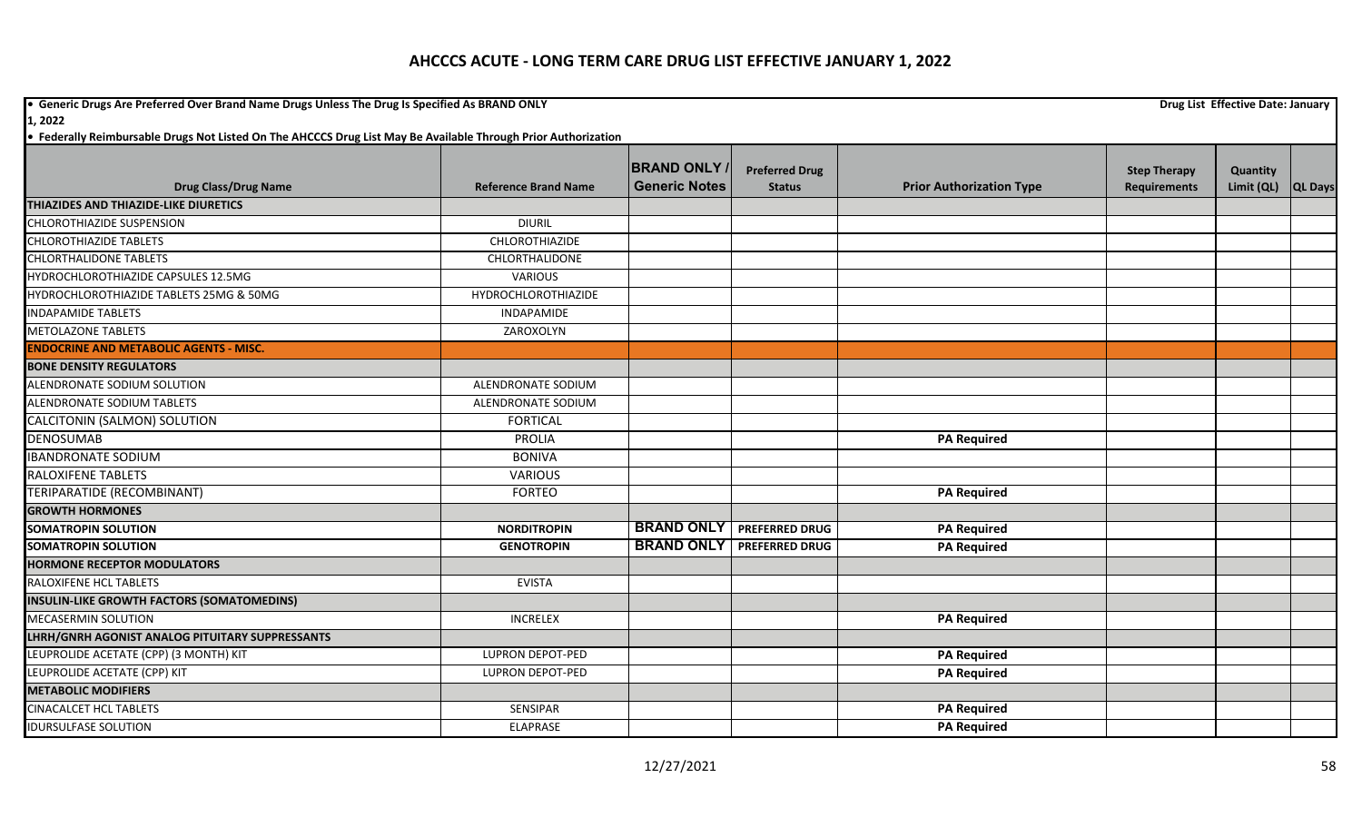# AHCCCS ACUTE - LONG TERM CARE DRUG LIST EFFECTIVE JANUARY 1, 2022

- Generic Drugs Are Preferred Over Brand Name Drugs Unless The Drug Is Specified As BRAND ONLY

Drug List Effective Date: January 1, 2022

- Federally Reimbursable Drugs Not Listed On The AHCCCS Drug List May Be Available Through Prior Authorization

| Drug Class/Drug Name | Reference Brand Name | BRAND ONLY / Generic Notes | Preferred Drug Status | Prior Authorization Type | Step Therapy Requirements | Quantity Limit (QL) | QL Days |
|---|---|---|---|---|---|---|---|
| **THIAZIDES AND THIAZIDE-LIKE DIURETICS** | | | | | | | |
| CHLOROTHIAZIDE SUSPENSION | DIURIL | | | | | | |
| CHLOROTHIAZIDE TABLETS | CHLOROTHIAZIDE | | | | | | |
| CHLORTHALIDONE TABLETS | CHLORTHALIDONE | | | | | | |
| HYDROCHLOROTHIAZIDE CAPSULES 12.5MG | VARIOUS | | | | | | |
| HYDROCHLOROTHIAZIDE TABLETS 25MG & 50MG | HYDROCHLOROTHIAZIDE | | | | | | |
| INDAPAMIDE TABLETS | INDAPAMIDE | | | | | | |
| METOLAZONE TABLETS | ZAROXOLYN | | | | | | |
| **ENDOCRINE AND METABOLIC AGENTS - MISC.** | | | | | | | |
| **BONE DENSITY REGULATORS** | | | | | | | |
| ALENDRONATE SODIUM SOLUTION | ALENDRONATE SODIUM | | | | | | |
| ALENDRONATE SODIUM TABLETS | ALENDRONATE SODIUM | | | | | | |
| CALCITONIN (SALMON) SOLUTION | FORTICAL | | | | | | |
| DENOSUMAB | PROLIA | | | PA Required | | | |
| IBANDRONATE SODIUM | BONIVA | | | | | | |
| RALOXIFENE TABLETS | VARIOUS | | | | | | |
| TERIPARATIDE (RECOMBINANT) | FORTEO | | | PA Required | | | |
| **GROWTH HORMONES** | | | | | | | |
| **SOMATROPIN SOLUTION** | **NORDITROPIN** | **BRAND ONLY** | **PREFERRED DRUG** | PA Required | | | |
| **SOMATROPIN SOLUTION** | **GENOTROPIN** | **BRAND ONLY** | **PREFERRED DRUG** | PA Required | | | |
| **HORMONE RECEPTOR MODULATORS** | | | | | | | |
| RALOXIFENE HCL TABLETS | EVISTA | | | | | | |
| **INSULIN-LIKE GROWTH FACTORS (SOMATOMEDINS)** | | | | | | | |
| MECASERMIN SOLUTION | INCRELEX | | | PA Required | | | |
| **LHRH/GNRH AGONIST ANALOG PITUITARY SUPPRESSANTS** | | | | | | | |
| LEUPROLIDE ACETATE (CPP) (3 MONTH) KIT | LUPRON DEPOT-PED | | | PA Required | | | |
| LEUPROLIDE ACETATE (CPP) KIT | LUPRON DEPOT-PED | | | PA Required | | | |
| **METABOLIC MODIFIERS** | | | | | | | |
| CINACALCET HCL TABLETS | SENSIPAR | | | PA Required | | | |
| IDURSULFASE SOLUTION | ELAPRASE | | | PA Required | | | |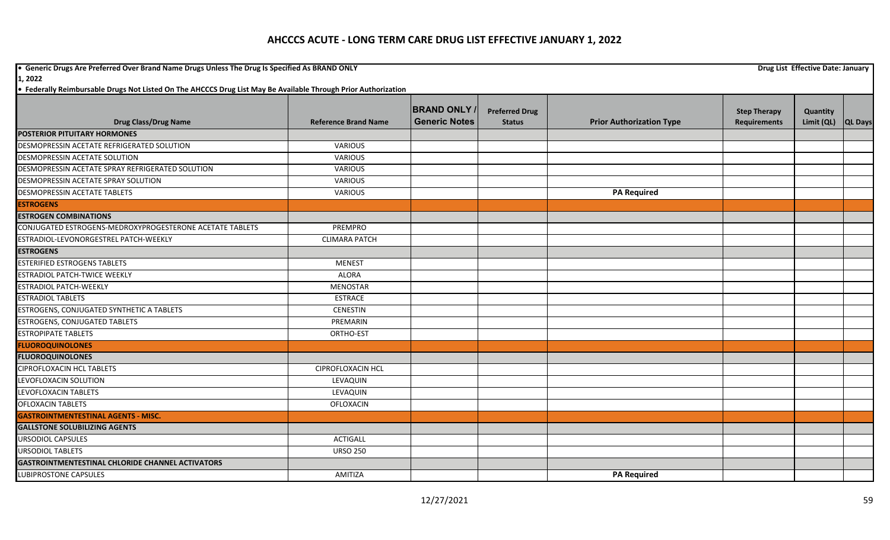# AHCCCS ACUTE - LONG TERM CARE DRUG LIST EFFECTIVE JANUARY 1, 2022

- **Generic Drugs Are Preferred Over Brand Name Drugs Unless The Drug Is Specified As BRAND ONLY**
- **Federally Reimbursable Drugs Not Listed On The AHCCCS Drug List May Be Available Through Prior Authorization**

**Drug List Effective Date: January 1, 2022**

| Drug Class/Drug Name | Reference Brand Name | BRAND ONLY / Generic Notes | Preferred Drug Status | Prior Authorization Type | Step Therapy Requirements | Quantity Limit (QL) | QL Days |
|---|---|---|---|---|---|---|---|
| **POSTERIOR PITUITARY HORMONES** | | | | | | | |
| DESMOPRESSIN ACETATE REFRIGERATED SOLUTION | VARIOUS | | | | | | |
| DESMOPRESSIN ACETATE SOLUTION | VARIOUS | | | | | | |
| DESMOPRESSIN ACETATE SPRAY REFRIGERATED SOLUTION | VARIOUS | | | | | | |
| DESMOPRESSIN ACETATE SPRAY SOLUTION | VARIOUS | | | | | | |
| DESMOPRESSIN ACETATE TABLETS | VARIOUS | | | **PA Required** | | | |
| **ESTROGENS** | | | | | | | |
| **ESTROGEN COMBINATIONS** | | | | | | | |
| CONJUGATED ESTROGENS-MEDROXYPROGESTERONE ACETATE TABLETS | PREMPRO | | | | | | |
| ESTRADIOL-LEVONORGESTREL PATCH-WEEKLY | CLIMARA PATCH | | | | | | |
| **ESTROGENS** | | | | | | | |
| ESTERIFIED ESTROGENS TABLETS | MENEST | | | | | | |
| ESTRADIOL PATCH-TWICE WEEKLY | ALORA | | | | | | |
| ESTRADIOL PATCH-WEEKLY | MENOSTAR | | | | | | |
| ESTRADIOL TABLETS | ESTRACE | | | | | | |
| ESTROGENS, CONJUGATED SYNTHETIC A TABLETS | CENESTIN | | | | | | |
| ESTROGENS, CONJUGATED TABLETS | PREMARIN | | | | | | |
| ESTROPIPATE TABLETS | ORTHO-EST | | | | | | |
| **FLUOROQUINOLONES** | | | | | | | |
| **FLUOROQUINOLONES** | | | | | | | |
| CIPROFLOXACIN HCL TABLETS | CIPROFLOXACIN HCL | | | | | | |
| LEVOFLOXACIN SOLUTION | LEVAQUIN | | | | | | |
| LEVOFLOXACIN TABLETS | LEVAQUIN | | | | | | |
| OFLOXACIN TABLETS | OFLOXACIN | | | | | | |
| **GASTROINTMENTESTINAL AGENTS - MISC.** | | | | | | | |
| **GALLSTONE SOLUBILIZING AGENTS** | | | | | | | |
| URSODIOL CAPSULES | ACTIGALL | | | | | | |
| URSODIOL TABLETS | URSO 250 | | | | | | |
| **GASTROINTMENTESTINAL CHLORIDE CHANNEL ACTIVATORS** | | | | | | | |
| LUBIPROSTONE CAPSULES | AMITIZA | | | **PA Required** | | | |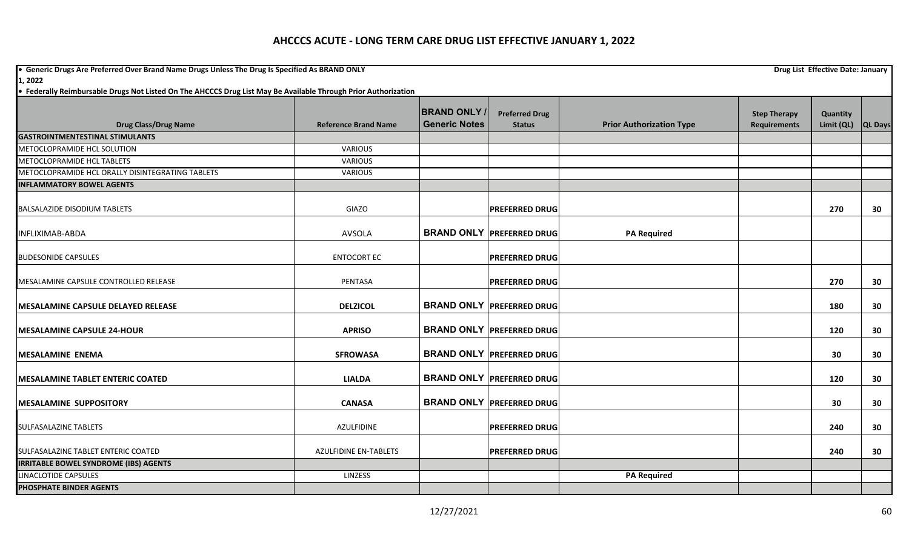# AHCCCS ACUTE - LONG TERM CARE DRUG LIST EFFECTIVE JANUARY 1, 2022

- **Generic Drugs Are Preferred Over Brand Name Drugs Unless The Drug Is Specified As BRAND ONLY** — **Drug List Effective Date: January 1, 2022**
- **Federally Reimbursable Drugs Not Listed On The AHCCCS Drug List May Be Available Through Prior Authorization**

| Drug Class/Drug Name | Reference Brand Name | BRAND ONLY / Generic Notes | Preferred Drug Status | Prior Authorization Type | Step Therapy Requirements | Quantity Limit (QL) | QL Days |
|---|---|---|---|---|---|---|---|
| **GASTROINTMENTESTINAL STIMULANTS** | | | | | | | |
| METOCLOPRAMIDE HCL SOLUTION | VARIOUS | | | | | | |
| METOCLOPRAMIDE HCL TABLETS | VARIOUS | | | | | | |
| METOCLOPRAMIDE HCL ORALLY DISINTEGRATING TABLETS | VARIOUS | | | | | | |
| **INFLAMMATORY BOWEL AGENTS** | | | | | | | |
| BALSALAZIDE DISODIUM TABLETS | GIAZO | | **PREFERRED DRUG** | | | 270 | 30 |
| INFLIXIMAB-ABDA | AVSOLA | **BRAND ONLY** | **PREFERRED DRUG** | **PA Required** | | | |
| BUDESONIDE CAPSULES | ENTOCORT EC | | **PREFERRED DRUG** | | | | |
| MESALAMINE CAPSULE CONTROLLED RELEASE | PENTASA | | **PREFERRED DRUG** | | | 270 | 30 |
| **MESALAMINE CAPSULE DELAYED RELEASE** | **DELZICOL** | **BRAND ONLY** | **PREFERRED DRUG** | | | 180 | 30 |
| **MESALAMINE CAPSULE 24-HOUR** | **APRISO** | **BRAND ONLY** | **PREFERRED DRUG** | | | 120 | 30 |
| **MESALAMINE ENEMA** | **SFROWASA** | **BRAND ONLY** | **PREFERRED DRUG** | | | 30 | 30 |
| **MESALAMINE TABLET ENTERIC COATED** | **LIALDA** | **BRAND ONLY** | **PREFERRED DRUG** | | | 120 | 30 |
| **MESALAMINE SUPPOSITORY** | **CANASA** | **BRAND ONLY** | **PREFERRED DRUG** | | | 30 | 30 |
| SULFASALAZINE TABLETS | AZULFIDINE | | **PREFERRED DRUG** | | | 240 | 30 |
| SULFASALAZINE TABLET ENTERIC COATED | AZULFIDINE EN-TABLETS | | **PREFERRED DRUG** | | | 240 | 30 |
| **IRRITABLE BOWEL SYNDROME (IBS) AGENTS** | | | | | | | |
| LINACLOTIDE CAPSULES | LINZESS | | | **PA Required** | | | |
| **PHOSPHATE BINDER AGENTS** | | | | | | | |

12/27/2021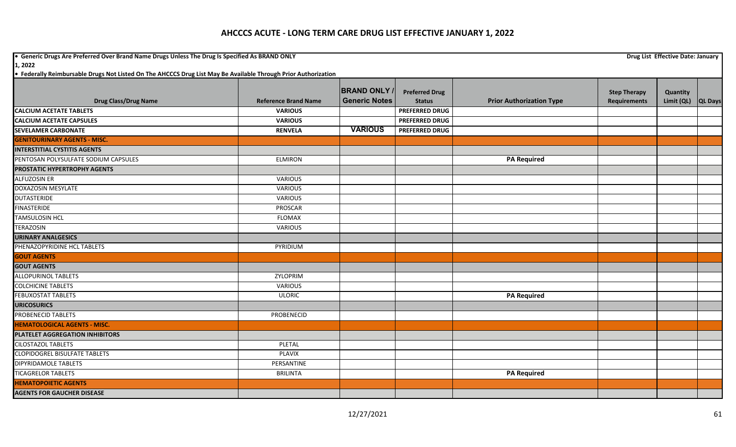# AHCCCS ACUTE - LONG TERM CARE DRUG LIST EFFECTIVE JANUARY 1, 2022

- **Generic Drugs Are Preferred Over Brand Name Drugs Unless The Drug Is Specified As BRAND ONLY**
- **Federally Reimbursable Drugs Not Listed On The AHCCCS Drug List May Be Available Through Prior Authorization**

**Drug List Effective Date: January 1, 2022**

| Drug Class/Drug Name | Reference Brand Name | BRAND ONLY / Generic Notes | Preferred Drug Status | Prior Authorization Type | Step Therapy Requirements | Quantity Limit (QL) | QL Days |
|---|---|---|---|---|---|---|---|
| CALCIUM ACETATE TABLETS | VARIOUS | | PREFERRED DRUG | | | | |
| CALCIUM ACETATE CAPSULES | VARIOUS | | PREFERRED DRUG | | | | |
| SEVELAMER CARBONATE | RENVELA | VARIOUS | PREFERRED DRUG | | | | |
| **GENITOURINARY AGENTS - MISC.** | | | | | | | |
| **INTERSTITIAL CYSTITIS AGENTS** | | | | | | | |
| PENTOSAN POLYSULFATE SODIUM CAPSULES | ELMIRON | | | PA Required | | | |
| **PROSTATIC HYPERTROPHY AGENTS** | | | | | | | |
| ALFUZOSIN ER | VARIOUS | | | | | | |
| DOXAZOSIN MESYLATE | VARIOUS | | | | | | |
| DUTASTERIDE | VARIOUS | | | | | | |
| FINASTERIDE | PROSCAR | | | | | | |
| TAMSULOSIN HCL | FLOMAX | | | | | | |
| TERAZOSIN | VARIOUS | | | | | | |
| **URINARY ANALGESICS** | | | | | | | |
| PHENAZOPYRIDINE HCL TABLETS | PYRIDIUM | | | | | | |
| **GOUT AGENTS** | | | | | | | |
| **GOUT AGENTS** | | | | | | | |
| ALLOPURINOL TABLETS | ZYLOPRIM | | | | | | |
| COLCHICINE TABLETS | VARIOUS | | | | | | |
| FEBUXOSTAT TABLETS | ULORIC | | | PA Required | | | |
| **URICOSURICS** | | | | | | | |
| PROBENECID TABLETS | PROBENECID | | | | | | |
| **HEMATOLOGICAL AGENTS - MISC.** | | | | | | | |
| **PLATELET AGGREGATION INHIBITORS** | | | | | | | |
| CILOSTAZOL TABLETS | PLETAL | | | | | | |
| CLOPIDOGREL BISULFATE TABLETS | PLAVIX | | | | | | |
| DIPYRIDAMOLE TABLETS | PERSANTINE | | | | | | |
| TICAGRELOR TABLETS | BRILINTA | | | PA Required | | | |
| **HEMATOPOIETIC AGENTS** | | | | | | | |
| **AGENTS FOR GAUCHER DISEASE** | | | | | | | |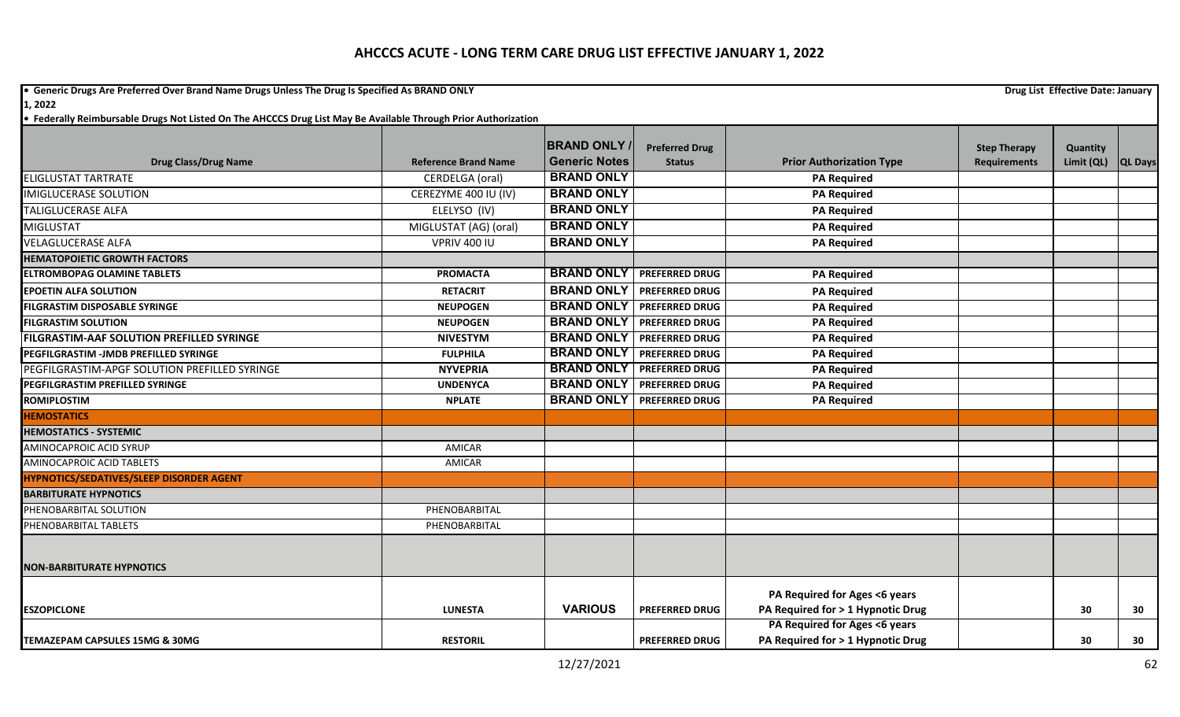# AHCCCS ACUTE - LONG TERM CARE DRUG LIST EFFECTIVE JANUARY 1, 2022

• Generic Drugs Are Preferred Over Brand Name Drugs Unless The Drug Is Specified As BRAND ONLY

Drug List Effective Date: January 1, 2022

• Federally Reimbursable Drugs Not Listed On The AHCCCS Drug List May Be Available Through Prior Authorization

| Drug Class/Drug Name | Reference Brand Name | BRAND ONLY / Generic Notes | Preferred Drug Status | Prior Authorization Type | Step Therapy Requirements | Quantity Limit (QL) | QL Days |
|---|---|---|---|---|---|---|---|
| ELIGLUSTAT TARTRATE | CERDELGA (oral) | BRAND ONLY | | PA Required | | | |
| IMIGLUCERASE SOLUTION | CEREZYME 400 IU (IV) | BRAND ONLY | | PA Required | | | |
| TALIGLUCERASE ALFA | ELELYSO (IV) | BRAND ONLY | | PA Required | | | |
| MIGLUSTAT | MIGLUSTAT (AG) (oral) | BRAND ONLY | | PA Required | | | |
| VELAGLUCERASE ALFA | VPRIV 400 IU | BRAND ONLY | | PA Required | | | |
| **HEMATOPOIETIC GROWTH FACTORS** | | | | | | | |
| **ELTROMBOPAG OLAMINE TABLETS** | **PROMACTA** | BRAND ONLY | PREFERRED DRUG | PA Required | | | |
| **EPOETIN ALFA SOLUTION** | **RETACRIT** | BRAND ONLY | PREFERRED DRUG | PA Required | | | |
| **FILGRASTIM DISPOSABLE SYRINGE** | **NEUPOGEN** | BRAND ONLY | PREFERRED DRUG | PA Required | | | |
| **FILGRASTIM SOLUTION** | **NEUPOGEN** | BRAND ONLY | PREFERRED DRUG | PA Required | | | |
| **FILGRASTIM-AAF SOLUTION PREFILLED SYRINGE** | **NIVESTYM** | BRAND ONLY | PREFERRED DRUG | PA Required | | | |
| **PEGFILGRASTIM -JMDB PREFILLED SYRINGE** | **FULPHILA** | BRAND ONLY | PREFERRED DRUG | PA Required | | | |
| PEGFILGRASTIM-APGF SOLUTION PREFILLED SYRINGE | **NYVEPRIA** | BRAND ONLY | PREFERRED DRUG | PA Required | | | |
| **PEGFILGRASTIM PREFILLED SYRINGE** | **UNDENYCA** | BRAND ONLY | PREFERRED DRUG | PA Required | | | |
| **ROMIPLOSTIM** | **NPLATE** | BRAND ONLY | PREFERRED DRUG | PA Required | | | |
| **HEMOSTATICS** | | | | | | | |
| **HEMOSTATICS - SYSTEMIC** | | | | | | | |
| AMINOCAPROIC ACID SYRUP | AMICAR | | | | | | |
| AMINOCAPROIC ACID TABLETS | AMICAR | | | | | | |
| **HYPNOTICS/SEDATIVES/SLEEP DISORDER AGENT** | | | | | | | |
| **BARBITURATE HYPNOTICS** | | | | | | | |
| PHENOBARBITAL SOLUTION | PHENOBARBITAL | | | | | | |
| PHENOBARBITAL TABLETS | PHENOBARBITAL | | | | | | |
| **NON-BARBITURATE HYPNOTICS** | | | | | | | |
| **ESZOPICLONE** | **LUNESTA** | VARIOUS | PREFERRED DRUG | PA Required for Ages <6 years<br>PA Required for > 1 Hypnotic Drug | | 30 | 30 |
| **TEMAZEPAM CAPSULES 15MG & 30MG** | **RESTORIL** | | PREFERRED DRUG | PA Required for Ages <6 years<br>PA Required for > 1 Hypnotic Drug | | 30 | 30 |

12/27/2021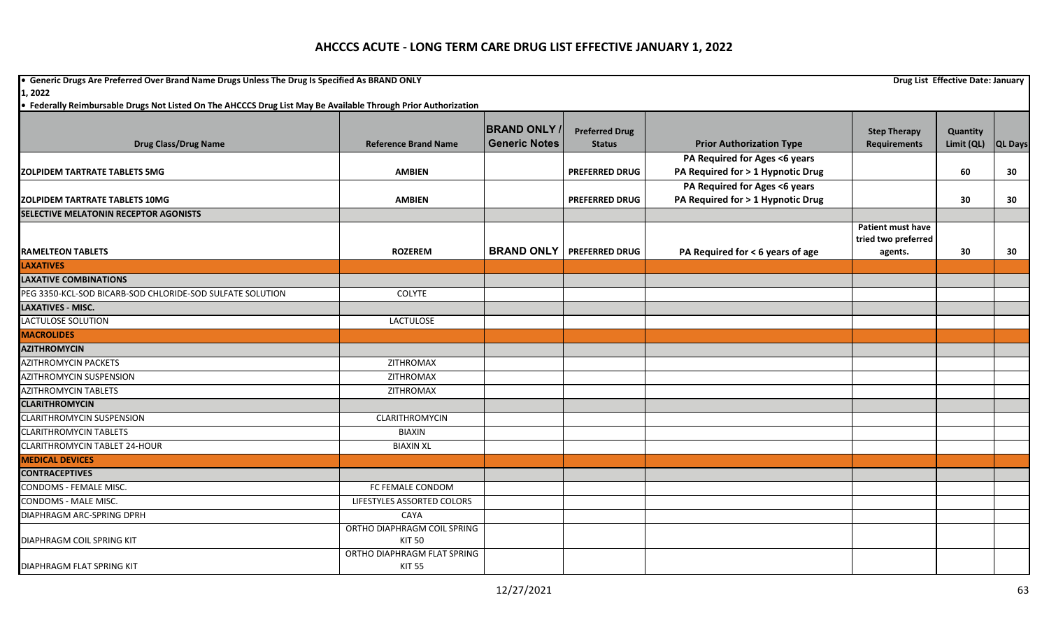# AHCCCS ACUTE - LONG TERM CARE DRUG LIST EFFECTIVE JANUARY 1, 2022

- **Generic Drugs Are Preferred Over Brand Name Drugs Unless The Drug Is Specified As BRAND ONLY** — **Drug List Effective Date: January 1, 2022**
- **Federally Reimbursable Drugs Not Listed On The AHCCCS Drug List May Be Available Through Prior Authorization**

| Drug Class/Drug Name | Reference Brand Name | BRAND ONLY / Generic Notes | Preferred Drug Status | Prior Authorization Type | Step Therapy Requirements | Quantity Limit (QL) | QL Days |
|---|---|---|---|---|---|---|---|
| ZOLPIDEM TARTRATE TABLETS 5MG | AMBIEN | | PREFERRED DRUG | PA Required for Ages <6 years PA Required for > 1 Hypnotic Drug | | 60 | 30 |
| ZOLPIDEM TARTRATE TABLETS 10MG | AMBIEN | | PREFERRED DRUG | PA Required for Ages <6 years PA Required for > 1 Hypnotic Drug | | 30 | 30 |
| **SELECTIVE MELATONIN RECEPTOR AGONISTS** | | | | | | | |
| RAMELTEON TABLETS | ROZEREM | BRAND ONLY | PREFERRED DRUG | PA Required for < 6 years of age | Patient must have tried two preferred agents. | 30 | 30 |
| **LAXATIVES** | | | | | | | |
| **LAXATIVE COMBINATIONS** | | | | | | | |
| PEG 3350-KCL-SOD BICARB-SOD CHLORIDE-SOD SULFATE SOLUTION | COLYTE | | | | | | |
| **LAXATIVES - MISC.** | | | | | | | |
| LACTULOSE SOLUTION | LACTULOSE | | | | | | |
| **MACROLIDES** | | | | | | | |
| **AZITHROMYCIN** | | | | | | | |
| AZITHROMYCIN PACKETS | ZITHROMAX | | | | | | |
| AZITHROMYCIN SUSPENSION | ZITHROMAX | | | | | | |
| AZITHROMYCIN TABLETS | ZITHROMAX | | | | | | |
| **CLARITHROMYCIN** | | | | | | | |
| CLARITHROMYCIN SUSPENSION | CLARITHROMYCIN | | | | | | |
| CLARITHROMYCIN TABLETS | BIAXIN | | | | | | |
| CLARITHROMYCIN TABLET 24-HOUR | BIAXIN XL | | | | | | |
| **MEDICAL DEVICES** | | | | | | | |
| **CONTRACEPTIVES** | | | | | | | |
| CONDOMS - FEMALE MISC. | FC FEMALE CONDOM | | | | | | |
| CONDOMS - MALE MISC. | LIFESTYLES ASSORTED COLORS | | | | | | |
| DIAPHRAGM ARC-SPRING DPRH | CAYA | | | | | | |
| DIAPHRAGM COIL SPRING KIT | ORTHO DIAPHRAGM COIL SPRING KIT 50 | | | | | | |
| DIAPHRAGM FLAT SPRING KIT | ORTHO DIAPHRAGM FLAT SPRING KIT 55 | | | | | | |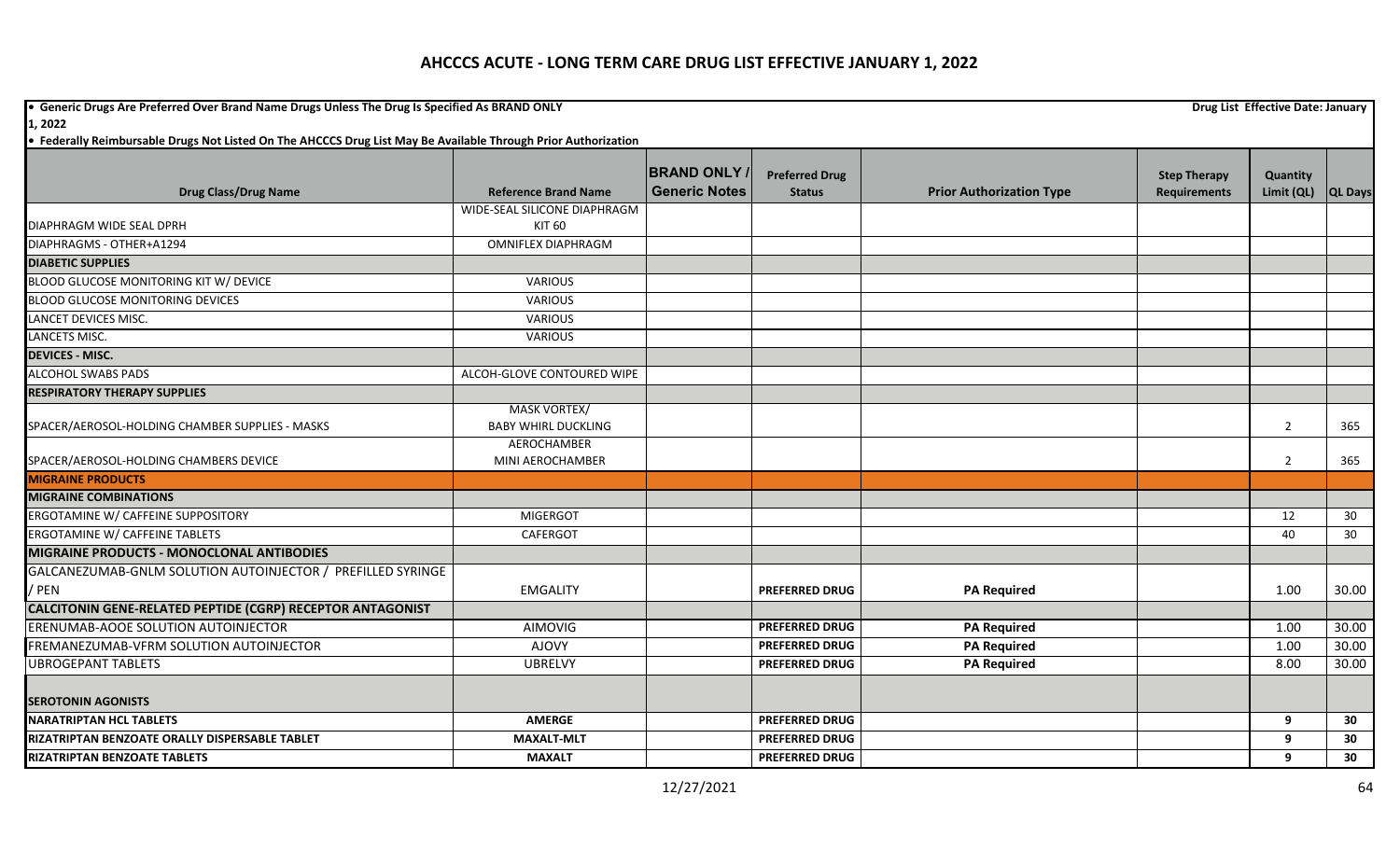# AHCCCS ACUTE - LONG TERM CARE DRUG LIST EFFECTIVE JANUARY 1, 2022

- Generic Drugs Are Preferred Over Brand Name Drugs Unless The Drug Is Specified As BRAND ONLY — Drug List Effective Date: January 1, 2022
- Federally Reimbursable Drugs Not Listed On The AHCCCS Drug List May Be Available Through Prior Authorization

| Drug Class/Drug Name | Reference Brand Name | BRAND ONLY / Generic Notes | Preferred Drug Status | Prior Authorization Type | Step Therapy Requirements | Quantity Limit (QL) | QL Days |
|---|---|---|---|---|---|---|---|
| DIAPHRAGM WIDE SEAL DPRH | WIDE-SEAL SILICONE DIAPHRAGM KIT 60 | | | | | | |
| DIAPHRAGMS - OTHER+A1294 | OMNIFLEX DIAPHRAGM | | | | | | |
| **DIABETIC SUPPLIES** | | | | | | | |
| BLOOD GLUCOSE MONITORING KIT W/ DEVICE | VARIOUS | | | | | | |
| BLOOD GLUCOSE MONITORING DEVICES | VARIOUS | | | | | | |
| LANCET DEVICES MISC. | VARIOUS | | | | | | |
| LANCETS MISC. | VARIOUS | | | | | | |
| **DEVICES - MISC.** | | | | | | | |
| ALCOHOL SWABS PADS | ALCOH-GLOVE CONTOURED WIPE | | | | | | |
| **RESPIRATORY THERAPY SUPPLIES** | | | | | | | |
| SPACER/AEROSOL-HOLDING CHAMBER SUPPLIES - MASKS | MASK VORTEX/ BABY WHIRL DUCKLING | | | | | 2 | 365 |
| SPACER/AEROSOL-HOLDING CHAMBERS DEVICE | AEROCHAMBER MINI AEROCHAMBER | | | | | 2 | 365 |
| **MIGRAINE PRODUCTS** | | | | | | | |
| **MIGRAINE COMBINATIONS** | | | | | | | |
| ERGOTAMINE W/ CAFFEINE SUPPOSITORY | MIGERGOT | | | | | 12 | 30 |
| ERGOTAMINE W/ CAFFEINE TABLETS | CAFERGOT | | | | | 40 | 30 |
| **MIGRAINE PRODUCTS - MONOCLONAL ANTIBODIES** | | | | | | | |
| GALCANEZUMAB-GNLM SOLUTION AUTOINJECTOR / PREFILLED SYRINGE / PEN | EMGALITY | | **PREFERRED DRUG** | **PA Required** | | 1.00 | 30.00 |
| **CALCITONIN GENE-RELATED PEPTIDE (CGRP) RECEPTOR ANTAGONIST** | | | | | | | |
| ERENUMAB-AOOE SOLUTION AUTOINJECTOR | AIMOVIG | | **PREFERRED DRUG** | **PA Required** | | 1.00 | 30.00 |
| FREMANEZUMAB-VFRM SOLUTION AUTOINJECTOR | AJOVY | | **PREFERRED DRUG** | **PA Required** | | 1.00 | 30.00 |
| UBROGEPANT TABLETS | UBRELVY | | **PREFERRED DRUG** | **PA Required** | | 8.00 | 30.00 |
| **SEROTONIN AGONISTS** | | | | | | | |
| **NARATRIPTAN HCL TABLETS** | **AMERGE** | | **PREFERRED DRUG** | | | **9** | **30** |
| **RIZATRIPTAN BENZOATE ORALLY DISPERSABLE TABLET** | **MAXALT-MLT** | | **PREFERRED DRUG** | | | **9** | **30** |
| **RIZATRIPTAN BENZOATE TABLETS** | **MAXALT** | | **PREFERRED DRUG** | | | **9** | **30** |

12/27/2021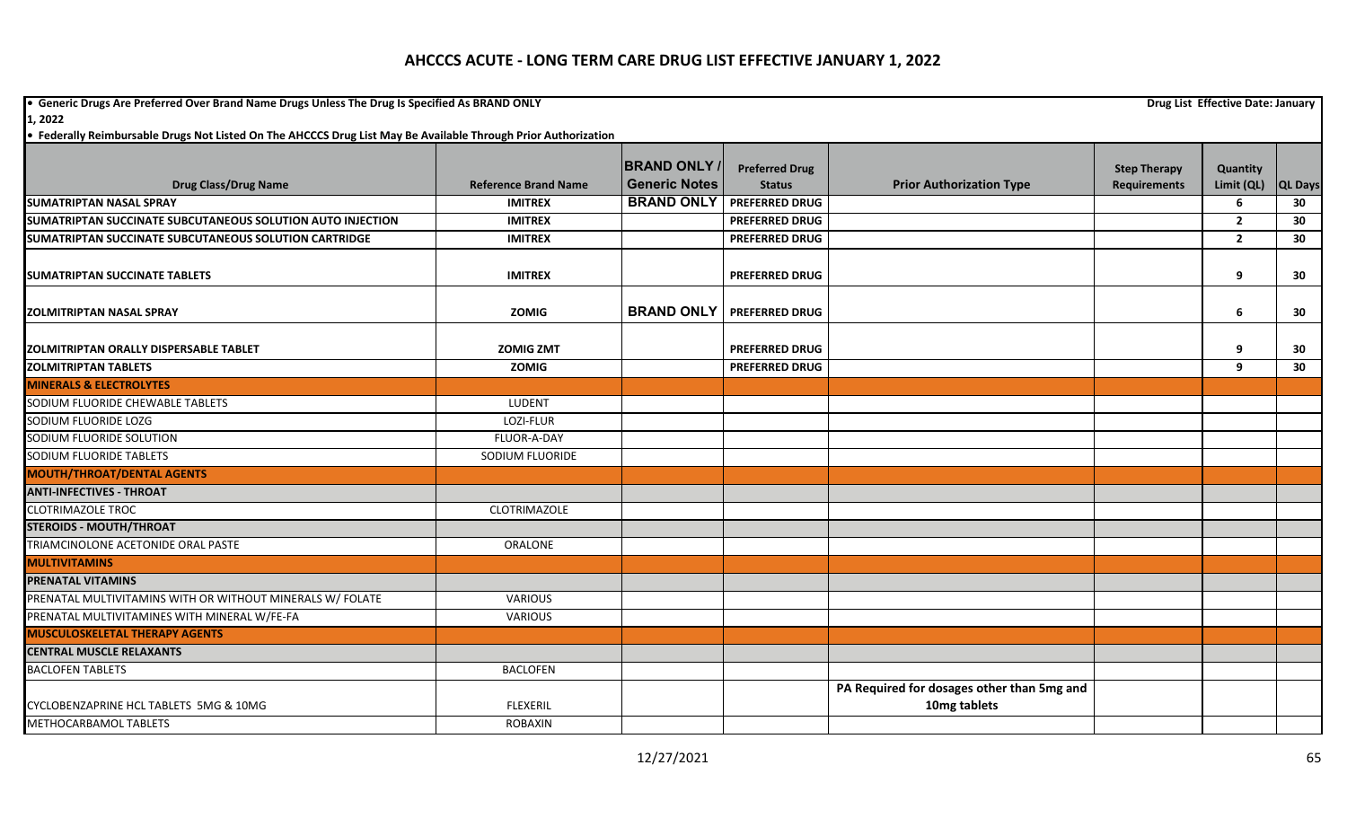# AHCCCS ACUTE - LONG TERM CARE DRUG LIST EFFECTIVE JANUARY 1, 2022

• Generic Drugs Are Preferred Over Brand Name Drugs Unless The Drug Is Specified As BRAND ONLY

Drug List Effective Date: January 1, 2022

• Federally Reimbursable Drugs Not Listed On The AHCCCS Drug List May Be Available Through Prior Authorization

| Drug Class/Drug Name | Reference Brand Name | BRAND ONLY / Generic Notes | Preferred Drug Status | Prior Authorization Type | Step Therapy Requirements | Quantity Limit (QL) | QL Days |
|---|---|---|---|---|---|---|---|
| **SUMATRIPTAN NASAL SPRAY** | **IMITREX** | **BRAND ONLY** | **PREFERRED DRUG** | | | **6** | **30** |
| **SUMATRIPTAN SUCCINATE SUBCUTANEOUS SOLUTION AUTO INJECTION** | **IMITREX** | | **PREFERRED DRUG** | | | **2** | **30** |
| **SUMATRIPTAN SUCCINATE SUBCUTANEOUS SOLUTION CARTRIDGE** | **IMITREX** | | **PREFERRED DRUG** | | | **2** | **30** |
| **SUMATRIPTAN SUCCINATE TABLETS** | **IMITREX** | | **PREFERRED DRUG** | | | **9** | **30** |
| **ZOLMITRIPTAN NASAL SPRAY** | **ZOMIG** | **BRAND ONLY** | **PREFERRED DRUG** | | | **6** | **30** |
| **ZOLMITRIPTAN ORALLY DISPERSABLE TABLET** | **ZOMIG ZMT** | | **PREFERRED DRUG** | | | **9** | **30** |
| **ZOLMITRIPTAN TABLETS** | **ZOMIG** | | **PREFERRED DRUG** | | | **9** | **30** |
| **MINERALS & ELECTROLYTES** | | | | | | | |
| SODIUM FLUORIDE CHEWABLE TABLETS | LUDENT | | | | | | |
| SODIUM FLUORIDE LOZG | LOZI-FLUR | | | | | | |
| SODIUM FLUORIDE SOLUTION | FLUOR-A-DAY | | | | | | |
| SODIUM FLUORIDE TABLETS | SODIUM FLUORIDE | | | | | | |
| **MOUTH/THROAT/DENTAL AGENTS** | | | | | | | |
| **ANTI-INFECTIVES - THROAT** | | | | | | | |
| CLOTRIMAZOLE TROC | CLOTRIMAZOLE | | | | | | |
| **STEROIDS - MOUTH/THROAT** | | | | | | | |
| TRIAMCINOLONE ACETONIDE ORAL PASTE | ORALONE | | | | | | |
| **MULTIVITAMINS** | | | | | | | |
| **PRENATAL VITAMINS** | | | | | | | |
| PRENATAL MULTIVITAMINS WITH OR WITHOUT MINERALS W/ FOLATE | VARIOUS | | | | | | |
| PRENATAL MULTIVITAMINES WITH MINERAL W/FE-FA | VARIOUS | | | | | | |
| **MUSCULOSKELETAL THERAPY AGENTS** | | | | | | | |
| **CENTRAL MUSCLE RELAXANTS** | | | | | | | |
| BACLOFEN TABLETS | BACLOFEN | | | | | | |
| CYCLOBENZAPRINE HCL TABLETS 5MG & 10MG | FLEXERIL | | | **PA Required for dosages other than 5mg and 10mg tablets** | | | |
| METHOCARBAMOL TABLETS | ROBAXIN | | | | | | |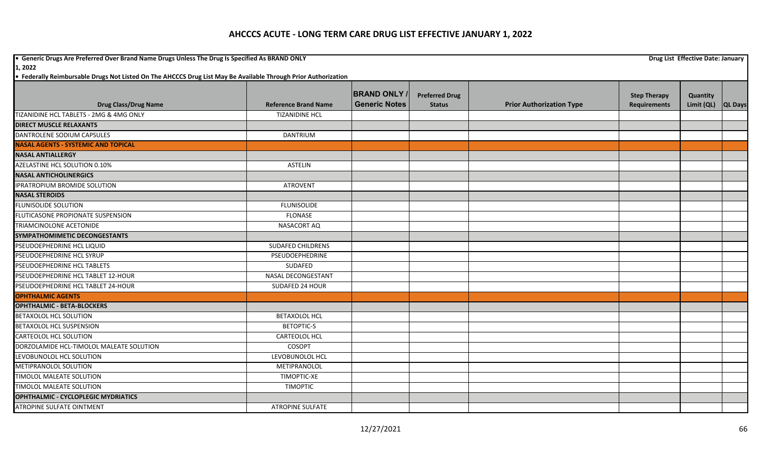# AHCCCS ACUTE - LONG TERM CARE DRUG LIST EFFECTIVE JANUARY 1, 2022

• **Generic Drugs Are Preferred Over Brand Name Drugs Unless The Drug Is Specified As BRAND ONLY** **Drug List Effective Date: January 1, 2022**

• **Federally Reimbursable Drugs Not Listed On The AHCCCS Drug List May Be Available Through Prior Authorization**

| Drug Class/Drug Name | Reference Brand Name | BRAND ONLY / Generic Notes | Preferred Drug Status | Prior Authorization Type | Step Therapy Requirements | Quantity Limit (QL) | QL Days |
|---|---|---|---|---|---|---|---|
| TIZANIDINE HCL TABLETS - 2MG & 4MG ONLY | TIZANIDINE HCL | | | | | | |
| **DIRECT MUSCLE RELAXANTS** | | | | | | | |
| DANTROLENE SODIUM CAPSULES | DANTRIUM | | | | | | |
| **NASAL AGENTS - SYSTEMIC AND TOPICAL** | | | | | | | |
| **NASAL ANTIALLERGY** | | | | | | | |
| AZELASTINE HCL SOLUTION 0.10% | ASTELIN | | | | | | |
| **NASAL ANTICHOLINERGICS** | | | | | | | |
| IPRATROPIUM BROMIDE SOLUTION | ATROVENT | | | | | | |
| **NASAL STEROIDS** | | | | | | | |
| FLUNISOLIDE SOLUTION | FLUNISOLIDE | | | | | | |
| FLUTICASONE PROPIONATE SUSPENSION | FLONASE | | | | | | |
| TRIAMCINOLONE ACETONIDE | NASACORT AQ | | | | | | |
| **SYMPATHOMIMETIC DECONGESTANTS** | | | | | | | |
| PSEUDOEPHEDRINE HCL LIQUID | SUDAFED CHILDRENS | | | | | | |
| PSEUDOEPHEDRINE HCL SYRUP | PSEUDOEPHEDRINE | | | | | | |
| PSEUDOEPHEDRINE HCL TABLETS | SUDAFED | | | | | | |
| PSEUDOEPHEDRINE HCL TABLET 12-HOUR | NASAL DECONGESTANT | | | | | | |
| PSEUDOEPHEDRINE HCL TABLET 24-HOUR | SUDAFED 24 HOUR | | | | | | |
| **OPHTHALMIC AGENTS** | | | | | | | |
| **OPHTHALMIC - BETA-BLOCKERS** | | | | | | | |
| BETAXOLOL HCL SOLUTION | BETAXOLOL HCL | | | | | | |
| BETAXOLOL HCL SUSPENSION | BETOPTIC-S | | | | | | |
| CARTEOLOL HCL SOLUTION | CARTEOLOL HCL | | | | | | |
| DORZOLAMIDE HCL-TIMOLOL MALEATE SOLUTION | COSOPT | | | | | | |
| LEVOBUNOLOL HCL SOLUTION | LEVOBUNOLOL HCL | | | | | | |
| METIPRANOLOL SOLUTION | METIPRANOLOL | | | | | | |
| TIMOLOL MALEATE SOLUTION | TIMOPTIC-XE | | | | | | |
| TIMOLOL MALEATE SOLUTION | TIMOPTIC | | | | | | |
| **OPHTHALMIC - CYCLOPLEGIC MYDRIATICS** | | | | | | | |
| ATROPINE SULFATE OINTMENT | ATROPINE SULFATE | | | | | | |

12/27/2021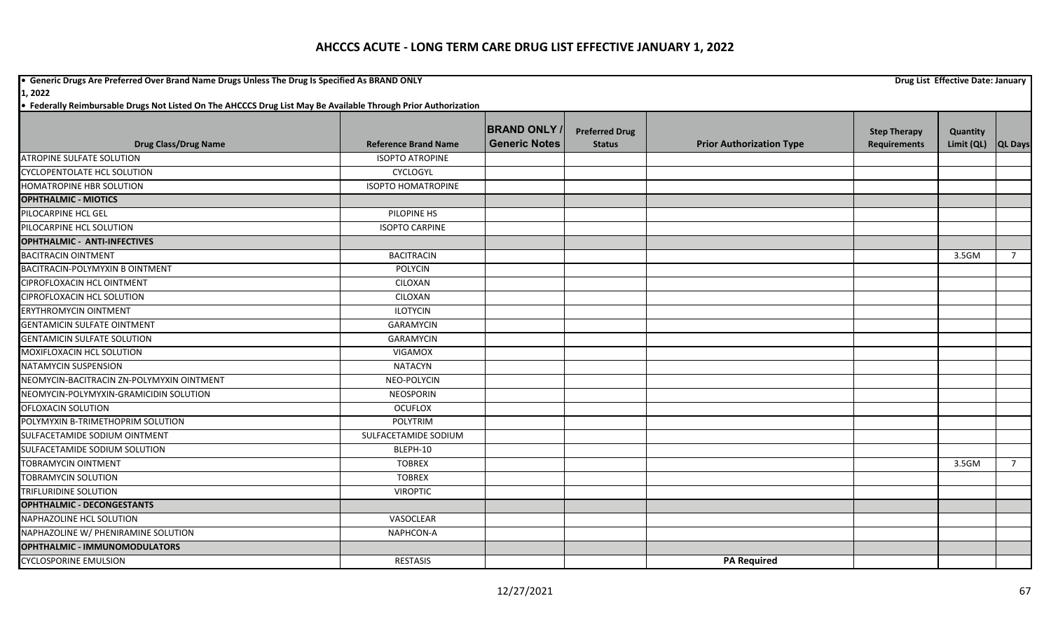# AHCCCS ACUTE - LONG TERM CARE DRUG LIST EFFECTIVE JANUARY 1, 2022

- **Generic Drugs Are Preferred Over Brand Name Drugs Unless The Drug Is Specified As BRAND ONLY** — **Drug List Effective Date: January 1, 2022**
- **Federally Reimbursable Drugs Not Listed On The AHCCCS Drug List May Be Available Through Prior Authorization**

| Drug Class/Drug Name | Reference Brand Name | BRAND ONLY / Generic Notes | Preferred Drug Status | Prior Authorization Type | Step Therapy Requirements | Quantity Limit (QL) | QL Days |
|---|---|---|---|---|---|---|---|
| ATROPINE SULFATE SOLUTION | ISOPTO ATROPINE | | | | | | |
| CYCLOPENTOLATE HCL SOLUTION | CYCLOGYL | | | | | | |
| HOMATROPINE HBR SOLUTION | ISOPTO HOMATROPINE | | | | | | |
| **OPHTHALMIC - MIOTICS** | | | | | | | |
| PILOCARPINE HCL GEL | PILOPINE HS | | | | | | |
| PILOCARPINE HCL SOLUTION | ISOPTO CARPINE | | | | | | |
| **OPHTHALMIC - ANTI-INFECTIVES** | | | | | | | |
| BACITRACIN OINTMENT | BACITRACIN | | | | | 3.5GM | 7 |
| BACITRACIN-POLYMYXIN B OINTMENT | POLYCIN | | | | | | |
| CIPROFLOXACIN HCL OINTMENT | CILOXAN | | | | | | |
| CIPROFLOXACIN HCL SOLUTION | CILOXAN | | | | | | |
| ERYTHROMYCIN OINTMENT | ILOTYCIN | | | | | | |
| GENTAMICIN SULFATE OINTMENT | GARAMYCIN | | | | | | |
| GENTAMICIN SULFATE SOLUTION | GARAMYCIN | | | | | | |
| MOXIFLOXACIN HCL SOLUTION | VIGAMOX | | | | | | |
| NATAMYCIN SUSPENSION | NATACYN | | | | | | |
| NEOMYCIN-BACITRACIN ZN-POLYMYXIN OINTMENT | NEO-POLYCIN | | | | | | |
| NEOMYCIN-POLYMYXIN-GRAMICIDIN SOLUTION | NEOSPORIN | | | | | | |
| OFLOXACIN SOLUTION | OCUFLOX | | | | | | |
| POLYMYXIN B-TRIMETHOPRIM SOLUTION | POLYTRIM | | | | | | |
| SULFACETAMIDE SODIUM OINTMENT | SULFACETAMIDE SODIUM | | | | | | |
| SULFACETAMIDE SODIUM SOLUTION | BLEPH-10 | | | | | | |
| TOBRAMYCIN OINTMENT | TOBREX | | | | | 3.5GM | 7 |
| TOBRAMYCIN SOLUTION | TOBREX | | | | | | |
| TRIFLURIDINE SOLUTION | VIROPTIC | | | | | | |
| **OPHTHALMIC - DECONGESTANTS** | | | | | | | |
| NAPHAZOLINE HCL SOLUTION | VASOCLEAR | | | | | | |
| NAPHAZOLINE W/ PHENIRAMINE SOLUTION | NAPHCON-A | | | | | | |
| **OPHTHALMIC - IMMUNOMODULATORS** | | | | | | | |
| CYCLOSPORINE EMULSION | RESTASIS | | | **PA Required** | | | |

12/27/2021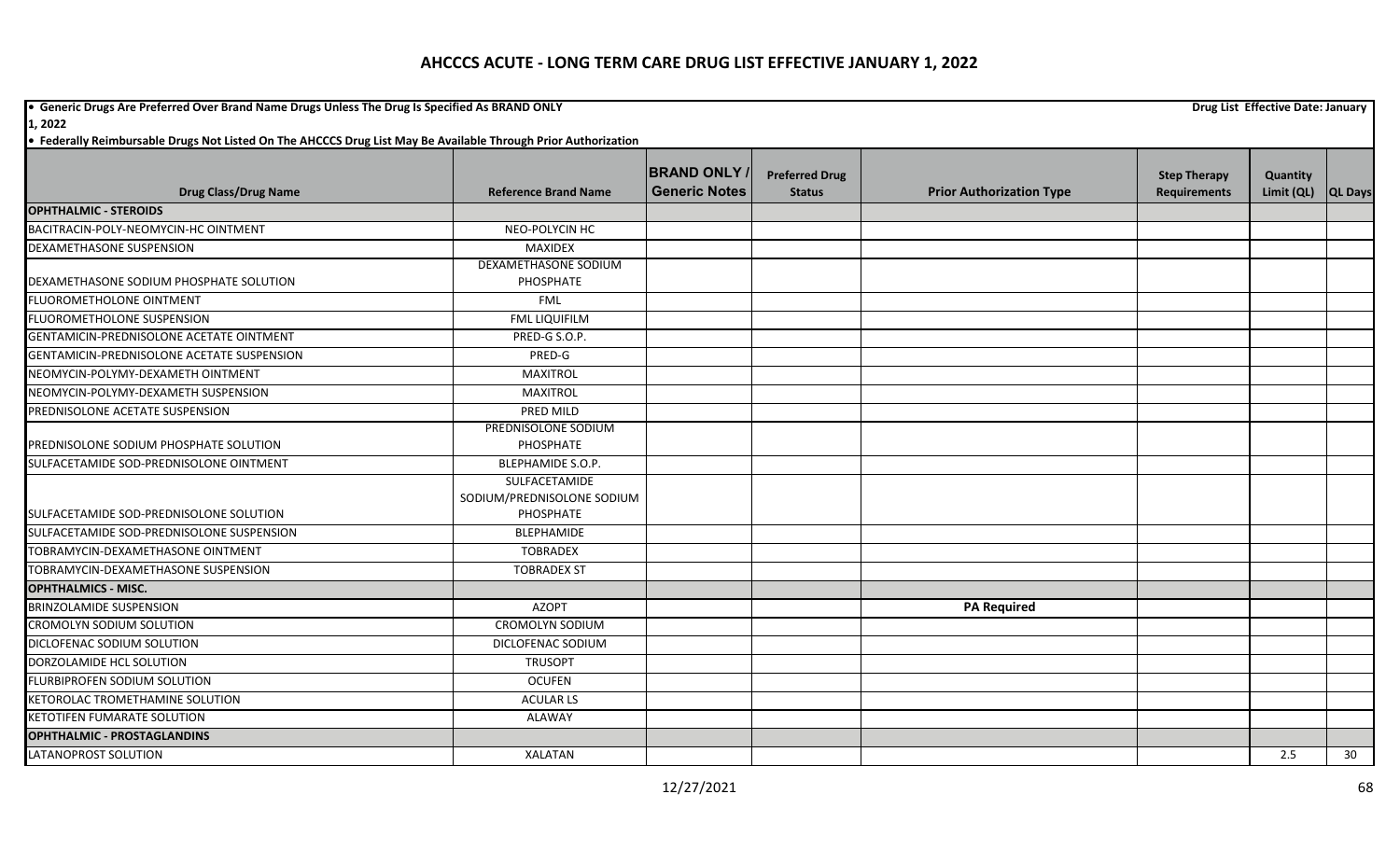# AHCCCS ACUTE - LONG TERM CARE DRUG LIST EFFECTIVE JANUARY 1, 2022

- **Generic Drugs Are Preferred Over Brand Name Drugs Unless The Drug Is Specified As BRAND ONLY** **Drug List Effective Date: January 1, 2022**
- **Federally Reimbursable Drugs Not Listed On The AHCCCS Drug List May Be Available Through Prior Authorization**

| Drug Class/Drug Name | Reference Brand Name | BRAND ONLY / Generic Notes | Preferred Drug Status | Prior Authorization Type | Step Therapy Requirements | Quantity Limit (QL) | QL Days |
|---|---|---|---|---|---|---|---|
| **OPHTHALMIC - STEROIDS** | | | | | | | |
| BACITRACIN-POLY-NEOMYCIN-HC OINTMENT | NEO-POLYCIN HC | | | | | | |
| DEXAMETHASONE SUSPENSION | MAXIDEX | | | | | | |
| DEXAMETHASONE SODIUM PHOSPHATE SOLUTION | DEXAMETHASONE SODIUM PHOSPHATE | | | | | | |
| FLUOROMETHOLONE OINTMENT | FML | | | | | | |
| FLUOROMETHOLONE SUSPENSION | FML LIQUIFILM | | | | | | |
| GENTAMICIN-PREDNISOLONE ACETATE OINTMENT | PRED-G S.O.P. | | | | | | |
| GENTAMICIN-PREDNISOLONE ACETATE SUSPENSION | PRED-G | | | | | | |
| NEOMYCIN-POLYMY-DEXAMETH OINTMENT | MAXITROL | | | | | | |
| NEOMYCIN-POLYMY-DEXAMETH SUSPENSION | MAXITROL | | | | | | |
| PREDNISOLONE ACETATE SUSPENSION | PRED MILD | | | | | | |
| PREDNISOLONE SODIUM PHOSPHATE SOLUTION | PREDNISOLONE SODIUM PHOSPHATE | | | | | | |
| SULFACETAMIDE SOD-PREDNISOLONE OINTMENT | BLEPHAMIDE S.O.P. | | | | | | |
| SULFACETAMIDE SOD-PREDNISOLONE SOLUTION | SULFACETAMIDE SODIUM/PREDNISOLONE SODIUM PHOSPHATE | | | | | | |
| SULFACETAMIDE SOD-PREDNISOLONE SUSPENSION | BLEPHAMIDE | | | | | | |
| TOBRAMYCIN-DEXAMETHASONE OINTMENT | TOBRADEX | | | | | | |
| TOBRAMYCIN-DEXAMETHASONE SUSPENSION | TOBRADEX ST | | | | | | |
| **OPHTHALMICS - MISC.** | | | | | | | |
| BRINZOLAMIDE SUSPENSION | AZOPT | | | **PA Required** | | | |
| CROMOLYN SODIUM SOLUTION | CROMOLYN SODIUM | | | | | | |
| DICLOFENAC SODIUM SOLUTION | DICLOFENAC SODIUM | | | | | | |
| DORZOLAMIDE HCL SOLUTION | TRUSOPT | | | | | | |
| FLURBIPROFEN SODIUM SOLUTION | OCUFEN | | | | | | |
| KETOROLAC TROMETHAMINE SOLUTION | ACULAR LS | | | | | | |
| KETOTIFEN FUMARATE SOLUTION | ALAWAY | | | | | | |
| **OPHTHALMIC - PROSTAGLANDINS** | | | | | | | |
| LATANOPROST SOLUTION | XALATAN | | | | | 2.5 | 30 |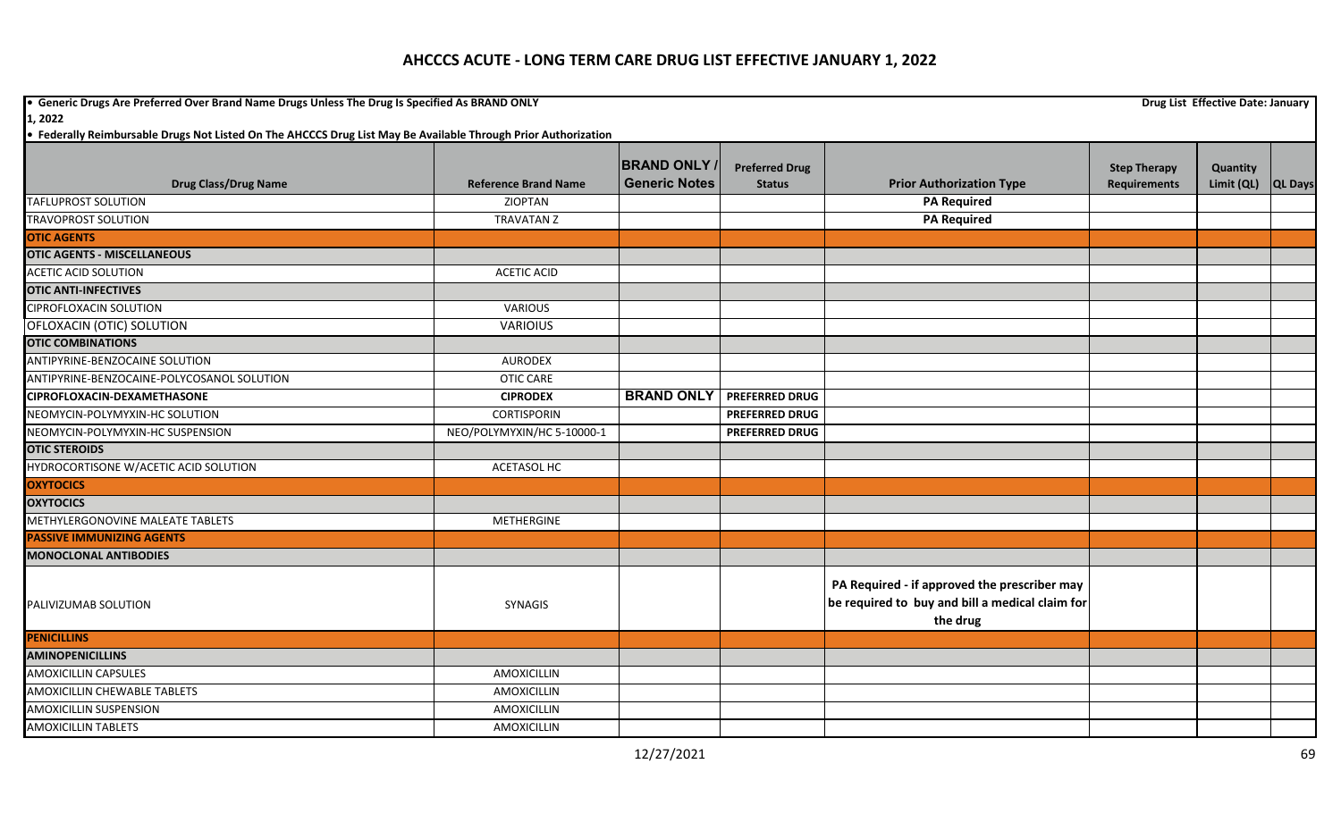# AHCCCS ACUTE - LONG TERM CARE DRUG LIST EFFECTIVE JANUARY 1, 2022

- **Generic Drugs Are Preferred Over Brand Name Drugs Unless The Drug Is Specified As BRAND ONLY**
- **Federally Reimbursable Drugs Not Listed On The AHCCCS Drug List May Be Available Through Prior Authorization**

**Drug List Effective Date: January 1, 2022**

| Drug Class/Drug Name | Reference Brand Name | BRAND ONLY / Generic Notes | Preferred Drug Status | Prior Authorization Type | Step Therapy Requirements | Quantity Limit (QL) | QL Days |
|---|---|---|---|---|---|---|---|
| TAFLUPROST SOLUTION | ZIOPTAN | | | **PA Required** | | | |
| TRAVOPROST SOLUTION | TRAVATAN Z | | | **PA Required** | | | |
| **OTIC AGENTS** | | | | | | | |
| **OTIC AGENTS - MISCELLANEOUS** | | | | | | | |
| ACETIC ACID SOLUTION | ACETIC ACID | | | | | | |
| **OTIC ANTI-INFECTIVES** | | | | | | | |
| CIPROFLOXACIN SOLUTION | VARIOUS | | | | | | |
| OFLOXACIN (OTIC) SOLUTION | VARIOIUS | | | | | | |
| **OTIC COMBINATIONS** | | | | | | | |
| ANTIPYRINE-BENZOCAINE SOLUTION | AURODEX | | | | | | |
| ANTIPYRINE-BENZOCAINE-POLYCOSANOL SOLUTION | OTIC CARE | | | | | | |
| **CIPROFLOXACIN-DEXAMETHASONE** | **CIPRODEX** | **BRAND ONLY** | **PREFERRED DRUG** | | | | |
| NEOMYCIN-POLYMYXIN-HC SOLUTION | CORTISPORIN | | **PREFERRED DRUG** | | | | |
| NEOMYCIN-POLYMYXIN-HC SUSPENSION | NEO/POLYMYXIN/HC 5-10000-1 | | **PREFERRED DRUG** | | | | |
| **OTIC STEROIDS** | | | | | | | |
| HYDROCORTISONE W/ACETIC ACID SOLUTION | ACETASOL HC | | | | | | |
| **OXYTOCICS** | | | | | | | |
| **OXYTOCICS** | | | | | | | |
| METHYLERGONOVINE MALEATE TABLETS | METHERGINE | | | | | | |
| **PASSIVE IMMUNIZING AGENTS** | | | | | | | |
| **MONOCLONAL ANTIBODIES** | | | | | | | |
| PALIVIZUMAB SOLUTION | SYNAGIS | | | **PA Required - if approved the prescriber may be required to buy and bill a medical claim for the drug** | | | |
| **PENICILLINS** | | | | | | | |
| **AMINOPENICILLINS** | | | | | | | |
| AMOXICILLIN CAPSULES | AMOXICILLIN | | | | | | |
| AMOXICILLIN CHEWABLE TABLETS | AMOXICILLIN | | | | | | |
| AMOXICILLIN SUSPENSION | AMOXICILLIN | | | | | | |
| AMOXICILLIN TABLETS | AMOXICILLIN | | | | | | |

12/27/2021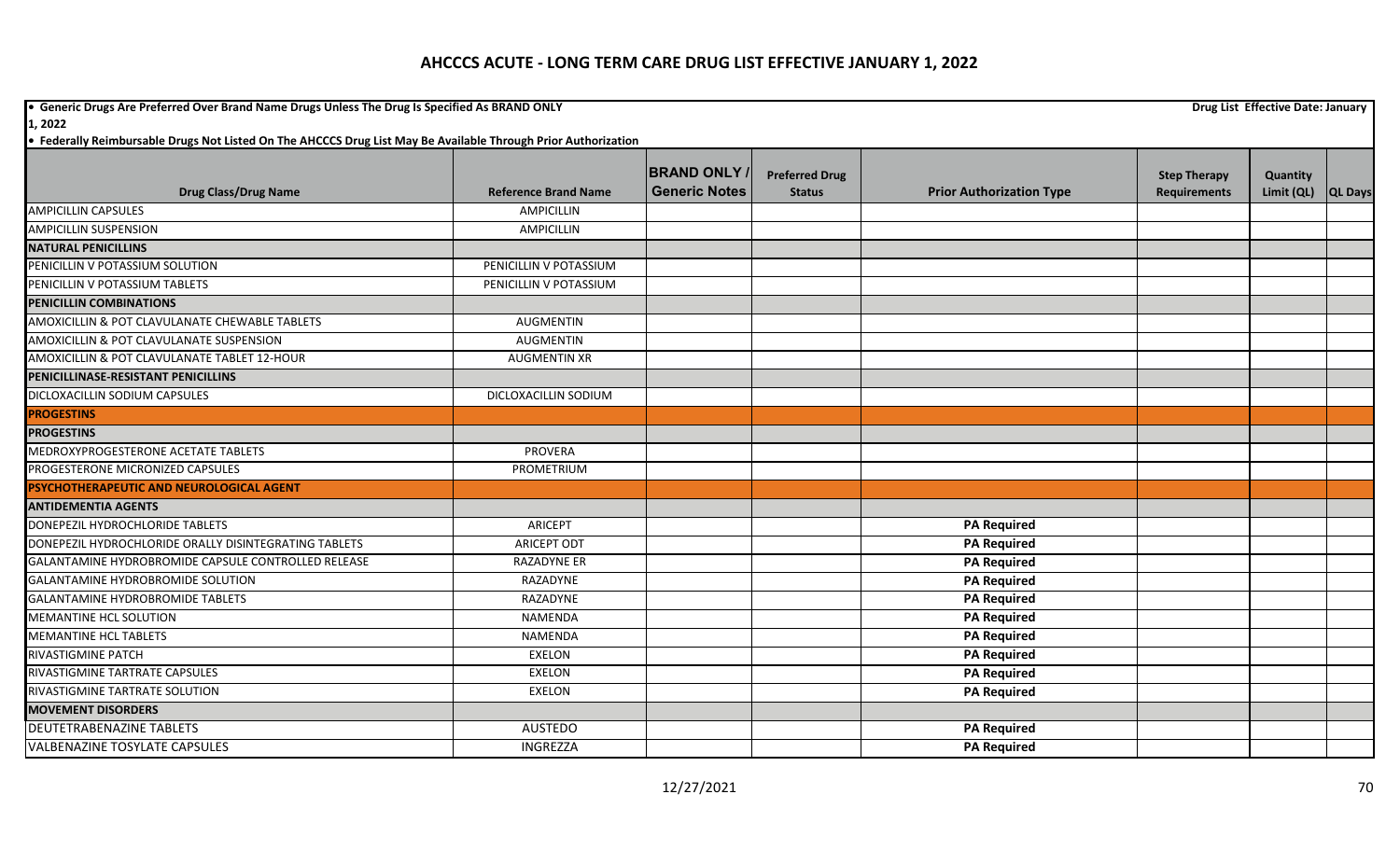# AHCCCS ACUTE - LONG TERM CARE DRUG LIST EFFECTIVE JANUARY 1, 2022

- **Generic Drugs Are Preferred Over Brand Name Drugs Unless The Drug Is Specified As BRAND ONLY** **Drug List Effective Date: January 1, 2022**
- **Federally Reimbursable Drugs Not Listed On The AHCCCS Drug List May Be Available Through Prior Authorization**

| Drug Class/Drug Name | Reference Brand Name | BRAND ONLY / Generic Notes | Preferred Drug Status | Prior Authorization Type | Step Therapy Requirements | Quantity Limit (QL) | QL Days |
|---|---|---|---|---|---|---|---|
| AMPICILLIN CAPSULES | AMPICILLIN | | | | | | |
| AMPICILLIN SUSPENSION | AMPICILLIN | | | | | | |
| **NATURAL PENICILLINS** | | | | | | | |
| PENICILLIN V POTASSIUM SOLUTION | PENICILLIN V POTASSIUM | | | | | | |
| PENICILLIN V POTASSIUM TABLETS | PENICILLIN V POTASSIUM | | | | | | |
| **PENICILLIN COMBINATIONS** | | | | | | | |
| AMOXICILLIN & POT CLAVULANATE CHEWABLE TABLETS | AUGMENTIN | | | | | | |
| AMOXICILLIN & POT CLAVULANATE SUSPENSION | AUGMENTIN | | | | | | |
| AMOXICILLIN & POT CLAVULANATE TABLET 12-HOUR | AUGMENTIN XR | | | | | | |
| **PENICILLINASE-RESISTANT PENICILLINS** | | | | | | | |
| DICLOXACILLIN SODIUM CAPSULES | DICLOXACILLIN SODIUM | | | | | | |
| **PROGESTINS** | | | | | | | |
| **PROGESTINS** | | | | | | | |
| MEDROXYPROGESTERONE ACETATE TABLETS | PROVERA | | | | | | |
| PROGESTERONE MICRONIZED CAPSULES | PROMETRIUM | | | | | | |
| **PSYCHOTHERAPEUTIC AND NEUROLOGICAL AGENT** | | | | | | | |
| **ANTIDEMENTIA AGENTS** | | | | | | | |
| DONEPEZIL HYDROCHLORIDE TABLETS | ARICEPT | | | **PA Required** | | | |
| DONEPEZIL HYDROCHLORIDE ORALLY DISINTEGRATING TABLETS | ARICEPT ODT | | | **PA Required** | | | |
| GALANTAMINE HYDROBROMIDE CAPSULE CONTROLLED RELEASE | RAZADYNE ER | | | **PA Required** | | | |
| GALANTAMINE HYDROBROMIDE SOLUTION | RAZADYNE | | | **PA Required** | | | |
| GALANTAMINE HYDROBROMIDE TABLETS | RAZADYNE | | | **PA Required** | | | |
| MEMANTINE HCL SOLUTION | NAMENDA | | | **PA Required** | | | |
| MEMANTINE HCL TABLETS | NAMENDA | | | **PA Required** | | | |
| RIVASTIGMINE PATCH | EXELON | | | **PA Required** | | | |
| RIVASTIGMINE TARTRATE CAPSULES | EXELON | | | **PA Required** | | | |
| RIVASTIGMINE TARTRATE SOLUTION | EXELON | | | **PA Required** | | | |
| **MOVEMENT DISORDERS** | | | | | | | |
| DEUTETRABENAZINE TABLETS | AUSTEDO | | | **PA Required** | | | |
| VALBENAZINE TOSYLATE CAPSULES | INGREZZA | | | **PA Required** | | | |

12/27/2021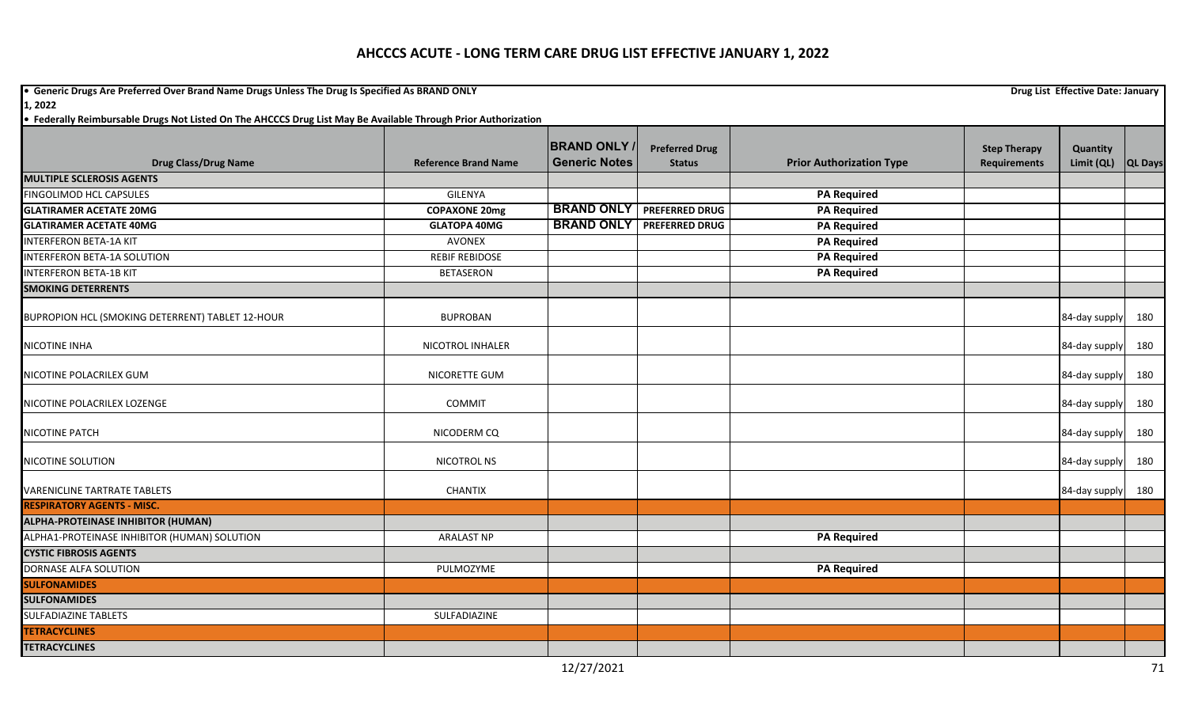# AHCCCS ACUTE - LONG TERM CARE DRUG LIST EFFECTIVE JANUARY 1, 2022

- **Generic Drugs Are Preferred Over Brand Name Drugs Unless The Drug Is Specified As BRAND ONLY**
- **Federally Reimbursable Drugs Not Listed On The AHCCCS Drug List May Be Available Through Prior Authorization**

**Drug List Effective Date: January 1, 2022**

| Drug Class/Drug Name | Reference Brand Name | BRAND ONLY / Generic Notes | Preferred Drug Status | Prior Authorization Type | Step Therapy Requirements | Quantity Limit (QL) | QL Days |
|---|---|---|---|---|---|---|---|
| **MULTIPLE SCLEROSIS AGENTS** | | | | | | | |
| FINGOLIMOD HCL CAPSULES | GILENYA | | | **PA Required** | | | |
| **GLATIRAMER ACETATE 20MG** | **COPAXONE 20mg** | **BRAND ONLY** | **PREFERRED DRUG** | **PA Required** | | | |
| **GLATIRAMER ACETATE 40MG** | **GLATOPA 40MG** | **BRAND ONLY** | **PREFERRED DRUG** | **PA Required** | | | |
| INTERFERON BETA-1A KIT | AVONEX | | | **PA Required** | | | |
| INTERFERON BETA-1A SOLUTION | REBIF REBIDOSE | | | **PA Required** | | | |
| INTERFERON BETA-1B KIT | BETASERON | | | **PA Required** | | | |
| **SMOKING DETERRENTS** | | | | | | | |
| BUPROPION HCL (SMOKING DETERRENT) TABLET 12-HOUR | BUPROBAN | | | | | 84-day supply | 180 |
| NICOTINE INHA | NICOTROL INHALER | | | | | 84-day supply | 180 |
| NICOTINE POLACRILEX GUM | NICORETTE GUM | | | | | 84-day supply | 180 |
| NICOTINE POLACRILEX LOZENGE | COMMIT | | | | | 84-day supply | 180 |
| NICOTINE PATCH | NICODERM CQ | | | | | 84-day supply | 180 |
| NICOTINE SOLUTION | NICOTROL NS | | | | | 84-day supply | 180 |
| VARENICLINE TARTRATE TABLETS | CHANTIX | | | | | 84-day supply | 180 |
| **RESPIRATORY AGENTS - MISC.** | | | | | | | |
| **ALPHA-PROTEINASE INHIBITOR (HUMAN)** | | | | | | | |
| ALPHA1-PROTEINASE INHIBITOR (HUMAN) SOLUTION | ARALAST NP | | | **PA Required** | | | |
| **CYSTIC FIBROSIS AGENTS** | | | | | | | |
| DORNASE ALFA SOLUTION | PULMOZYME | | | **PA Required** | | | |
| **SULFONAMIDES** | | | | | | | |
| **SULFONAMIDES** | | | | | | | |
| SULFADIAZINE TABLETS | SULFADIAZINE | | | | | | |
| **TETRACYCLINES** | | | | | | | |
| **TETRACYCLINES** | | | | | | | |

12/27/2021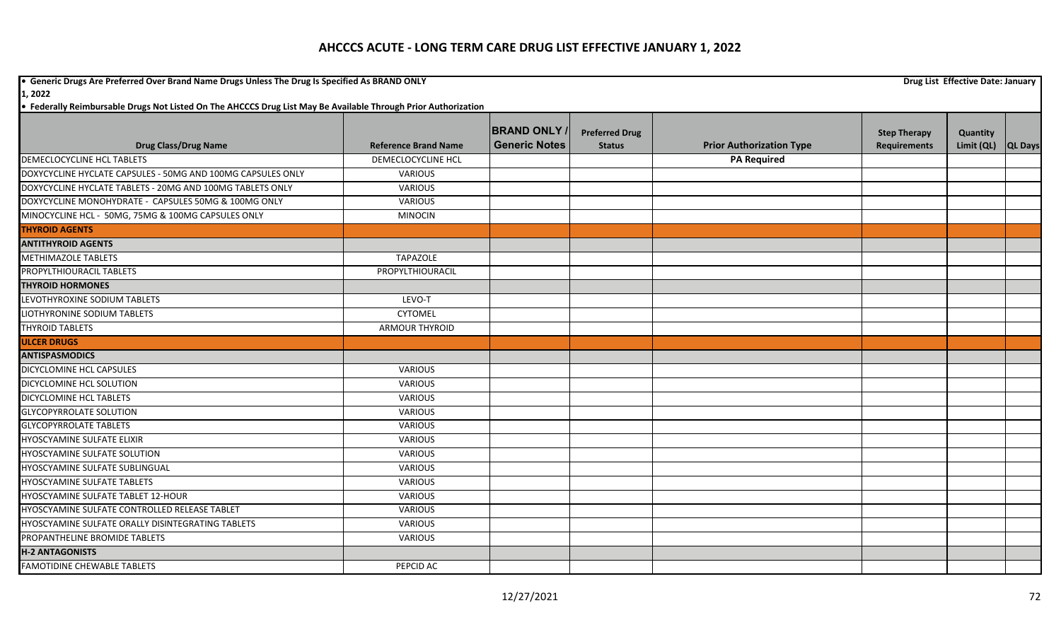# AHCCCS ACUTE - LONG TERM CARE DRUG LIST EFFECTIVE JANUARY 1, 2022

- **Generic Drugs Are Preferred Over Brand Name Drugs Unless The Drug Is Specified As BRAND ONLY** — **Drug List Effective Date: January 1, 2022**
- **Federally Reimbursable Drugs Not Listed On The AHCCCS Drug List May Be Available Through Prior Authorization**

| Drug Class/Drug Name | Reference Brand Name | BRAND ONLY / Generic Notes | Preferred Drug Status | Prior Authorization Type | Step Therapy Requirements | Quantity Limit (QL) | QL Days |
|---|---|---|---|---|---|---|---|
| DEMECLOCYCLINE HCL TABLETS | DEMECLOCYCLINE HCL | | | **PA Required** | | | |
| DOXYCYCLINE HYCLATE CAPSULES - 50MG AND 100MG CAPSULES ONLY | VARIOUS | | | | | | |
| DOXYCYCLINE HYCLATE TABLETS - 20MG AND 100MG TABLETS ONLY | VARIOUS | | | | | | |
| DOXYCYCLINE MONOHYDRATE - CAPSULES 50MG & 100MG ONLY | VARIOUS | | | | | | |
| MINOCYCLINE HCL - 50MG, 75MG & 100MG CAPSULES ONLY | MINOCIN | | | | | | |
| **THYROID AGENTS** | | | | | | | |
| **ANTITHYROID AGENTS** | | | | | | | |
| METHIMAZOLE TABLETS | TAPAZOLE | | | | | | |
| PROPYLTHIOURACIL TABLETS | PROPYLTHIOURACIL | | | | | | |
| **THYROID HORMONES** | | | | | | | |
| LEVOTHYROXINE SODIUM TABLETS | LEVO-T | | | | | | |
| LIOTHYRONINE SODIUM TABLETS | CYTOMEL | | | | | | |
| THYROID TABLETS | ARMOUR THYROID | | | | | | |
| **ULCER DRUGS** | | | | | | | |
| **ANTISPASMODICS** | | | | | | | |
| DICYCLOMINE HCL CAPSULES | VARIOUS | | | | | | |
| DICYCLOMINE HCL SOLUTION | VARIOUS | | | | | | |
| DICYCLOMINE HCL TABLETS | VARIOUS | | | | | | |
| GLYCOPYRROLATE SOLUTION | VARIOUS | | | | | | |
| GLYCOPYRROLATE TABLETS | VARIOUS | | | | | | |
| HYOSCYAMINE SULFATE ELIXIR | VARIOUS | | | | | | |
| HYOSCYAMINE SULFATE SOLUTION | VARIOUS | | | | | | |
| HYOSCYAMINE SULFATE SUBLINGUAL | VARIOUS | | | | | | |
| HYOSCYAMINE SULFATE TABLETS | VARIOUS | | | | | | |
| HYOSCYAMINE SULFATE TABLET 12-HOUR | VARIOUS | | | | | | |
| HYOSCYAMINE SULFATE CONTROLLED RELEASE TABLET | VARIOUS | | | | | | |
| HYOSCYAMINE SULFATE ORALLY DISINTEGRATING TABLETS | VARIOUS | | | | | | |
| PROPANTHELINE BROMIDE TABLETS | VARIOUS | | | | | | |
| **H-2 ANTAGONISTS** | | | | | | | |
| FAMOTIDINE CHEWABLE TABLETS | PEPCID AC | | | | | | |

12/27/2021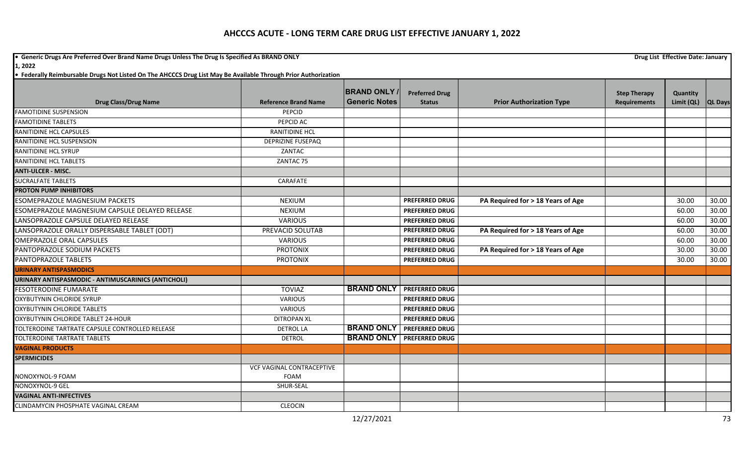# AHCCCS ACUTE - LONG TERM CARE DRUG LIST EFFECTIVE JANUARY 1, 2022

• Generic Drugs Are Preferred Over Brand Name Drugs Unless The Drug Is Specified As BRAND ONLY Drug List Effective Date: January 1, 2022

• Federally Reimbursable Drugs Not Listed On The AHCCCS Drug List May Be Available Through Prior Authorization

| Drug Class/Drug Name | Reference Brand Name | BRAND ONLY / Generic Notes | Preferred Drug Status | Prior Authorization Type | Step Therapy Requirements | Quantity Limit (QL) | QL Days |
|---|---|---|---|---|---|---|---|
| FAMOTIDINE SUSPENSION | PEPCID | | | | | | |
| FAMOTIDINE TABLETS | PEPCID AC | | | | | | |
| RANITIDINE HCL CAPSULES | RANITIDINE HCL | | | | | | |
| RANITIDINE HCL SUSPENSION | DEPRIZINE FUSEPAQ | | | | | | |
| RANITIDINE HCL SYRUP | ZANTAC | | | | | | |
| RANITIDINE HCL TABLETS | ZANTAC 75 | | | | | | |
| **ANTI-ULCER - MISC.** | | | | | | | |
| SUCRALFATE TABLETS | CARAFATE | | | | | | |
| **PROTON PUMP INHIBITORS** | | | | | | | |
| ESOMEPRAZOLE MAGNESIUM PACKETS | NEXIUM | | PREFERRED DRUG | PA Required for > 18 Years of Age | | 30.00 | 30.00 |
| ESOMEPRAZOLE MAGNESIUM CAPSULE DELAYED RELEASE | NEXIUM | | PREFERRED DRUG | | | 60.00 | 30.00 |
| LANSOPRAZOLE CAPSULE DELAYED RELEASE | VARIOUS | | PREFERRED DRUG | | | 60.00 | 30.00 |
| LANSOPRAZOLE ORALLY DISPERSABLE TABLET (ODT) | PREVACID SOLUTAB | | PREFERRED DRUG | PA Required for > 18 Years of Age | | 60.00 | 30.00 |
| OMEPRAZOLE ORAL CAPSULES | VARIOUS | | PREFERRED DRUG | | | 60.00 | 30.00 |
| PANTOPRAZOLE SODIUM PACKETS | PROTONIX | | PREFERRED DRUG | PA Required for > 18 Years of Age | | 30.00 | 30.00 |
| PANTOPRAZOLE TABLETS | PROTONIX | | PREFERRED DRUG | | | 30.00 | 30.00 |
| **URINARY ANTISPASMODICS** | | | | | | | |
| **URINARY ANTISPASMODIC - ANTIMUSCARINICS (ANTICHOLI)** | | | | | | | |
| FESOTERODINE FUMARATE | TOVIAZ | BRAND ONLY | PREFERRED DRUG | | | | |
| OXYBUTYNIN CHLORIDE SYRUP | VARIOUS | | PREFERRED DRUG | | | | |
| OXYBUTYNIN CHLORIDE TABLETS | VARIOUS | | PREFERRED DRUG | | | | |
| OXYBUTYNIN CHLORIDE TABLET 24-HOUR | DITROPAN XL | | PREFERRED DRUG | | | | |
| TOLTERODINE TARTRATE CAPSULE CONTROLLED RELEASE | DETROL LA | BRAND ONLY | PREFERRED DRUG | | | | |
| TOLTERODINE TARTRATE TABLETS | DETROL | BRAND ONLY | PREFERRED DRUG | | | | |
| **VAGINAL PRODUCTS** | | | | | | | |
| **SPERMICIDES** | | | | | | | |
| NONOXYNOL-9 FOAM | VCF VAGINAL CONTRACEPTIVE FOAM | | | | | | |
| NONOXYNOL-9 GEL | SHUR-SEAL | | | | | | |
| **VAGINAL ANTI-INFECTIVES** | | | | | | | |
| CLINDAMYCIN PHOSPHATE VAGINAL CREAM | CLEOCIN | | | | | | |

12/27/2021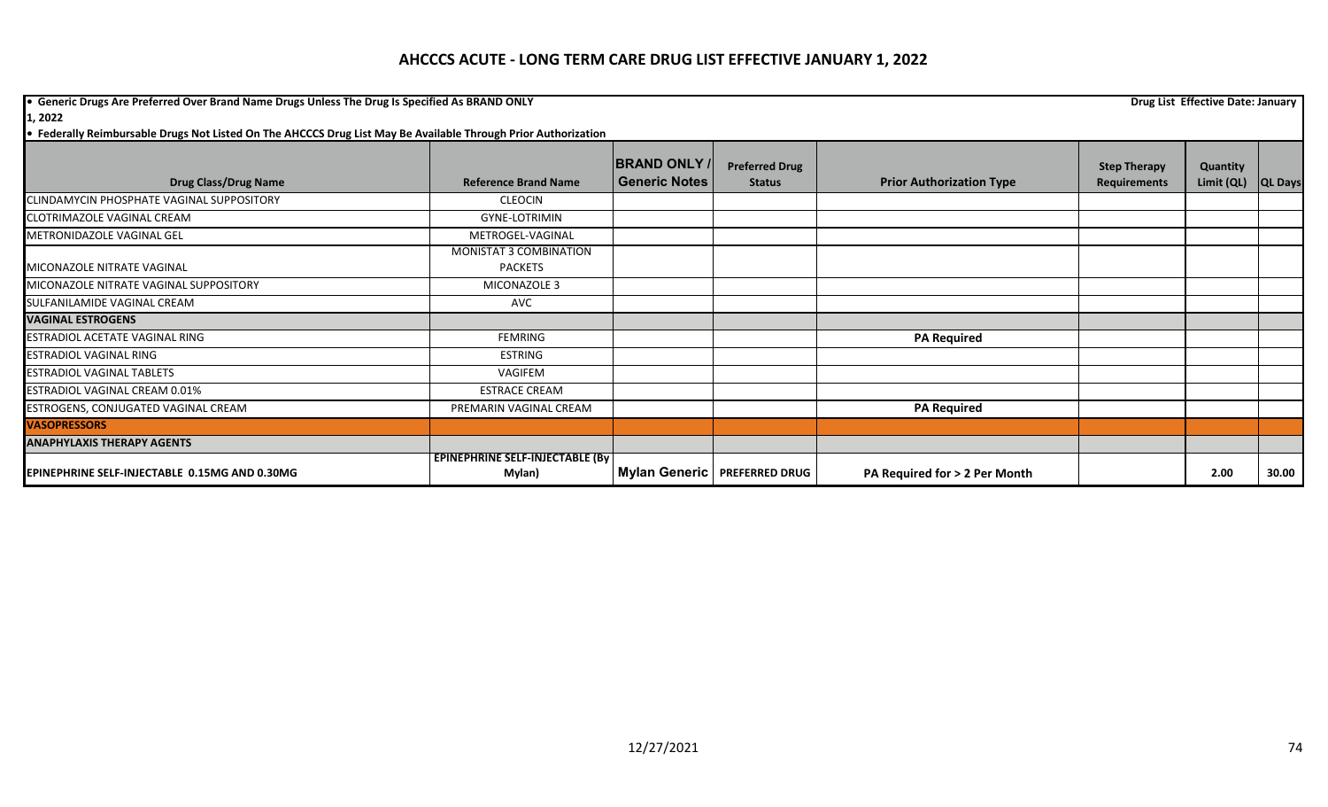# AHCCCS ACUTE - LONG TERM CARE DRUG LIST EFFECTIVE JANUARY 1, 2022

• **Generic Drugs Are Preferred Over Brand Name Drugs Unless The Drug Is Specified As BRAND ONLY** **Drug List Effective Date: January 1, 2022**

• **Federally Reimbursable Drugs Not Listed On The AHCCCS Drug List May Be Available Through Prior Authorization**

| Drug Class/Drug Name | Reference Brand Name | BRAND ONLY / Generic Notes | Preferred Drug Status | Prior Authorization Type | Step Therapy Requirements | Quantity Limit (QL) | QL Days |
|---|---|---|---|---|---|---|---|
| CLINDAMYCIN PHOSPHATE VAGINAL SUPPOSITORY | CLEOCIN | | | | | | |
| CLOTRIMAZOLE VAGINAL CREAM | GYNE-LOTRIMIN | | | | | | |
| METRONIDAZOLE VAGINAL GEL | METROGEL-VAGINAL | | | | | | |
| MICONAZOLE NITRATE VAGINAL | MONISTAT 3 COMBINATION PACKETS | | | | | | |
| MICONAZOLE NITRATE VAGINAL SUPPOSITORY | MICONAZOLE 3 | | | | | | |
| SULFANILAMIDE VAGINAL CREAM | AVC | | | | | | |
| **VAGINAL ESTROGENS** | | | | | | | |
| ESTRADIOL ACETATE VAGINAL RING | FEMRING | | | **PA Required** | | | |
| ESTRADIOL VAGINAL RING | ESTRING | | | | | | |
| ESTRADIOL VAGINAL TABLETS | VAGIFEM | | | | | | |
| ESTRADIOL VAGINAL CREAM 0.01% | ESTRACE CREAM | | | | | | |
| ESTROGENS, CONJUGATED VAGINAL CREAM | PREMARIN VAGINAL CREAM | | | **PA Required** | | | |
| **VASOPRESSORS** | | | | | | | |
| **ANAPHYLAXIS THERAPY AGENTS** | | | | | | | |
| **EPINEPHRINE SELF-INJECTABLE 0.15MG AND 0.30MG** | **EPINEPHRINE SELF-INJECTABLE (By Mylan)** | **Mylan Generic** | **PREFERRED DRUG** | **PA Required for > 2 Per Month** | | **2.00** | **30.00** |

12/27/2021